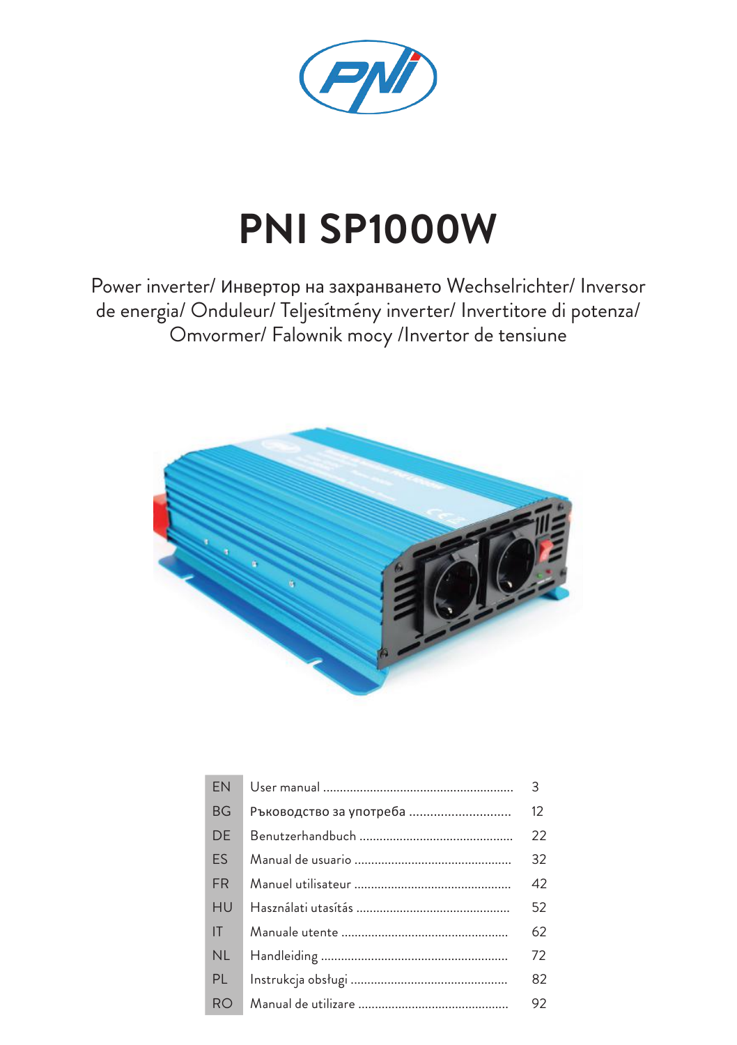# PNI SP1000W

Power inverter/ Инвертор на захранването Wechselrichter/ Inversor de energia/ Onduleur/ Teljesítmény inverter/ Invertitore di potenza/ Omvormer/ Falownik mocy /Invertor de tensiune

| | | |
|---|---|---|
| EN | User manual | 3 |
| BG | Ръководство за употреба | 12 |
| DE | Benutzerhandbuch | 22 |
| ES | Manual de usuario | 32 |
| FR | Manuel utilisateur | 42 |
| HU | Használati utasítás | 52 |
| IT | Manuale utente | 62 |
| NL | Handleiding | 72 |
| PL | Instrukcja obsługi | 82 |
| RO | Manual de utilizare | 92 |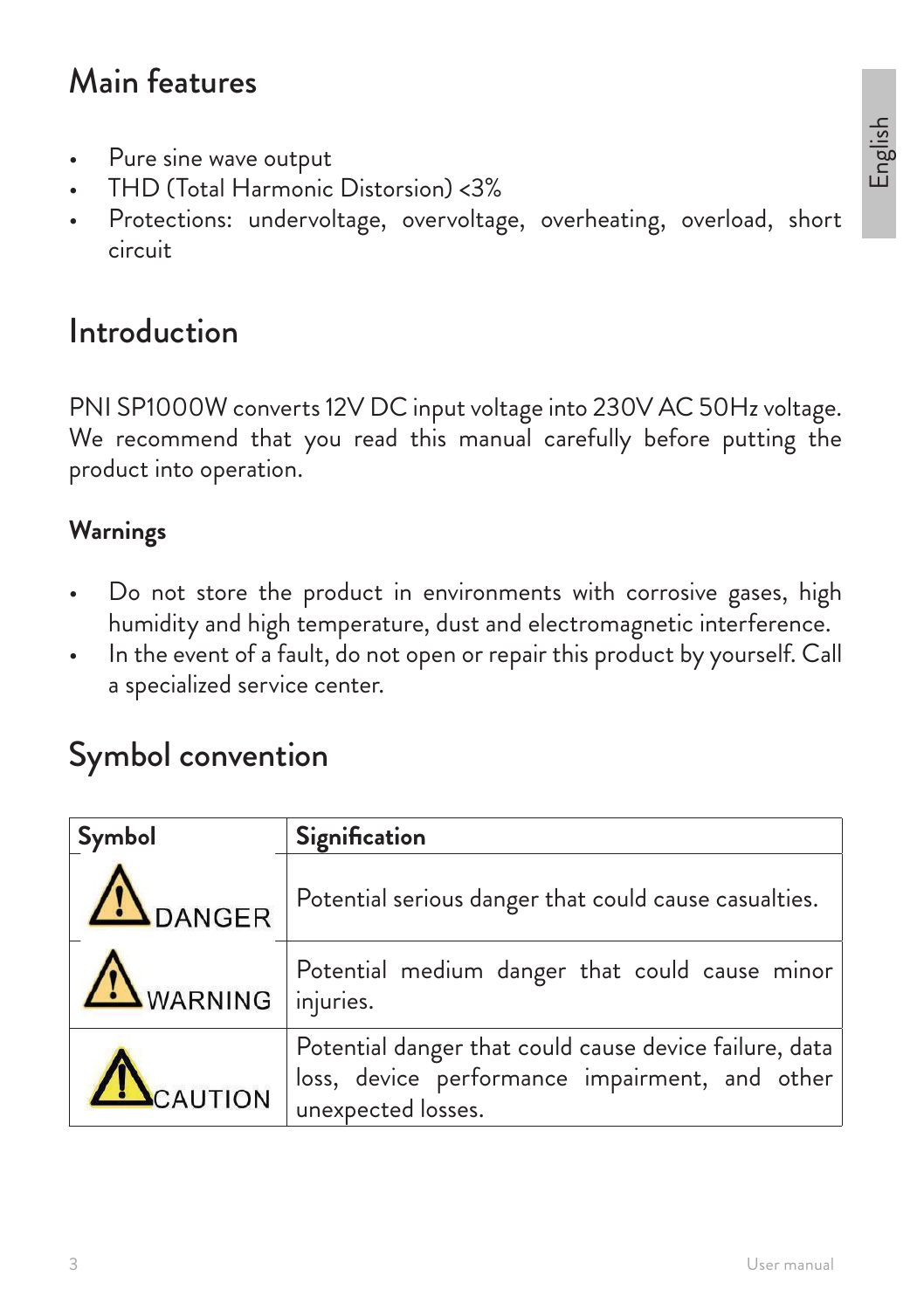# Main features

- Pure sine wave output
- THD (Total Harmonic Distorsion) <3%
- Protections: undervoltage, overvoltage, overheating, overload, short circuit

# Introduction

PNI SP1000W converts 12V DC input voltage into 230V AC 50Hz voltage. We recommend that you read this manual carefully before putting the product into operation.

### Warnings

- Do not store the product in environments with corrosive gases, high humidity and high temperature, dust and electromagnetic interference.
- In the event of a fault, do not open or repair this product by yourself. Call a specialized service center.

# Symbol convention

| Symbol | Signification |
| --- | --- |
| DANGER | Potential serious danger that could cause casualties. |
| WARNING | Potential medium danger that could cause minor injuries. |
| CAUTION | Potential danger that could cause device failure, data loss, device performance impairment, and other unexpected losses. |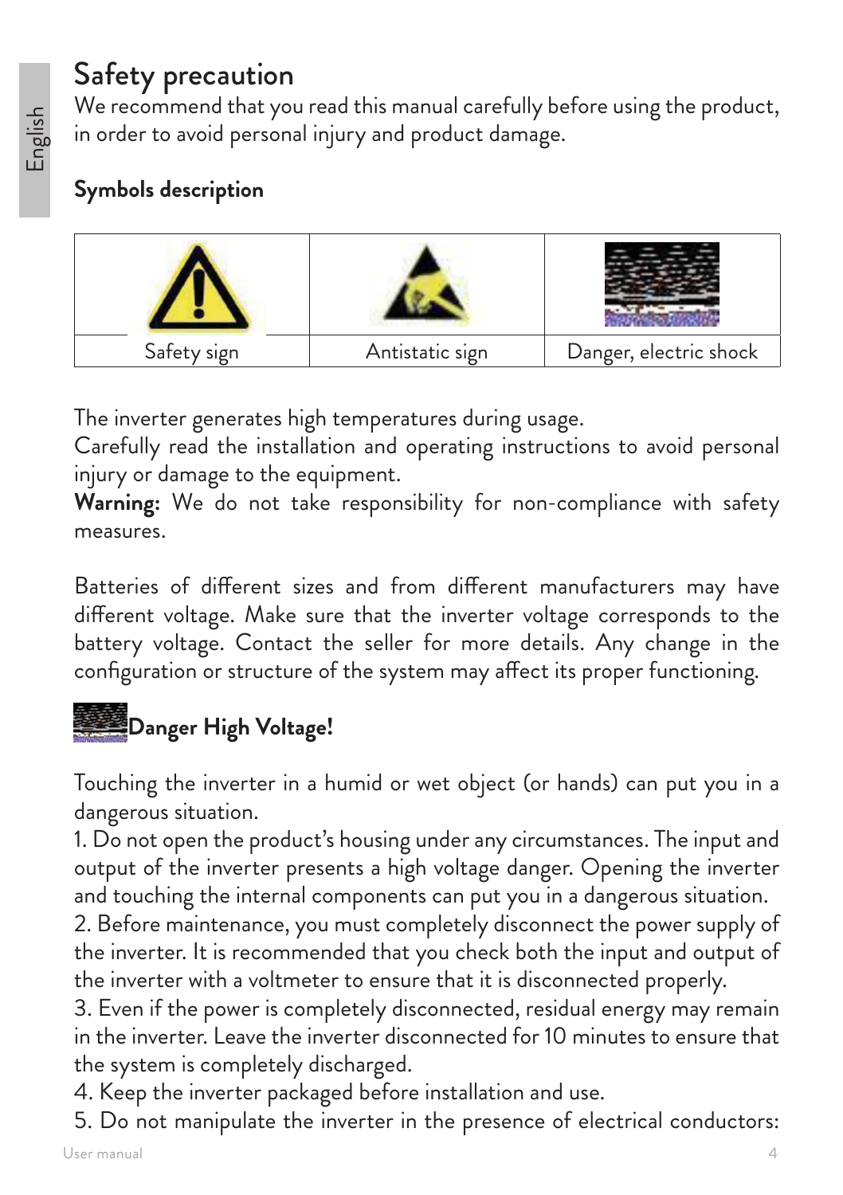# Safety precaution

We recommend that you read this manual carefully before using the product, in order to avoid personal injury and product damage.

### Symbols description

| Safety sign | Antistatic sign | Danger, electric shock |
|---|---|---|

The inverter generates high temperatures during usage.
Carefully read the installation and operating instructions to avoid personal injury or damage to the equipment.
**Warning:** We do not take responsibility for non-compliance with safety measures.

Batteries of different sizes and from different manufacturers may have different voltage. Make sure that the inverter voltage corresponds to the battery voltage. Contact the seller for more details. Any change in the configuration or structure of the system may affect its proper functioning.

### Danger High Voltage!

Touching the inverter in a humid or wet object (or hands) can put you in a dangerous situation.

1. Do not open the product's housing under any circumstances. The input and output of the inverter presents a high voltage danger. Opening the inverter and touching the internal components can put you in a dangerous situation.
2. Before maintenance, you must completely disconnect the power supply of the inverter. It is recommended that you check both the input and output of the inverter with a voltmeter to ensure that it is disconnected properly.
3. Even if the power is completely disconnected, residual energy may remain in the inverter. Leave the inverter disconnected for 10 minutes to ensure that the system is completely discharged.
4. Keep the inverter packaged before installation and use.
5. Do not manipulate the inverter in the presence of electrical conductors: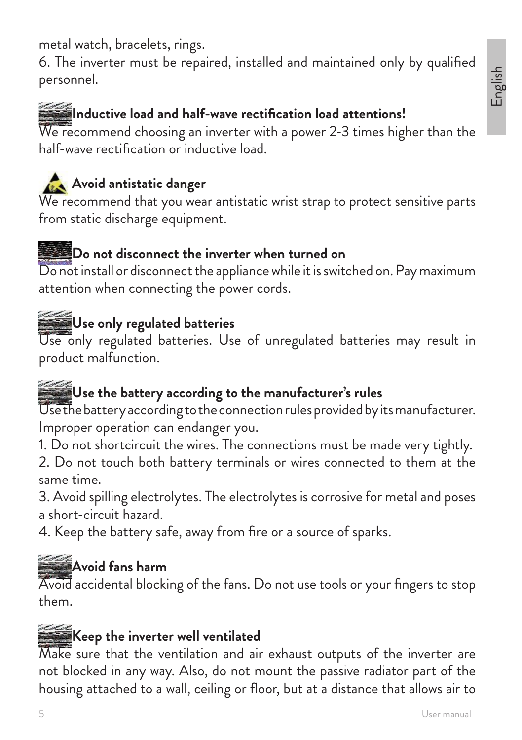metal watch, bracelets, rings.

6. The inverter must be repaired, installed and maintained only by qualified personnel.

### Inductive load and half-wave rectification load attentions!

We recommend choosing an inverter with a power 2-3 times higher than the half-wave rectification or inductive load.

### Avoid antistatic danger

We recommend that you wear antistatic wrist strap to protect sensitive parts from static discharge equipment.

### Do not disconnect the inverter when turned on

Do not install or disconnect the appliance while it is switched on. Pay maximum attention when connecting the power cords.

### Use only regulated batteries

Use only regulated batteries. Use of unregulated batteries may result in product malfunction.

### Use the battery according to the manufacturer's rules

Use the battery according to the connection rules provided by its manufacturer. Improper operation can endanger you.

1. Do not shortcircuit the wires. The connections must be made very tightly.
2. Do not touch both battery terminals or wires connected to them at the same time.
3. Avoid spilling electrolytes. The electrolytes is corrosive for metal and poses a short-circuit hazard.
4. Keep the battery safe, away from fire or a source of sparks.

### Avoid fans harm

Avoid accidental blocking of the fans. Do not use tools or your fingers to stop them.

### Keep the inverter well ventilated

Make sure that the ventilation and air exhaust outputs of the inverter are not blocked in any way. Also, do not mount the passive radiator part of the housing attached to a wall, ceiling or floor, but at a distance that allows air to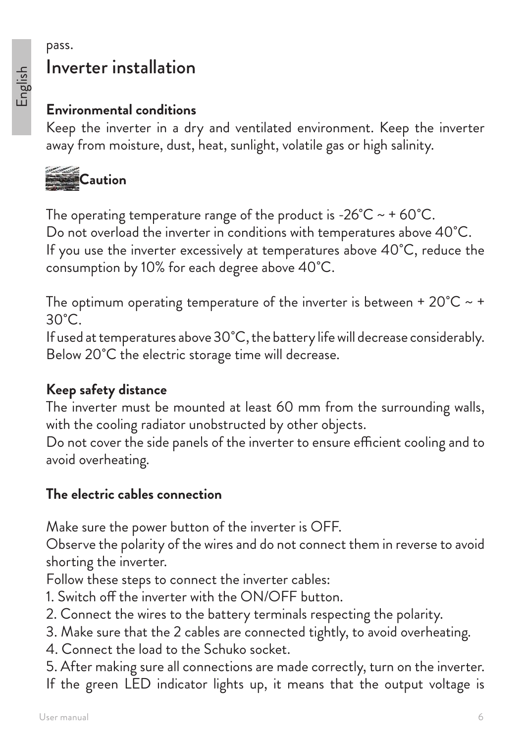pass.

# Inverter installation

**Environmental conditions**

Keep the inverter in a dry and ventilated environment. Keep the inverter away from moisture, dust, heat, sunlight, volatile gas or high salinity.

**Caution**

The operating temperature range of the product is -26°C ~ + 60°C.
Do not overload the inverter in conditions with temperatures above 40°C.
If you use the inverter excessively at temperatures above 40°C, reduce the consumption by 10% for each degree above 40°C.

The optimum operating temperature of the inverter is between + 20°C ~ + 30°C.
If used at temperatures above 30°C, the battery life will decrease considerably.
Below 20°C the electric storage time will decrease.

**Keep safety distance**

The inverter must be mounted at least 60 mm from the surrounding walls, with the cooling radiator unobstructed by other objects.
Do not cover the side panels of the inverter to ensure efficient cooling and to avoid overheating.

**The electric cables connection**

Make sure the power button of the inverter is OFF.
Observe the polarity of the wires and do not connect them in reverse to avoid shorting the inverter.
Follow these steps to connect the inverter cables:

1. Switch off the inverter with the ON/OFF button.
2. Connect the wires to the battery terminals respecting the polarity.
3. Make sure that the 2 cables are connected tightly, to avoid overheating.
4. Connect the load to the Schuko socket.
5. After making sure all connections are made correctly, turn on the inverter.

If the green LED indicator lights up, it means that the output voltage is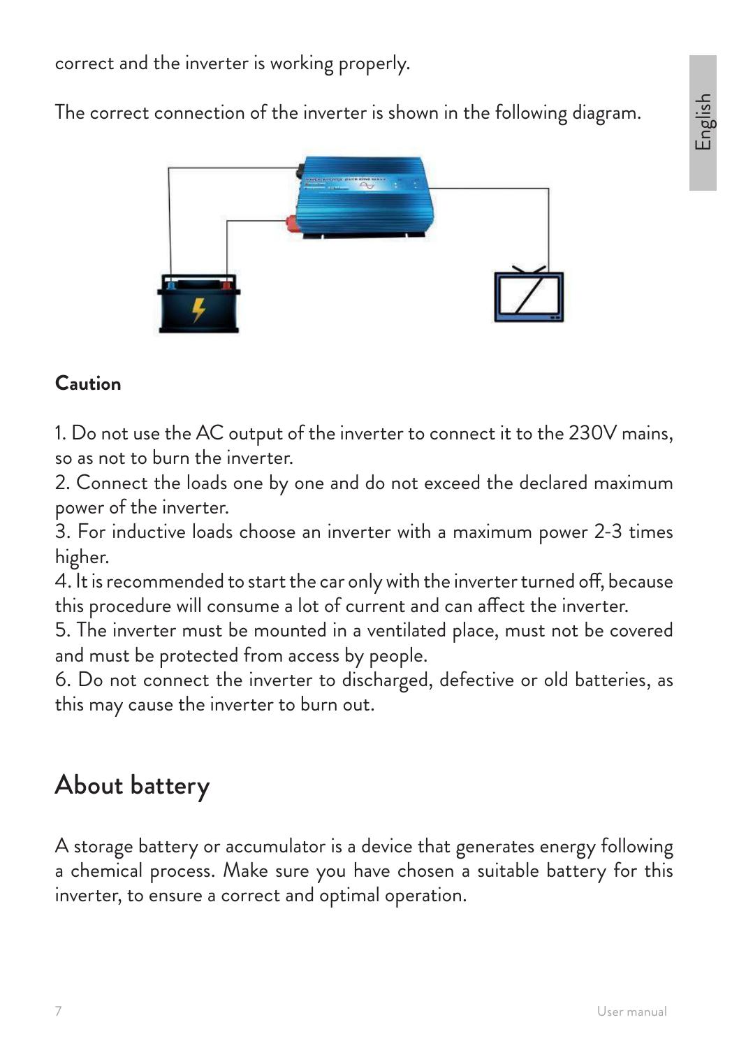correct and the inverter is working properly.

The correct connection of the inverter is shown in the following diagram.

**Caution**

1. Do not use the AC output of the inverter to connect it to the 230V mains, so as not to burn the inverter.
2. Connect the loads one by one and do not exceed the declared maximum power of the inverter.
3. For inductive loads choose an inverter with a maximum power 2-3 times higher.
4. It is recommended to start the car only with the inverter turned off, because this procedure will consume a lot of current and can affect the inverter.
5. The inverter must be mounted in a ventilated place, must not be covered and must be protected from access by people.
6. Do not connect the inverter to discharged, defective or old batteries, as this may cause the inverter to burn out.

## About battery

A storage battery or accumulator is a device that generates energy following a chemical process. Make sure you have chosen a suitable battery for this inverter, to ensure a correct and optimal operation.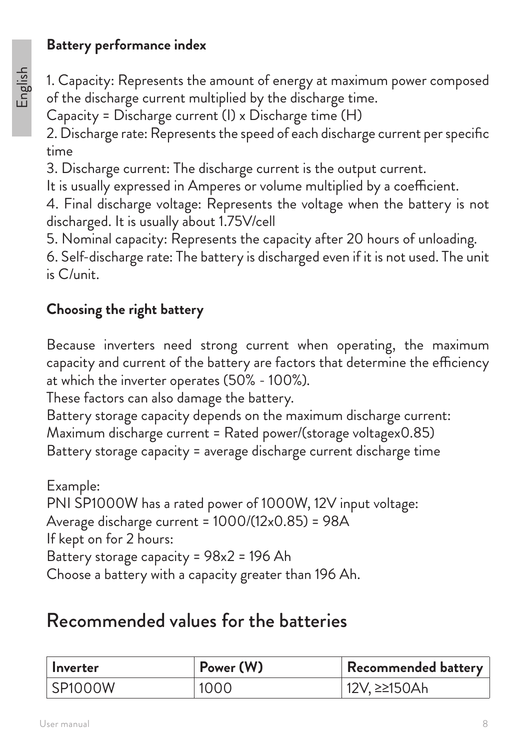**Battery performance index**

1. Capacity: Represents the amount of energy at maximum power composed of the discharge current multiplied by the discharge time.
Capacity = Discharge current (I) x Discharge time (H)
2. Discharge rate: Represents the speed of each discharge current per specific time
3. Discharge current: The discharge current is the output current.
It is usually expressed in Amperes or volume multiplied by a coefficient.
4. Final discharge voltage: Represents the voltage when the battery is not discharged. It is usually about 1.75V/cell
5. Nominal capacity: Represents the capacity after 20 hours of unloading.
6. Self-discharge rate: The battery is discharged even if it is not used. The unit is C/unit.

**Choosing the right battery**

Because inverters need strong current when operating, the maximum capacity and current of the battery are factors that determine the efficiency at which the inverter operates (50% - 100%).
These factors can also damage the battery.
Battery storage capacity depends on the maximum discharge current:
Maximum discharge current = Rated power/(storage voltagex0.85)
Battery storage capacity = average discharge current discharge time

Example:
PNI SP1000W has a rated power of 1000W, 12V input voltage:
Average discharge current = 1000/(12x0.85) = 98A
If kept on for 2 hours:
Battery storage capacity = 98x2 = 196 Ah
Choose a battery with a capacity greater than 196 Ah.

# Recommended values for the batteries

| Inverter | Power (W) | Recommended battery |
|---|---|---|
| SP1000W | 1000 | 12V, ≥≥150Ah |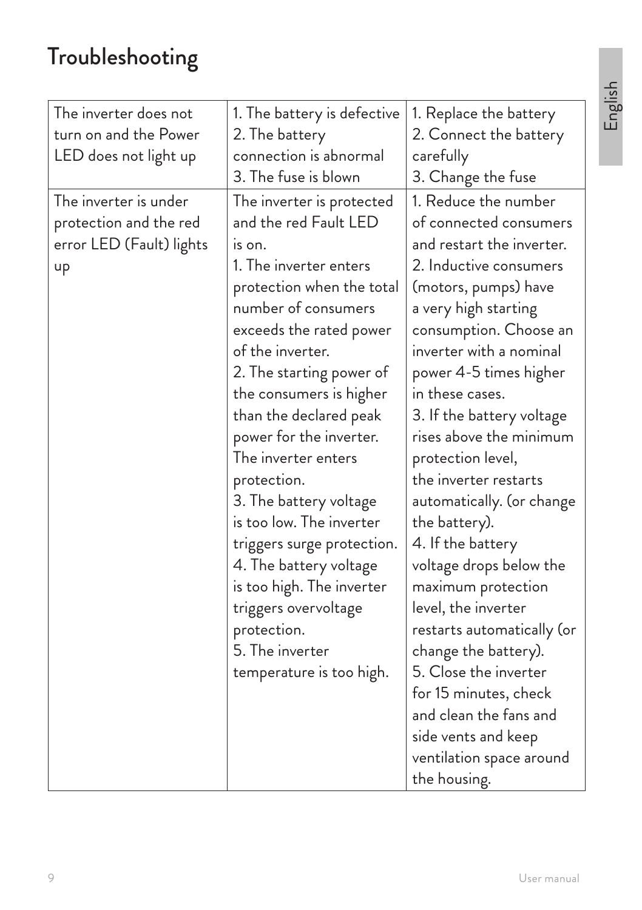# Troubleshooting

| | | |
|---|---|---|
| The inverter does not turn on and the Power LED does not light up | 1. The battery is defective<br>2. The battery connection is abnormal<br>3. The fuse is blown | 1. Replace the battery<br>2. Connect the battery carefully<br>3. Change the fuse |
| The inverter is under protection and the red error LED (Fault) lights up | The inverter is protected and the red Fault LED is on.<br>1. The inverter enters protection when the total number of consumers exceeds the rated power of the inverter.<br>2. The starting power of the consumers is higher than the declared peak power for the inverter. The inverter enters protection.<br>3. The battery voltage is too low. The inverter triggers surge protection.<br>4. The battery voltage is too high. The inverter triggers overvoltage protection.<br>5. The inverter temperature is too high. | 1. Reduce the number of connected consumers and restart the inverter.<br>2. Inductive consumers (motors, pumps) have a very high starting consumption. Choose an inverter with a nominal power 4-5 times higher in these cases.<br>3. If the battery voltage rises above the minimum protection level, the inverter restarts automatically. (or change the battery).<br>4. If the battery voltage drops below the maximum protection level, the inverter restarts automatically (or change the battery).<br>5. Close the inverter for 15 minutes, check and clean the fans and side vents and keep ventilation space around the housing. |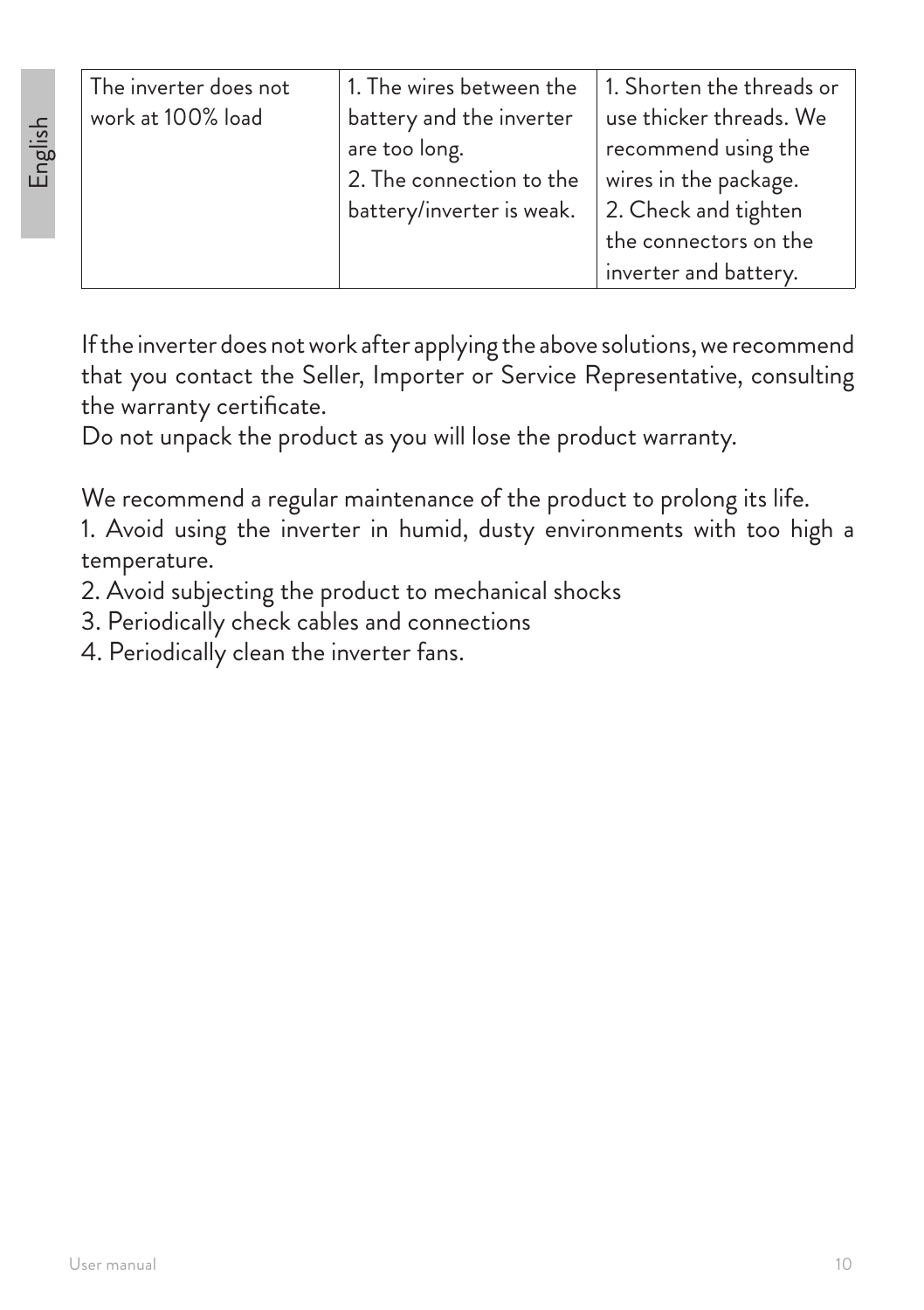| The inverter does not work at 100% load | 1. The wires between the battery and the inverter are too long.<br>2. The connection to the battery/inverter is weak. | 1. Shorten the threads or use thicker threads. We recommend using the wires in the package.<br>2. Check and tighten the connectors on the inverter and battery. |
|---|---|---|

If the inverter does not work after applying the above solutions, we recommend that you contact the Seller, Importer or Service Representative, consulting the warranty certificate.
Do not unpack the product as you will lose the product warranty.

We recommend a regular maintenance of the product to prolong its life.
1. Avoid using the inverter in humid, dusty environments with too high a temperature.
2. Avoid subjecting the product to mechanical shocks
3. Periodically check cables and connections
4. Periodically clean the inverter fans.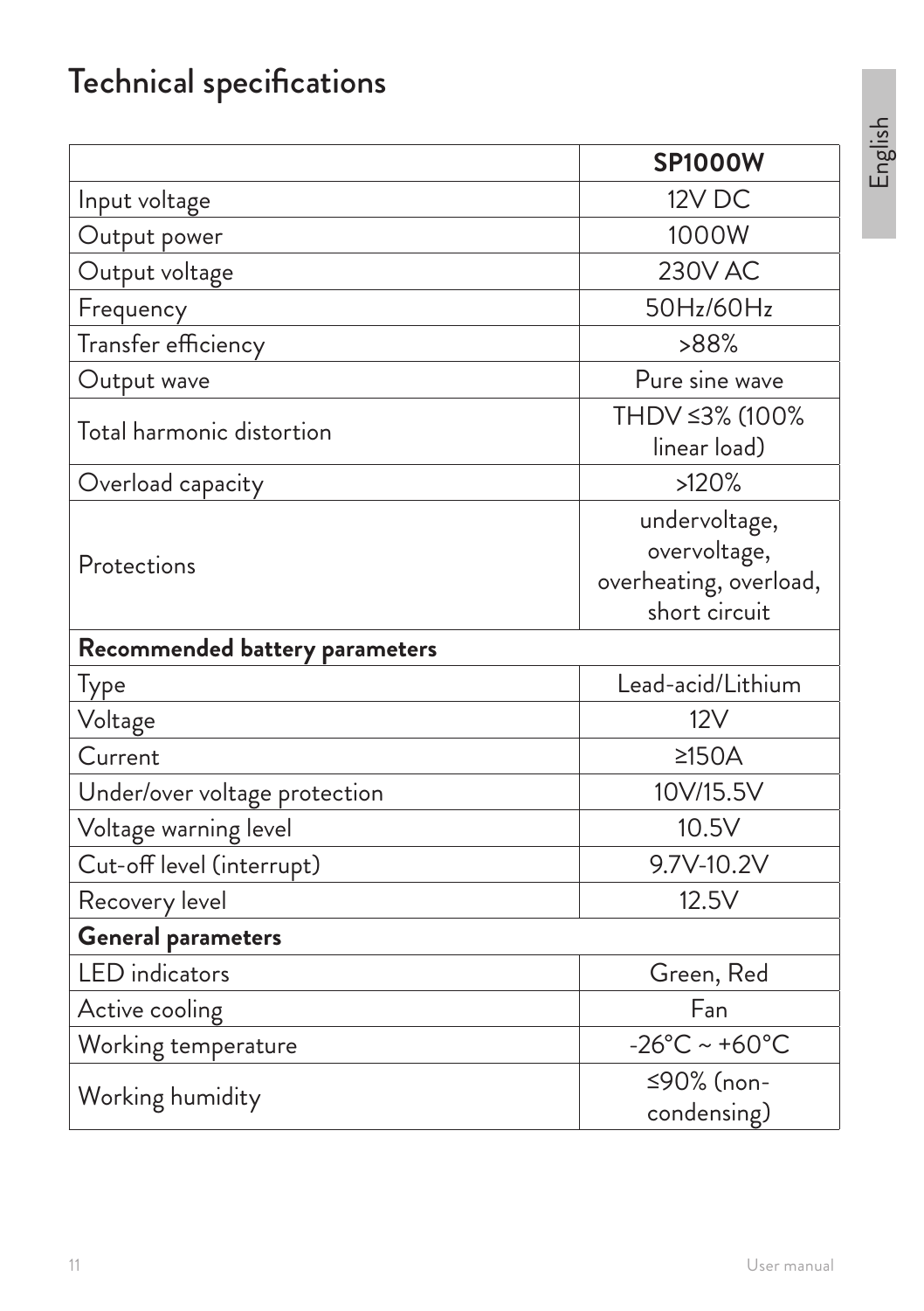# Technical specifications

| | **SP1000W** |
|---|---|
| Input voltage | 12V DC |
| Output power | 1000W |
| Output voltage | 230V AC |
| Frequency | 50Hz/60Hz |
| Transfer efficiency | >88% |
| Output wave | Pure sine wave |
| Total harmonic distortion | THDV ≤3% (100% linear load) |
| Overload capacity | >120% |
| Protections | undervoltage, overvoltage, overheating, overload, short circuit |
| **Recommended battery parameters** | |
| Type | Lead-acid/Lithium |
| Voltage | 12V |
| Current | ≥150A |
| Under/over voltage protection | 10V/15.5V |
| Voltage warning level | 10.5V |
| Cut-off level (interrupt) | 9.7V-10.2V |
| Recovery level | 12.5V |
| **General parameters** | |
| LED indicators | Green, Red |
| Active cooling | Fan |
| Working temperature | -26°C ~ +60°C |
| Working humidity | ≤90% (non-condensing) |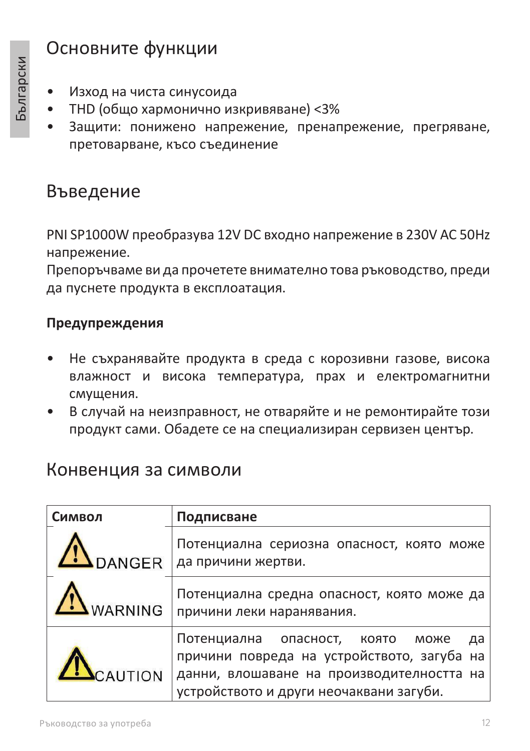## Основните функции

- Изход на чиста синусоида
- THD (общо хармонично изкривяване) <3%
- Защити: понижено напрежение, пренапрежение, прегряване, претоварване, късо съединение

## Въведение

PNI SP1000W преобразува 12V DC входно напрежение в 230V AC 50Hz напрежение.
Препоръчваме ви да прочетете внимателно това ръководство, преди да пуснете продукта в експлоатация.

**Предупреждения**

- Не съхранявайте продукта в среда с корозивни газове, висока влажност и висока температура, прах и електромагнитни смущения.
- В случай на неизправност, не отваряйте и не ремонтирайте този продукт сами. Обадете се на специализиран сервизен център.

## Конвенция за символи

| Символ | Подписване |
| --- | --- |
| DANGER | Потенциална сериозна опасност, която може да причини жертви. |
| WARNING | Потенциална средна опасност, която може да причини леки наранявания. |
| CAUTION | Потенциална опасност, която може да причини повреда на устройството, загуба на данни, влошаване на производителността на устройството и други неочаквани загуби. |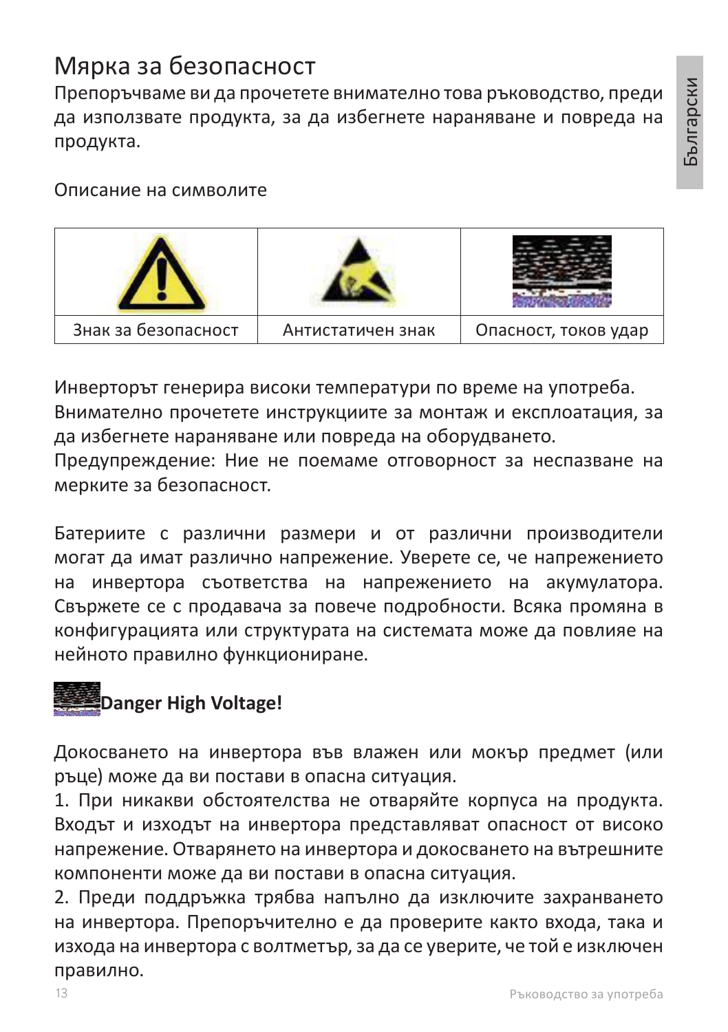# Мярка за безопасност

Препоръчваме ви да прочетете внимателно това ръководство, преди да използвате продукта, за да избегнете нараняване и повреда на продукта.

Описание на символите

| | | |
|---|---|---|
| Знак за безопасност | Антистатичен знак | Опасност, токов удар |

Инверторът генерира високи температури по време на употреба. Внимателно прочетете инструкциите за монтаж и експлоатация, за да избегнете нараняване или повреда на оборудването.
Предупреждение: Ние не поемаме отговорност за неспазване на мерките за безопасност.

Батериите с различни размери и от различни производители могат да имат различно напрежение. Уверете се, че напрежението на инвертора съответства на напрежението на акумулатора. Свържете се с продавача за повече подробности. Всяка промяна в конфигурацията или структурата на системата може да повлияе на нейното правилно функциониране.

**Danger High Voltage!**

Докосването на инвертора във влажен или мокър предмет (или ръце) може да ви постави в опасна ситуация.

1. При никакви обстоятелства не отваряйте корпуса на продукта. Входът и изходът на инвертора представляват опасност от високо напрежение. Отварянето на инвертора и докосването на вътрешните компоненти може да ви постави в опасна ситуация.
2. Преди поддръжка трябва напълно да изключите захранването на инвертора. Препоръчително е да проверите както входа, така и изхода на инвертора с волтметър, за да се уверите, че той е изключен правилно.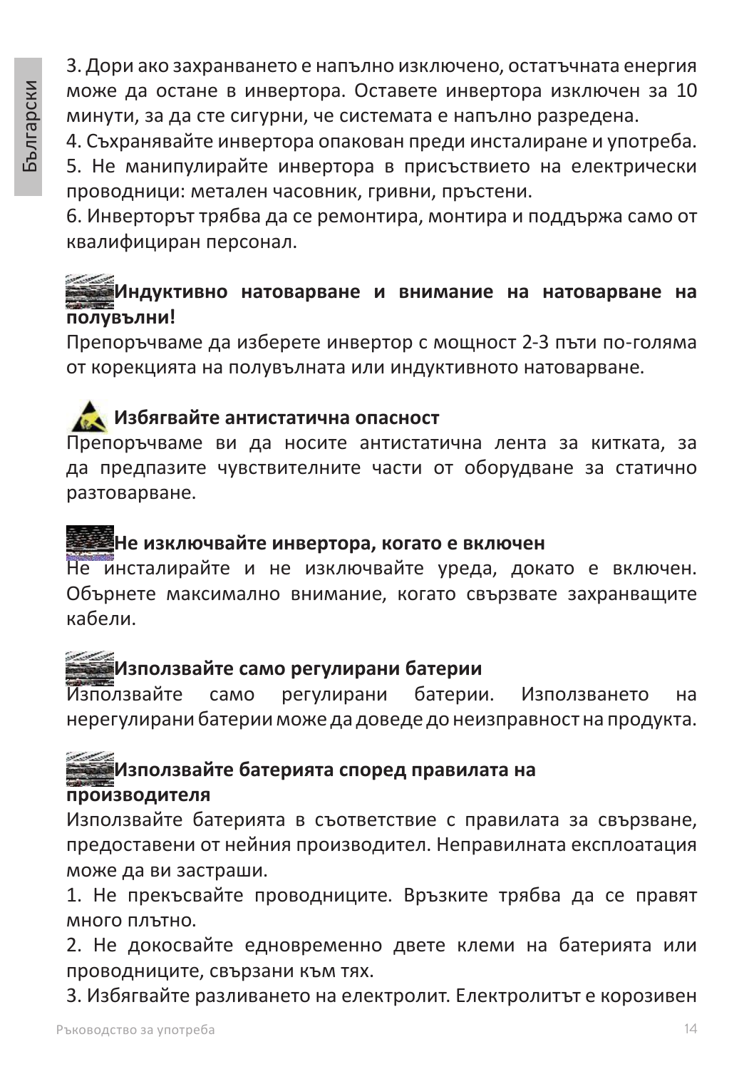3. Дори ако захранването е напълно изключено, остатъчната енергия може да остане в инвертора. Оставете инвертора изключен за 10 минути, за да сте сигурни, че системата е напълно разредена.
4. Съхранявайте инвертора опакован преди инсталиране и употреба.
5. Не манипулирайте инвертора в присъствието на електрически проводници: метален часовник, гривни, пръстени.
6. Инверторът трябва да се ремонтира, монтира и поддържа само от квалифициран персонал.

**Индуктивно натоварване и внимание на натоварване на полувълни!**

Препоръчваме да изберете инвертор с мощност 2-3 пъти по-голяма от корекцията на полувълната или индуктивното натоварване.

**Избягвайте антистатична опасност**

Препоръчваме ви да носите антистатична лента за китката, за да предпазите чувствителните части от оборудване за статично разтоварване.

**Не изключвайте инвертора, когато е включен**

Не инсталирайте и не изключвайте уреда, докато е включен. Обърнете максимално внимание, когато свързвате захранващите кабели.

**Използвайте само регулирани батерии**

Използвайте само регулирани батерии. Използването на нерегулирани батерии може да доведе до неизправност на продукта.

**Използвайте батерията според правилата на производителя**

Използвайте батерията в съответствие с правилата за свързване, предоставени от нейния производител. Неправилната експлоатация може да ви застраши.
1. Не прекъсвайте проводниците. Връзките трябва да се правят много плътно.
2. Не докосвайте едновременно двете клеми на батерията или проводниците, свързани към тях.
3. Избягвайте разливането на електролит. Електролитът е корозивен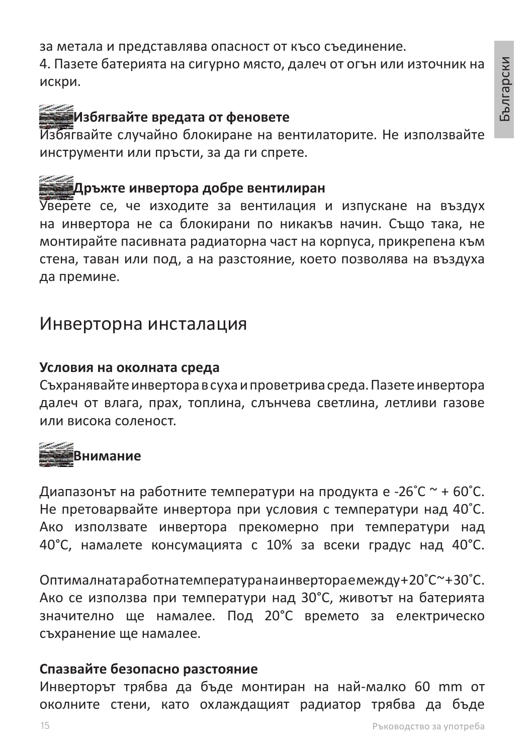за метала и представлява опасност от късо съединение.

4. Пазете батерията на сигурно място, далеч от огън или източник на искри.

**Избягвайте вредата от феновете**

Избягвайте случайно блокиране на вентилаторите. Не използвайте инструменти или пръсти, за да ги спрете.

**Дръжте инвертора добре вентилиран**

Уверете се, че изходите за вентилация и изпускане на въздух на инвертора не са блокирани по никакъв начин. Също така, не монтирайте пасивната радиаторна част на корпуса, прикрепена към стена, таван или под, а на разстояние, което позволява на въздуха да премине.

# Инверторна инсталация

**Условия на околната среда**

Съхранявайте инвертора в суха и проветрива среда. Пазете инвертора далеч от влага, прах, топлина, слънчева светлина, летливи газове или висока соленост.

**Внимание**

Диапазонът на работните температури на продукта е -26˚C ~ + 60˚C. Не претоварвайте инвертора при условия с температури над 40˚C. Ако използвате инвертора прекомерно при температури над 40°C, намалете консумацията с 10% за всеки градус над 40°C.

Оптималната работна температура на инвертора е между +20˚C~+30˚C. Ако се използва при температури над 30°C, животът на батерията значително ще намалее. Под 20°C времето за електрическо съхранение ще намалее.

**Спазвайте безопасно разстояние**

Инверторът трябва да бъде монтиран на най-малко 60 mm от околните стени, като охлаждащият радиатор трябва да бъде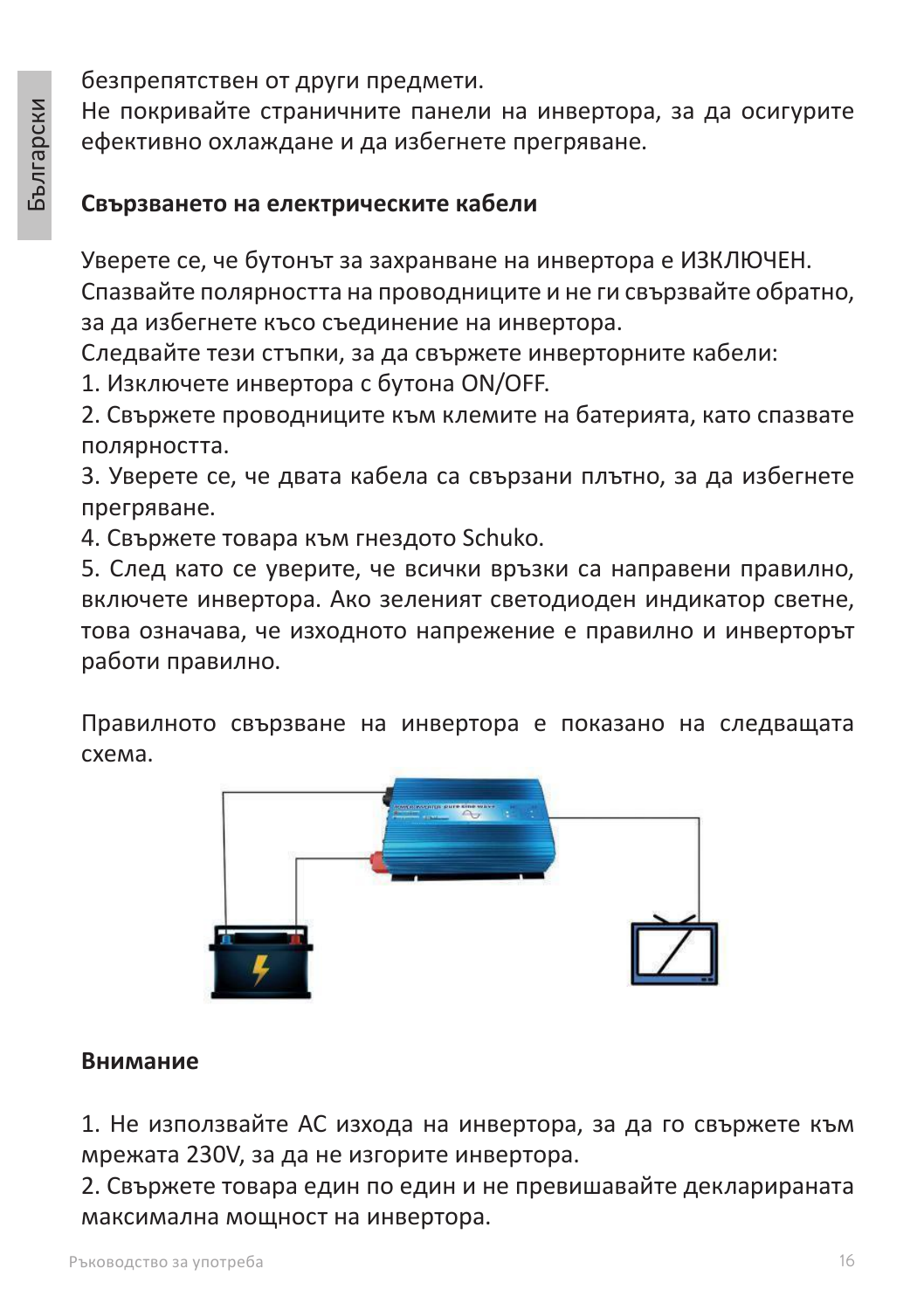безпрепятствен от други предмети.

Не покривайте страничните панели на инвертора, за да осигурите ефективно охлаждане и да избегнете прегряване.

### Свързването на електрическите кабели

Уверете се, че бутонът за захранване на инвертора е ИЗКЛЮЧЕН.

Спазвайте полярността на проводниците и не ги свързвайте обратно, за да избегнете късо съединение на инвертора.

Следвайте тези стъпки, за да свържете инверторните кабели:

1. Изключете инвертора с бутона ON/OFF.
2. Свържете проводниците към клемите на батерията, като спазвате полярността.
3. Уверете се, че двата кабела са свързани плътно, за да избегнете прегряване.
4. Свържете товара към гнездото Schuko.
5. След като се уверите, че всички връзки са направени правилно, включете инвертора. Ако зеленият светодиоден индикатор светне, това означава, че изходното напрежение е правилно и инверторът работи правилно.

Правилното свързване на инвертора е показано на следващата схема.

### Внимание

1. Не използвайте AC изхода на инвертора, за да го свържете към мрежата 230V, за да не изгорите инвертора.
2. Свържете товара един по един и не превишавайте декларираната максимална мощност на инвертора.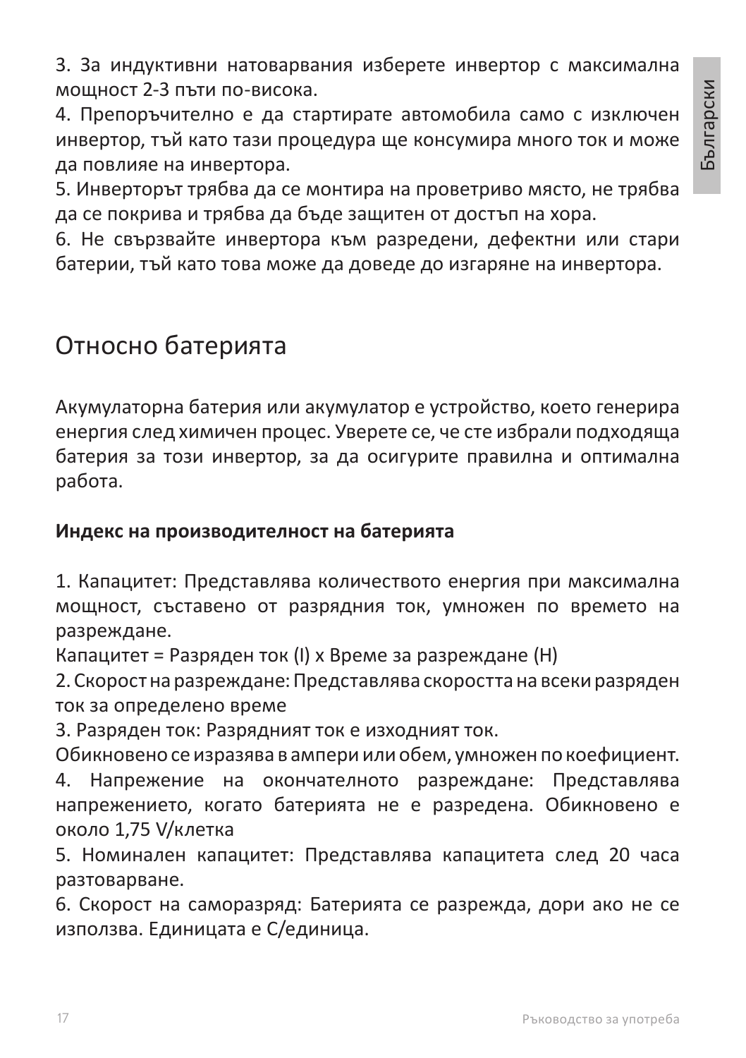3. За индуктивни натоварвания изберете инвертор с максимална мощност 2-3 пъти по-висока.
4. Препоръчително е да стартирате автомобила само с изключен инвертор, тъй като тази процедура ще консумира много ток и може да повлияе на инвертора.
5. Инверторът трябва да се монтира на проветриво място, не трябва да се покрива и трябва да бъде защитен от достъп на хора.
6. Не свързвайте инвертора към разредени, дефектни или стари батерии, тъй като това може да доведе до изгаряне на инвертора.

## Относно батерията

Акумулаторна батерия или акумулатор е устройство, което генерира енергия след химичен процес. Уверете се, че сте избрали подходяща батерия за този инвертор, за да осигурите правилна и оптимална работа.

**Индекс на производителност на батерията**

1. Капацитет: Представлява количеството енергия при максимална мощност, съставено от разрядния ток, умножен по времето на разреждане.
Капацитет = Разряден ток (I) x Време за разреждане (H)
2. Скорост на разреждане: Представлява скоростта на всеки разряден ток за определено време
3. Разряден ток: Разрядният ток е изходният ток.
Обикновено се изразява в ампери или обем, умножен по коефициент.
4. Напрежение на окончателното разреждане: Представлява напрежението, когато батерията не е разредена. Обикновено е около 1,75 V/клетка
5. Номинален капацитет: Представлява капацитета след 20 часа разтоварване.
6. Скорост на саморазряд: Батерията се разрежда, дори ако не се използва. Единицата е С/единица.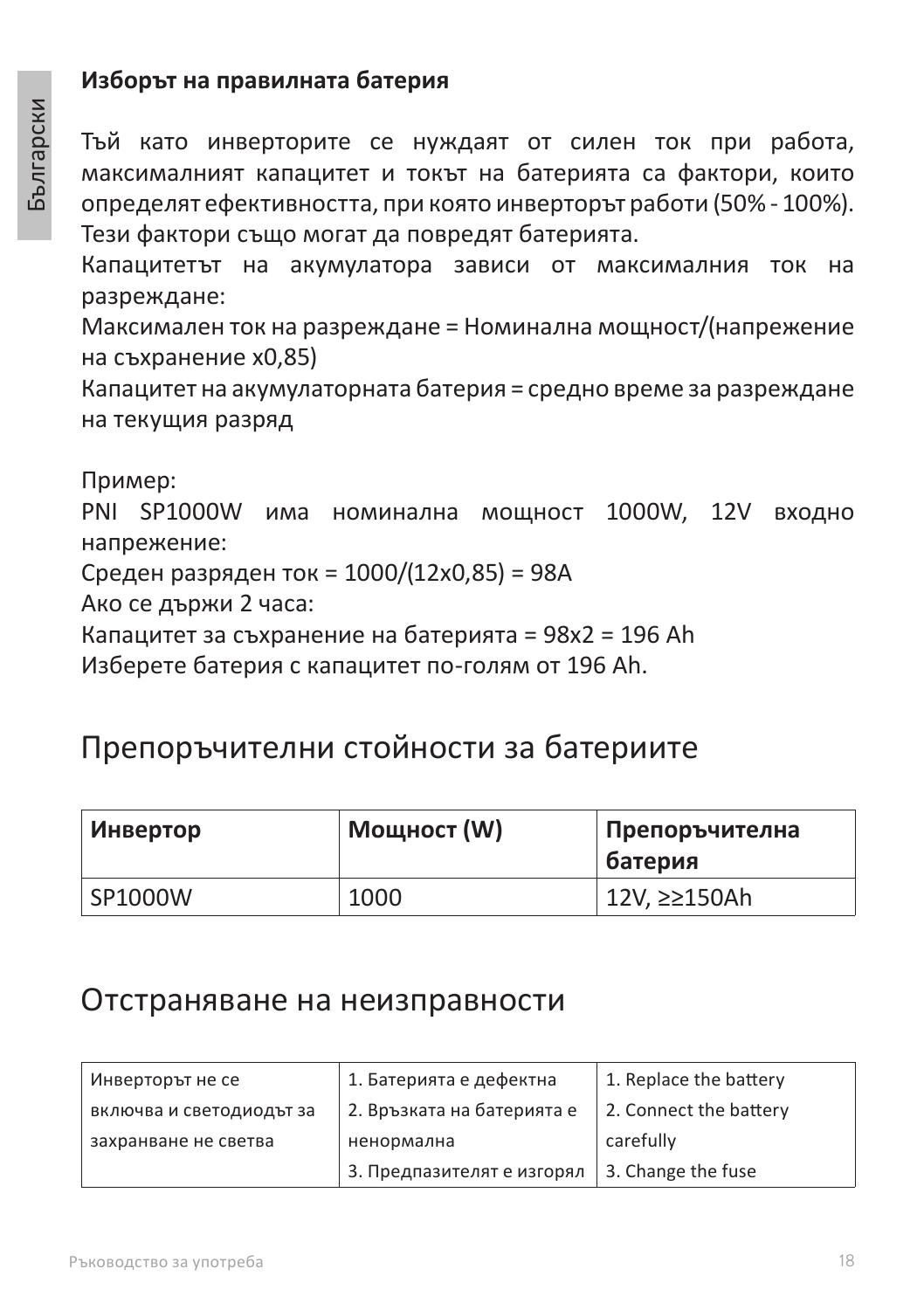**Изборът на правилната батерия**

Тъй като инверторите се нуждаят от силен ток при работа, максималният капацитет и токът на батерията са фактори, които определят ефективността, при която инверторът работи (50% - 100%). Тези фактори също могат да повредят батерията.

Капацитетът на акумулатора зависи от максималния ток на разреждане:

Максимален ток на разреждане = Номинална мощност/(напрежение на съхранение x0,85)

Капацитет на акумулаторната батерия = средно време за разреждане на текущия разряд

Пример:

PNI SP1000W има номинална мощност 1000W, 12V входно напрежение:

Среден разряден ток = 1000/(12x0,85) = 98A

Ако се държи 2 часа:

Капацитет за съхранение на батерията = 98x2 = 196 Ah

Изберете батерия с капацитет по-голям от 196 Ah.

## Препоръчителни стойности за батериите

| **Инвертор** | **Мощност (W)** | **Препоръчителна батерия** |
|---|---|---|
| SP1000W | 1000 | 12V, ≥≥150Ah |

## Отстраняване на неизправности

| | | |
|---|---|---|
| Инверторът не се включва и светодиодът за захранване не свети | 1. Батерията е дефектна<br>2. Връзката на батерията е ненормална<br>3. Предпазителят е изгорял | 1. Replace the battery<br>2. Connect the battery carefully<br>3. Change the fuse |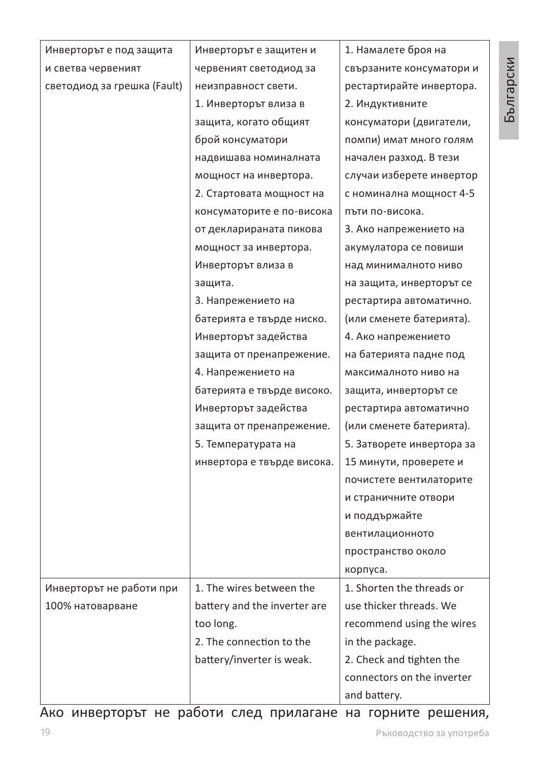| | | |
|---|---|---|
| Инверторът е под защита и светва червеният светодиод за грешка (Fault) | Инверторът е защитен и червеният светодиод за неизправност свети.<br>1. Инверторът влиза в защита, когато общият брой консуматори надвишава номиналната мощност на инвертора.<br>2. Стартовата мощност на консуматорите е по-висока от декларираната пикова мощност за инвертора. Инверторът влиза в защита.<br>3. Напрежението на батерията е твърде ниско. Инверторът задейства защита от пренапрежение.<br>4. Напрежението на батерията е твърде високо. Инверторът задейства защита от пренапрежение.<br>5. Температурата на инвертора е твърде висока. | 1. Намалете броя на свързаните консуматори и рестартирайте инвертора.<br>2. Индуктивните консуматори (двигатели, помпи) имат много голям начален разход. В тези случаи изберете инвертор с номинална мощност 4-5 пъти по-висока.<br>3. Ако напрежението на акумулатора се повиши над минималното ниво на защита, инверторът се рестартира автоматично. (или сменете батерията).<br>4. Ако напрежението на батерията падне под максималното ниво на защита, инверторът се рестартира автоматично (или сменете батерията).<br>5. Затворете инвертора за 15 минути, проверете и почистете вентилаторите и страничните отвори и поддържайте вентилационното пространство около корпуса. |
| Инверторът не работи при 100% натоварване | 1. The wires between the battery and the inverter are too long.<br>2. The connection to the battery/inverter is weak. | 1. Shorten the threads or use thicker threads. We recommend using the wires in the package.<br>2. Check and tighten the connectors on the inverter and battery. |

Ако инверторът не работи след прилагане на горните решения,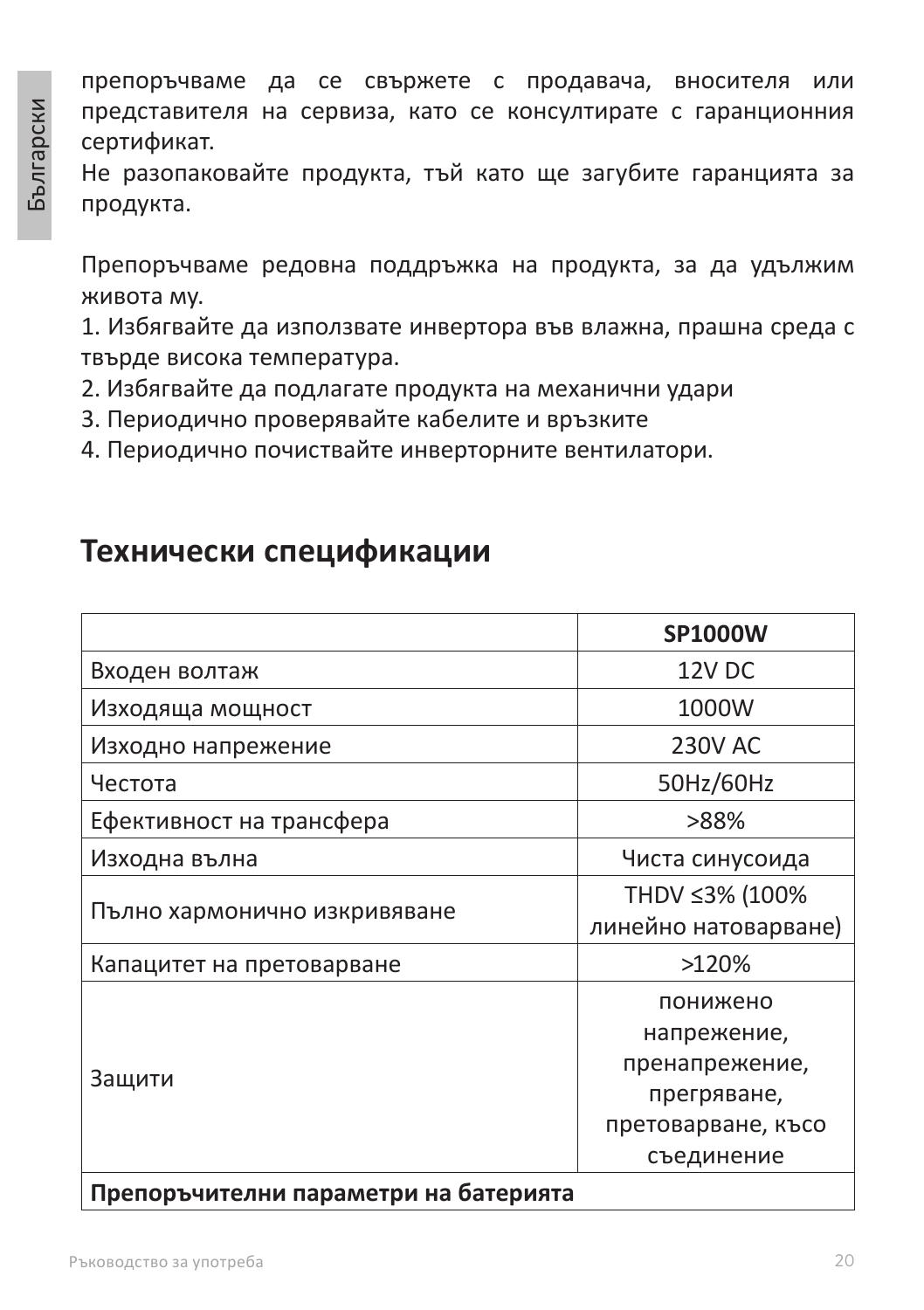препоръчваме да се свържете с продавача, вносителя или представителя на сервиза, като се консултирате с гаранционния сертификат.
Не разопаковайте продукта, тъй като ще загубите гаранцията за продукта.

Препоръчваме редовна поддръжка на продукта, за да удължим живота му.
1. Избягвайте да използвате инвертора във влажна, прашна среда с твърде висока температура.
2. Избягвайте да подлагате продукта на механични удари
3. Периодично проверявайте кабелите и връзките
4. Периодично почиствайте инверторните вентилатори.

## Технически спецификации

| | **SP1000W** |
|---|---|
| Входен волтаж | 12V DC |
| Изходяща мощност | 1000W |
| Изходно напрежение | 230V AC |
| Честота | 50Hz/60Hz |
| Ефективност на трансфера | >88% |
| Изходна вълна | Чиста синусоида |
| Пълно хармонично изкривяване | THDV ≤3% (100% линейно натоварване) |
| Капацитет на претоварване | >120% |
| Защити | понижено напрежение, пренапрежение, прегряване, претоварване, късо съединение |
| **Препоръчителни параметри на батерията** | |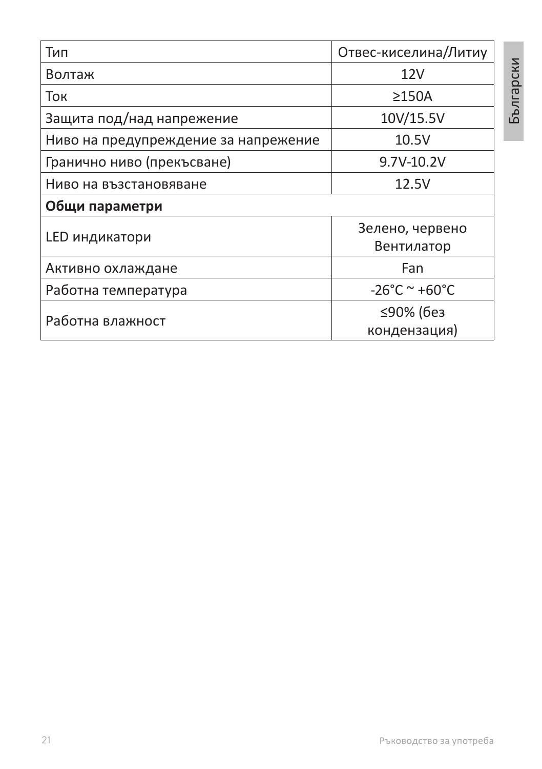| Тип | Отвес-киселина/Литиу |
|---|---|
| Волтаж | 12V |
| Ток | ≥150A |
| Защита под/над напрежение | 10V/15.5V |
| Ниво на предупреждение за напрежение | 10.5V |
| Гранично ниво (прекъсване) | 9.7V-10.2V |
| Ниво на възстановяване | 12.5V |
| **Общи параметри** | |
| LED индикатори | Зелено, червено Вентилатор |
| Активно охлаждане | Fan |
| Работна температура | -26°C ~ +60°C |
| Работна влажност | ≤90% (без кондензация) |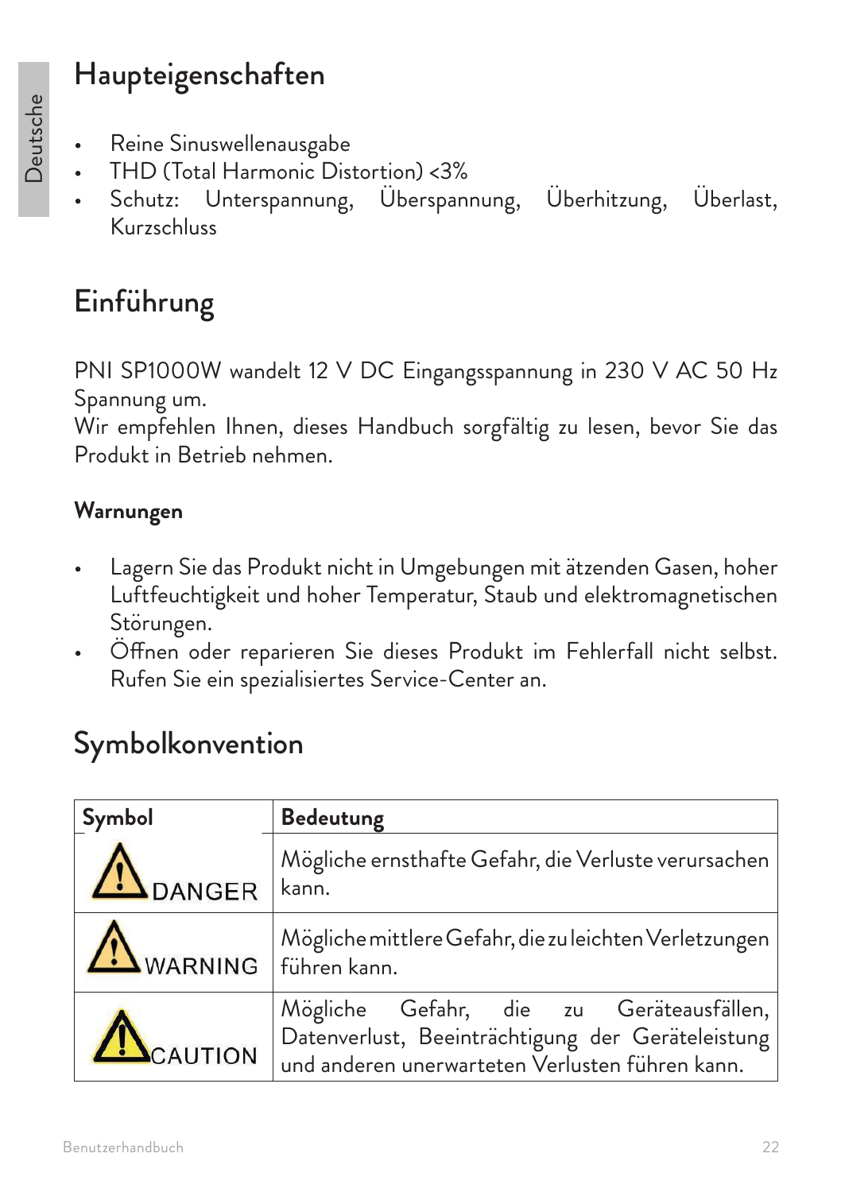# Haupteigenschaften

- Reine Sinuswellenausgabe
- THD (Total Harmonic Distortion) <3%
- Schutz: Unterspannung, Überspannung, Überhitzung, Überlast, Kurzschluss

# Einführung

PNI SP1000W wandelt 12 V DC Eingangsspannung in 230 V AC 50 Hz Spannung um.
Wir empfehlen Ihnen, dieses Handbuch sorgfältig zu lesen, bevor Sie das Produkt in Betrieb nehmen.

### Warnungen

- Lagern Sie das Produkt nicht in Umgebungen mit ätzenden Gasen, hoher Luftfeuchtigkeit und hoher Temperatur, Staub und elektromagnetischen Störungen.
- Öffnen oder reparieren Sie dieses Produkt im Fehlerfall nicht selbst. Rufen Sie ein spezialisiertes Service-Center an.

# Symbolkonvention

| **Symbol** | **Bedeutung** |
| --- | --- |
| DANGER | Mögliche ernsthafte Gefahr, die Verluste verursachen kann. |
| WARNING | Mögliche mittlere Gefahr, die zu leichten Verletzungen führen kann. |
| CAUTION | Mögliche Gefahr, die zu Geräteausfällen, Datenverlust, Beeinträchtigung der Geräteleistung und anderen unerwarteten Verlusten führen kann. |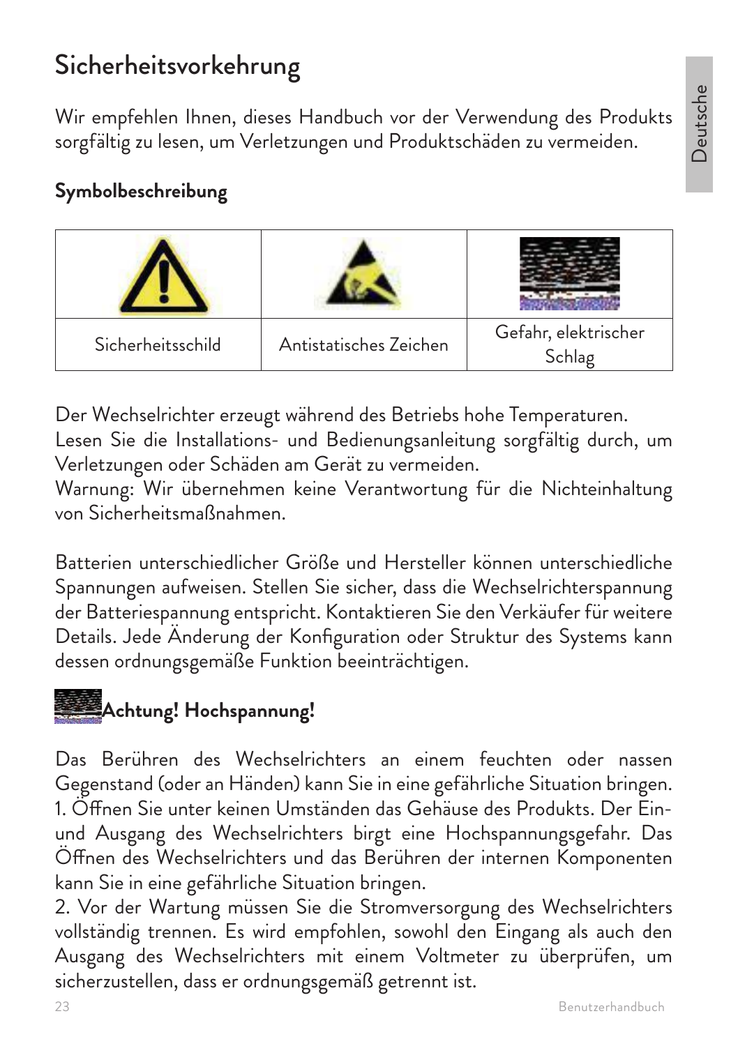# Sicherheitsvorkehrung

Wir empfehlen Ihnen, dieses Handbuch vor der Verwendung des Produkts sorgfältig zu lesen, um Verletzungen und Produktschäden zu vermeiden.

### Symbolbeschreibung

| | | |
|---|---|---|
| Sicherheitsschild | Antistatisches Zeichen | Gefahr, elektrischer Schlag |

Der Wechselrichter erzeugt während des Betriebs hohe Temperaturen.
Lesen Sie die Installations- und Bedienungsanleitung sorgfältig durch, um Verletzungen oder Schäden am Gerät zu vermeiden.
Warnung: Wir übernehmen keine Verantwortung für die Nichteinhaltung von Sicherheitsmaßnahmen.

Batterien unterschiedlicher Größe und Hersteller können unterschiedliche Spannungen aufweisen. Stellen Sie sicher, dass die Wechselrichterspannung der Batteriespannung entspricht. Kontaktieren Sie den Verkäufer für weitere Details. Jede Änderung der Konfiguration oder Struktur des Systems kann dessen ordnungsgemäße Funktion beeinträchtigen.

**Achtung! Hochspannung!**

Das Berühren des Wechselrichters an einem feuchten oder nassen Gegenstand (oder an Händen) kann Sie in eine gefährliche Situation bringen.
1. Öffnen Sie unter keinen Umständen das Gehäuse des Produkts. Der Ein- und Ausgang des Wechselrichters birgt eine Hochspannungsgefahr. Das Öffnen des Wechselrichters und das Berühren der internen Komponenten kann Sie in eine gefährliche Situation bringen.
2. Vor der Wartung müssen Sie die Stromversorgung des Wechselrichters vollständig trennen. Es wird empfohlen, sowohl den Eingang als auch den Ausgang des Wechselrichters mit einem Voltmeter zu überprüfen, um sicherzustellen, dass er ordnungsgemäß getrennt ist.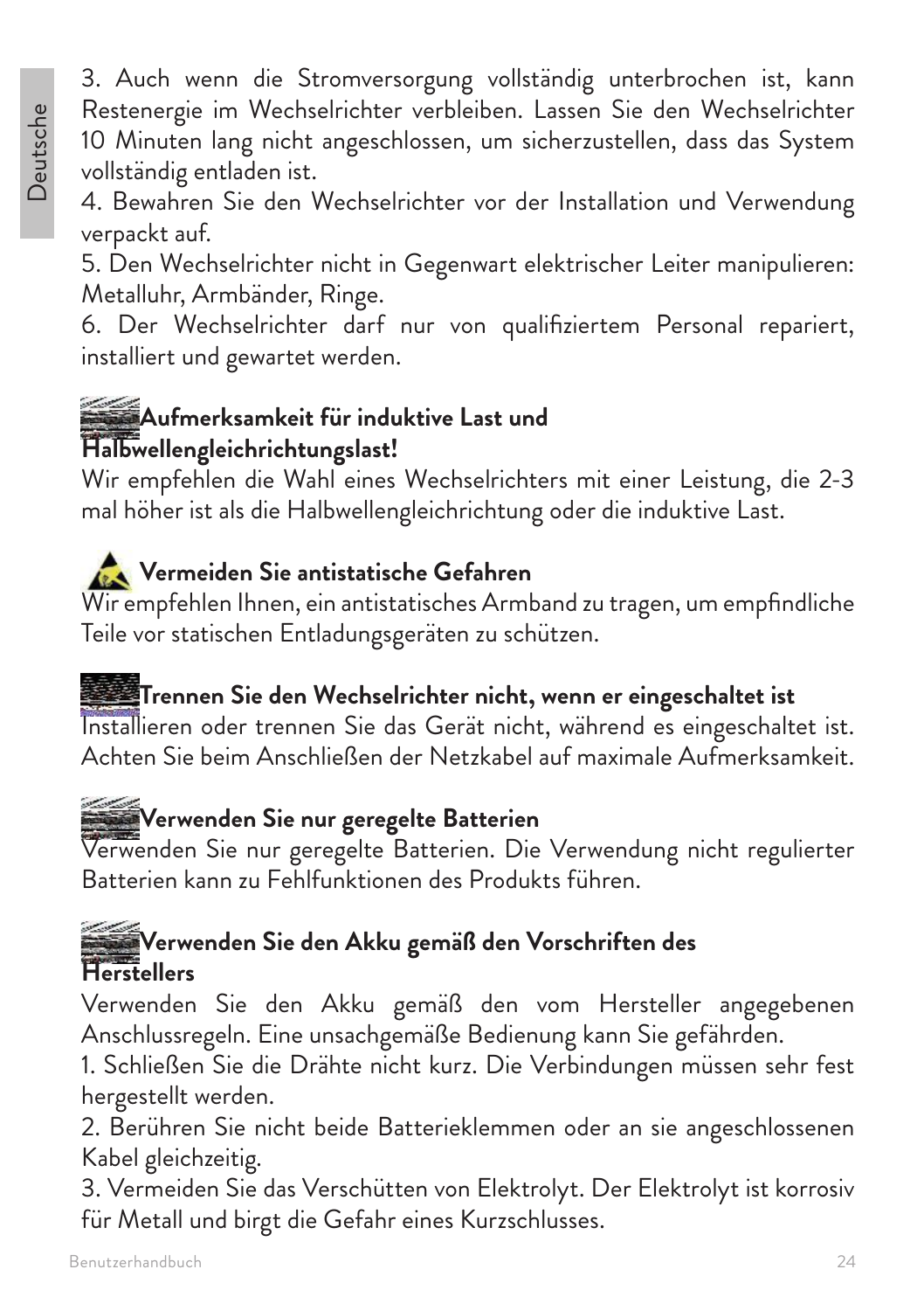3. Auch wenn die Stromversorgung vollständig unterbrochen ist, kann Restenergie im Wechselrichter verbleiben. Lassen Sie den Wechselrichter 10 Minuten lang nicht angeschlossen, um sicherzustellen, dass das System vollständig entladen ist.
4. Bewahren Sie den Wechselrichter vor der Installation und Verwendung verpackt auf.
5. Den Wechselrichter nicht in Gegenwart elektrischer Leiter manipulieren: Metalluhr, Armbänder, Ringe.
6. Der Wechselrichter darf nur von qualifiziertem Personal repariert, installiert und gewartet werden.

**Aufmerksamkeit für induktive Last und Halbwellengleichrichtungslast!**

Wir empfehlen die Wahl eines Wechselrichters mit einer Leistung, die 2-3 mal höher ist als die Halbwellengleichrichtung oder die induktive Last.

**Vermeiden Sie antistatische Gefahren**

Wir empfehlen Ihnen, ein antistatisches Armband zu tragen, um empfindliche Teile vor statischen Entladungsgeräten zu schützen.

**Trennen Sie den Wechselrichter nicht, wenn er eingeschaltet ist**

Installieren oder trennen Sie das Gerät nicht, während es eingeschaltet ist. Achten Sie beim Anschließen der Netzkabel auf maximale Aufmerksamkeit.

**Verwenden Sie nur geregelte Batterien**

Verwenden Sie nur geregelte Batterien. Die Verwendung nicht regulierter Batterien kann zu Fehlfunktionen des Produkts führen.

**Verwenden Sie den Akku gemäß den Vorschriften des Herstellers**

Verwenden Sie den Akku gemäß den vom Hersteller angegebenen Anschlussregeln. Eine unsachgemäße Bedienung kann Sie gefährden.
1. Schließen Sie die Drähte nicht kurz. Die Verbindungen müssen sehr fest hergestellt werden.
2. Berühren Sie nicht beide Batterieklemmen oder an sie angeschlossenen Kabel gleichzeitig.
3. Vermeiden Sie das Verschütten von Elektrolyt. Der Elektrolyt ist korrosiv für Metall und birgt die Gefahr eines Kurzschlusses.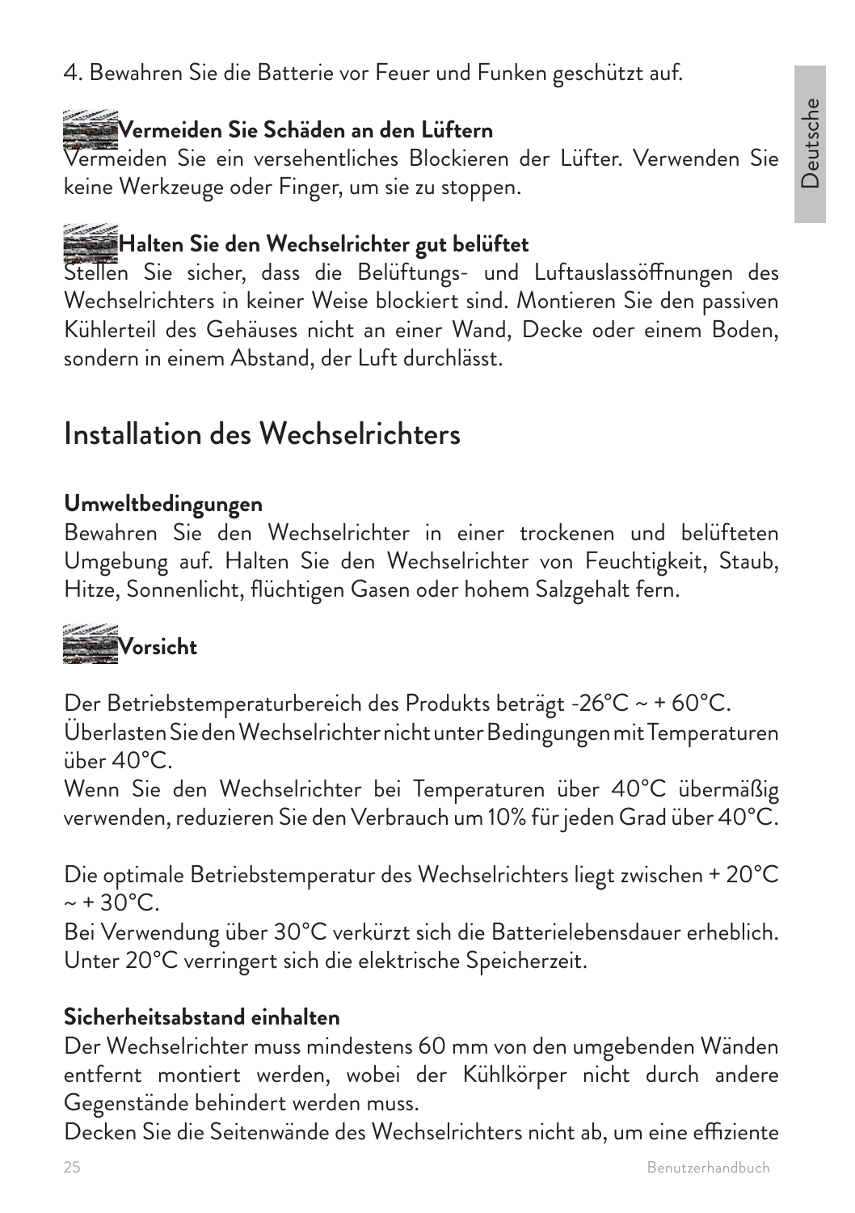4. Bewahren Sie die Batterie vor Feuer und Funken geschützt auf.

**Vermeiden Sie Schäden an den Lüftern**
Vermeiden Sie ein versehentliches Blockieren der Lüfter. Verwenden Sie keine Werkzeuge oder Finger, um sie zu stoppen.

**Halten Sie den Wechselrichter gut belüftet**
Stellen Sie sicher, dass die Belüftungs- und Luftauslassöffnungen des Wechselrichters in keiner Weise blockiert sind. Montieren Sie den passiven Kühlerteil des Gehäuses nicht an einer Wand, Decke oder einem Boden, sondern in einem Abstand, der Luft durchlässt.

## Installation des Wechselrichters

**Umweltbedingungen**
Bewahren Sie den Wechselrichter in einer trockenen und belüfteten Umgebung auf. Halten Sie den Wechselrichter von Feuchtigkeit, Staub, Hitze, Sonnenlicht, flüchtigen Gasen oder hohem Salzgehalt fern.

**Vorsicht**

Der Betriebstemperaturbereich des Produkts beträgt -26°C ~ + 60°C.
Überlasten Sie den Wechselrichter nicht unter Bedingungen mit Temperaturen über 40°C.
Wenn Sie den Wechselrichter bei Temperaturen über 40°C übermäßig verwenden, reduzieren Sie den Verbrauch um 10% für jeden Grad über 40°C.

Die optimale Betriebstemperatur des Wechselrichters liegt zwischen + 20°C ~ + 30°C.
Bei Verwendung über 30°C verkürzt sich die Batterielebensdauer erheblich. Unter 20°C verringert sich die elektrische Speicherzeit.

**Sicherheitsabstand einhalten**
Der Wechselrichter muss mindestens 60 mm von den umgebenden Wänden entfernt montiert werden, wobei der Kühlkörper nicht durch andere Gegenstände behindert werden muss.
Decken Sie die Seitenwände des Wechselrichters nicht ab, um eine effiziente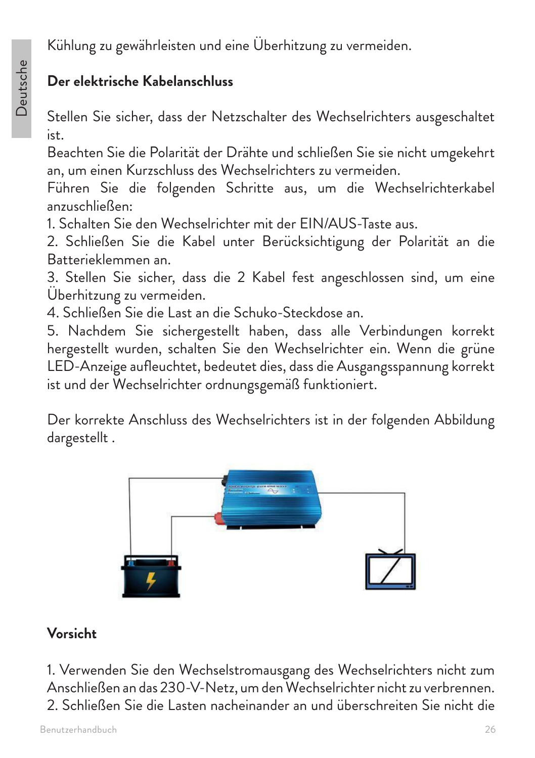Kühlung zu gewährleisten und eine Überhitzung zu vermeiden.

**Der elektrische Kabelanschluss**

Stellen Sie sicher, dass der Netzschalter des Wechselrichters ausgeschaltet ist.
Beachten Sie die Polarität der Drähte und schließen Sie sie nicht umgekehrt an, um einen Kurzschluss des Wechselrichters zu vermeiden.
Führen Sie die folgenden Schritte aus, um die Wechselrichterkabel anzuschließen:

1. Schalten Sie den Wechselrichter mit der EIN/AUS-Taste aus.
2. Schließen Sie die Kabel unter Berücksichtigung der Polarität an die Batterieklemmen an.
3. Stellen Sie sicher, dass die 2 Kabel fest angeschlossen sind, um eine Überhitzung zu vermeiden.
4. Schließen Sie die Last an die Schuko-Steckdose an.
5. Nachdem Sie sichergestellt haben, dass alle Verbindungen korrekt hergestellt wurden, schalten Sie den Wechselrichter ein. Wenn die grüne LED-Anzeige aufleuchtet, bedeutet dies, dass die Ausgangsspannung korrekt ist und der Wechselrichter ordnungsgemäß funktioniert.

Der korrekte Anschluss des Wechselrichters ist in der folgenden Abbildung dargestellt .

**Vorsicht**

1. Verwenden Sie den Wechselstromausgang des Wechselrichters nicht zum Anschließen an das 230-V-Netz, um den Wechselrichter nicht zu verbrennen.
2. Schließen Sie die Lasten nacheinander an und überschreiten Sie nicht die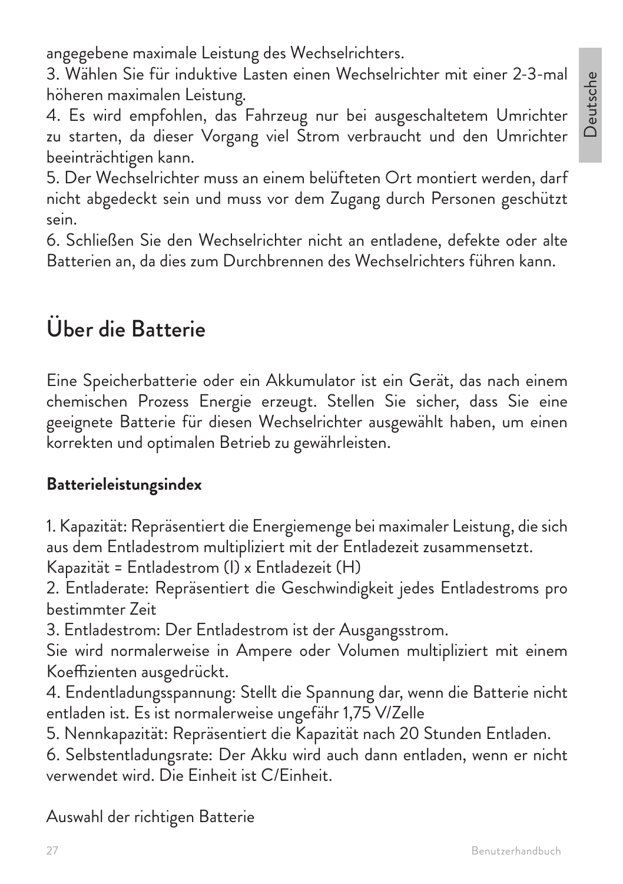angegebene maximale Leistung des Wechselrichters.

3. Wählen Sie für induktive Lasten einen Wechselrichter mit einer 2-3-mal höheren maximalen Leistung.

4. Es wird empfohlen, das Fahrzeug nur bei ausgeschaltetem Umrichter zu starten, da dieser Vorgang viel Strom verbraucht und den Umrichter beeinträchtigen kann.

5. Der Wechselrichter muss an einem belüfteten Ort montiert werden, darf nicht abgedeckt sein und muss vor dem Zugang durch Personen geschützt sein.

6. Schließen Sie den Wechselrichter nicht an entladene, defekte oder alte Batterien an, da dies zum Durchbrennen des Wechselrichters führen kann.

## Über die Batterie

Eine Speicherbatterie oder ein Akkumulator ist ein Gerät, das nach einem chemischen Prozess Energie erzeugt. Stellen Sie sicher, dass Sie eine geeignete Batterie für diesen Wechselrichter ausgewählt haben, um einen korrekten und optimalen Betrieb zu gewährleisten.

**Batterieleistungsindex**

1. Kapazität: Repräsentiert die Energiemenge bei maximaler Leistung, die sich aus dem Entladestrom multipliziert mit der Entladezeit zusammensetzt.
Kapazität = Entladestrom (I) x Entladezeit (H)

2. Entladerate: Repräsentiert die Geschwindigkeit jedes Entladestroms pro bestimmter Zeit

3. Entladestrom: Der Entladestrom ist der Ausgangsstrom.
Sie wird normalerweise in Ampere oder Volumen multipliziert mit einem Koeffizienten ausgedrückt.

4. Endentladungsspannung: Stellt die Spannung dar, wenn die Batterie nicht entladen ist. Es ist normalerweise ungefähr 1,75 V/Zelle

5. Nennkapazität: Repräsentiert die Kapazität nach 20 Stunden Entladen.

6. Selbstentladungsrate: Der Akku wird auch dann entladen, wenn er nicht verwendet wird. Die Einheit ist C/Einheit.

Auswahl der richtigen Batterie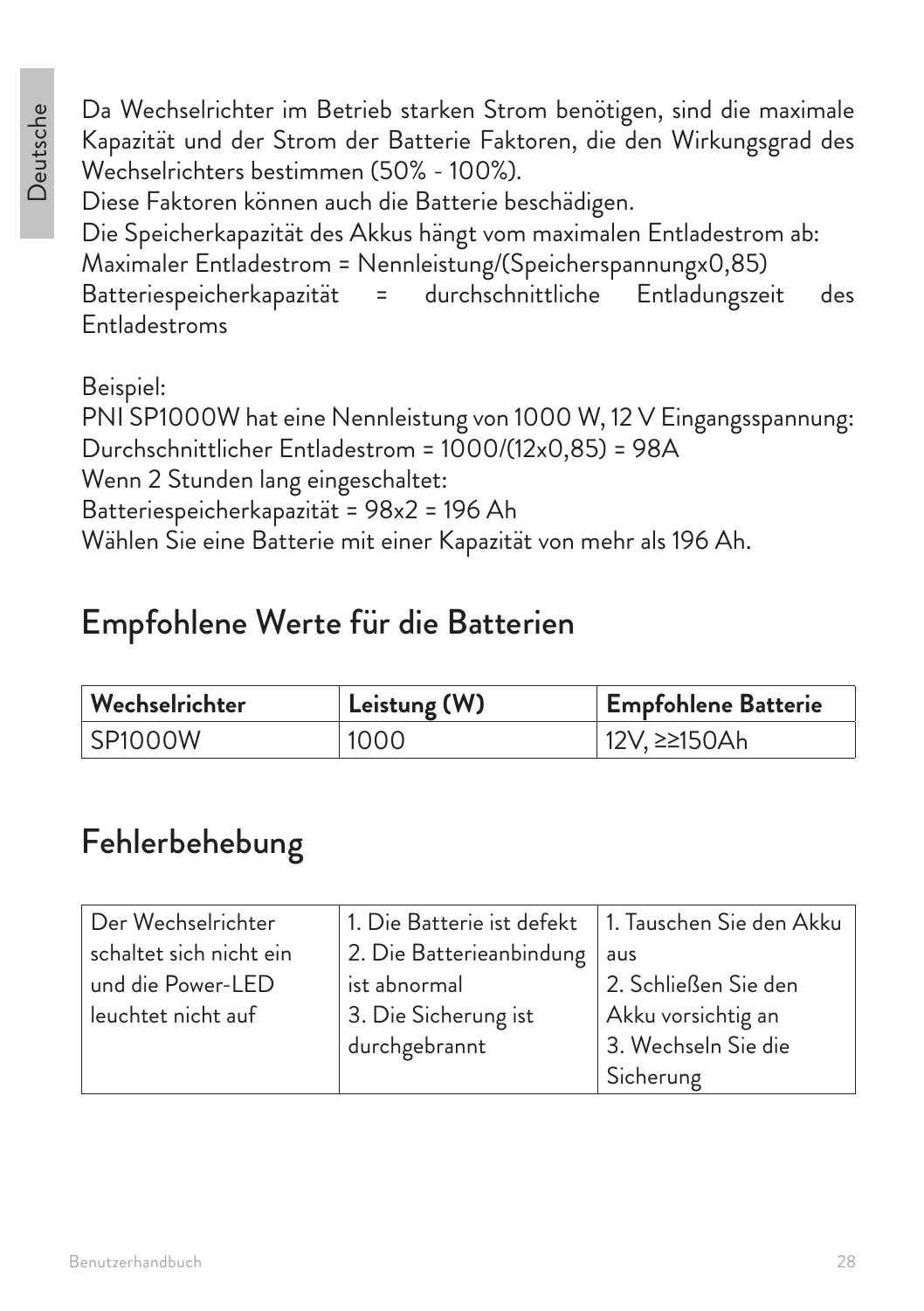Da Wechselrichter im Betrieb starken Strom benötigen, sind die maximale Kapazität und der Strom der Batterie Faktoren, die den Wirkungsgrad des Wechselrichters bestimmen (50% - 100%).
Diese Faktoren können auch die Batterie beschädigen.
Die Speicherkapazität des Akkus hängt vom maximalen Entladestrom ab:
Maximaler Entladestrom = Nennleistung/(Speicherspannungx0,85)
Batteriespeicherkapazität = durchschnittliche Entladungszeit des Entladestroms

Beispiel:
PNI SP1000W hat eine Nennleistung von 1000 W, 12 V Eingangsspannung:
Durchschnittlicher Entladestrom = 1000/(12x0,85) = 98A
Wenn 2 Stunden lang eingeschaltet:
Batteriespeicherkapazität = 98x2 = 196 Ah
Wählen Sie eine Batterie mit einer Kapazität von mehr als 196 Ah.

## Empfohlene Werte für die Batterien

| Wechselrichter | Leistung (W) | Empfohlene Batterie |
|---|---|---|
| SP1000W | 1000 | 12V, ≥≥150Ah |

## Fehlerbehebung

| | | |
|---|---|---|
| Der Wechselrichter schaltet sich nicht ein und die Power-LED leuchtet nicht auf | 1. Die Batterie ist defekt<br>2. Die Batterieanbindung ist abnormal<br>3. Die Sicherung ist durchgebrannt | 1. Tauschen Sie den Akku aus<br>2. Schließen Sie den Akku vorsichtig an<br>3. Wechseln Sie die Sicherung |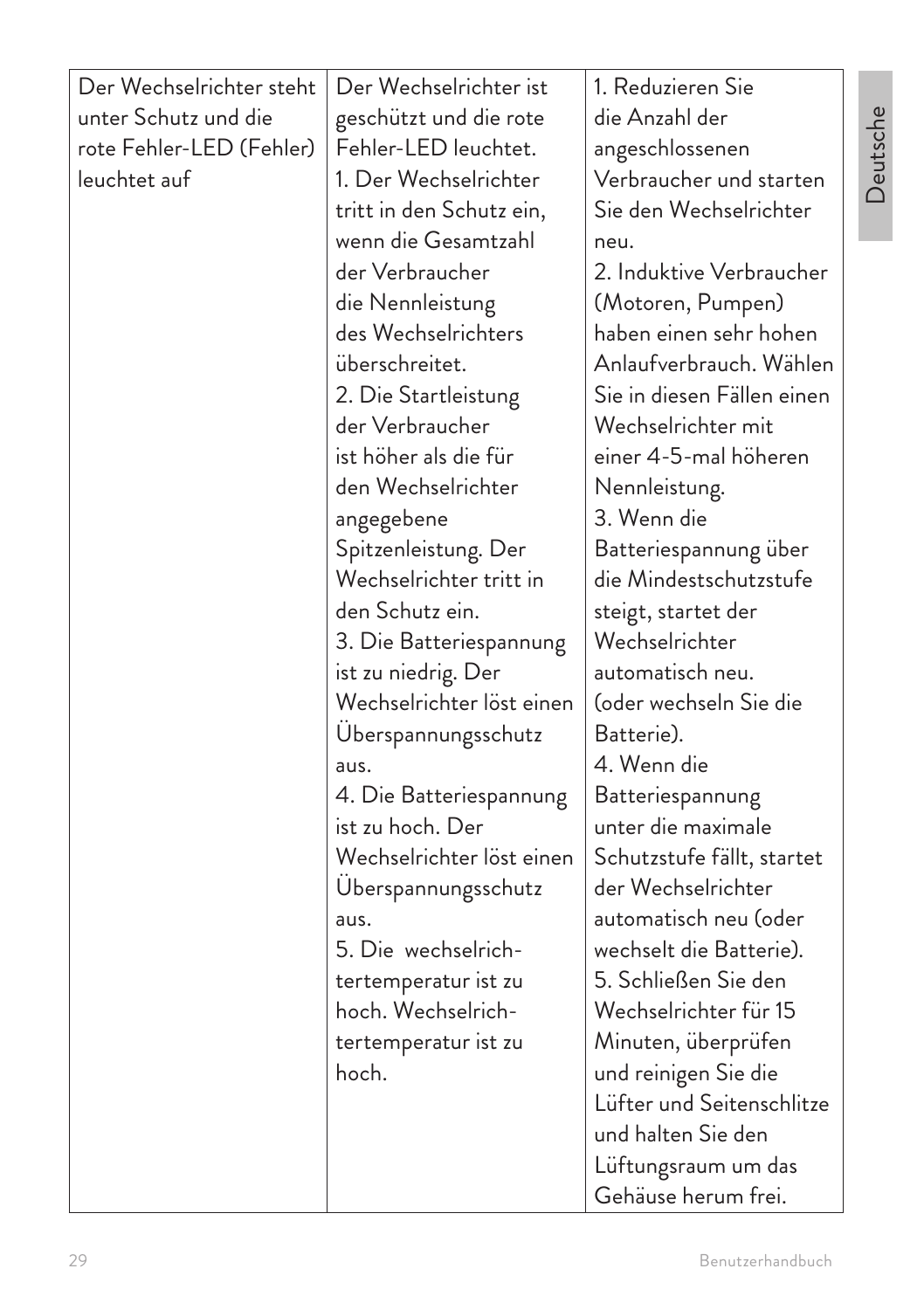| | | |
|---|---|---|
| Der Wechselrichter steht unter Schutz und die rote Fehler-LED (Fehler) leuchtet auf | Der Wechselrichter ist geschützt und die rote Fehler-LED leuchtet.<br>1. Der Wechselrichter tritt in den Schutz ein, wenn die Gesamtzahl der Verbraucher die Nennleistung des Wechselrichters überschreitet.<br>2. Die Startleistung der Verbraucher ist höher als die für den Wechselrichter angegebene Spitzenleistung. Der Wechselrichter tritt in den Schutz ein.<br>3. Die Batteriespannung ist zu niedrig. Der Wechselrichter löst einen Überspannungsschutz aus.<br>4. Die Batteriespannung ist zu hoch. Der Wechselrichter löst einen Überspannungsschutz aus.<br>5. Die wechselrich-tertemperatur ist zu hoch. Wechselrich-tertemperatur ist zu hoch. | 1. Reduzieren Sie die Anzahl der angeschlossenen Verbraucher und starten Sie den Wechselrichter neu.<br>2. Induktive Verbraucher (Motoren, Pumpen) haben einen sehr hohen Anlaufverbrauch. Wählen Sie in diesen Fällen einen Wechselrichter mit einer 4-5-mal höheren Nennleistung.<br>3. Wenn die Batteriespannung über die Mindestschutzstufe steigt, startet der Wechselrichter automatisch neu. (oder wechseln Sie die Batterie).<br>4. Wenn die Batteriespannung unter die maximale Schutzstufe fällt, startet der Wechselrichter automatisch neu (oder wechselt die Batterie).<br>5. Schließen Sie den Wechselrichter für 15 Minuten, überprüfen und reinigen Sie die Lüfter und Seitenschlitze und halten Sie den Lüftungsraum um das Gehäuse herum frei. |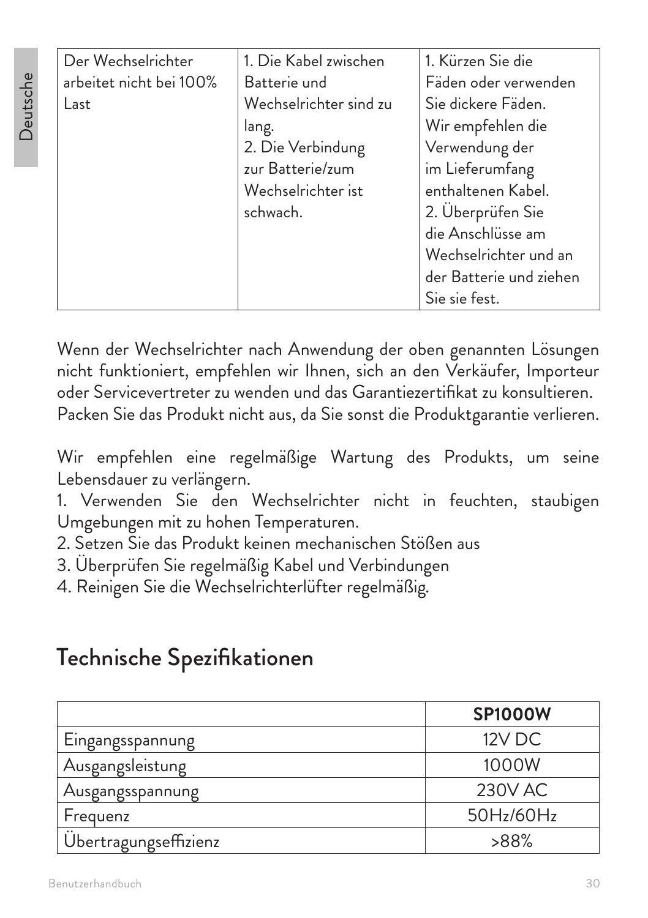| Der Wechselrichter arbeitet nicht bei 100% Last | 1. Die Kabel zwischen Batterie und Wechselrichter sind zu lang.<br>2. Die Verbindung zur Batterie/zum Wechselrichter ist schwach. | 1. Kürzen Sie die Fäden oder verwenden Sie dickere Fäden. Wir empfehlen die Verwendung der im Lieferumfang enthaltenen Kabel.<br>2. Überprüfen Sie die Anschlüsse am Wechselrichter und an der Batterie und ziehen Sie sie fest. |
|---|---|---|

Wenn der Wechselrichter nach Anwendung der oben genannten Lösungen nicht funktioniert, empfehlen wir Ihnen, sich an den Verkäufer, Importeur oder Servicevertreter zu wenden und das Garantiezertifikat zu konsultieren. Packen Sie das Produkt nicht aus, da Sie sonst die Produktgarantie verlieren.

Wir empfehlen eine regelmäßige Wartung des Produkts, um seine Lebensdauer zu verlängern.

1. Verwenden Sie den Wechselrichter nicht in feuchten, staubigen Umgebungen mit zu hohen Temperaturen.
2. Setzen Sie das Produkt keinen mechanischen Stößen aus
3. Überprüfen Sie regelmäßig Kabel und Verbindungen
4. Reinigen Sie die Wechselrichterlüfter regelmäßig.

## Technische Spezifikationen

| | **SP1000W** |
|---|---|
| Eingangsspannung | 12V DC |
| Ausgangsleistung | 1000W |
| Ausgangsspannung | 230V AC |
| Frequenz | 50Hz/60Hz |
| Übertragungseffizienz | >88% |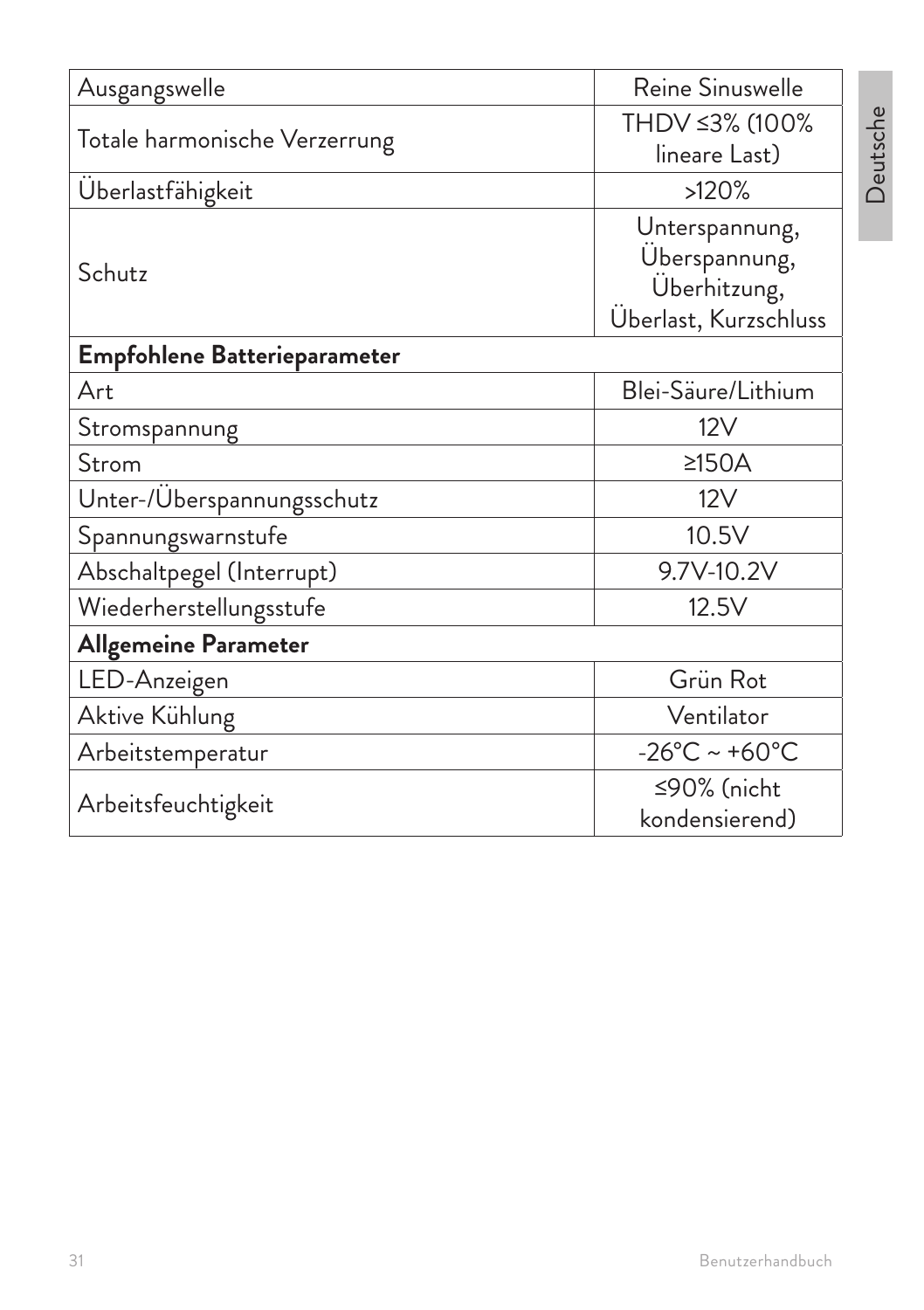| Ausgangswelle | Reine Sinuswelle |
|---|---|
| Totale harmonische Verzerrung | THDV ≤3% (100% lineare Last) |
| Überlastfähigkeit | >120% |
| Schutz | Unterspannung, Überspannung, Überhitzung, Überlast, Kurzschluss |
| **Empfohlene Batterieparameter** | |
| Art | Blei-Säure/Lithium |
| Stromspannung | 12V |
| Strom | ≥150A |
| Unter-/Überspannungsschutz | 12V |
| Spannungswarnstufe | 10.5V |
| Abschaltpegel (Interrupt) | 9.7V-10.2V |
| Wiederherstellungsstufe | 12.5V |
| **Allgemeine Parameter** | |
| LED-Anzeigen | Grün Rot |
| Aktive Kühlung | Ventilator |
| Arbeitstemperatur | -26°C ~ +60°C |
| Arbeitsfeuchtigkeit | ≤90% (nicht kondensierend) |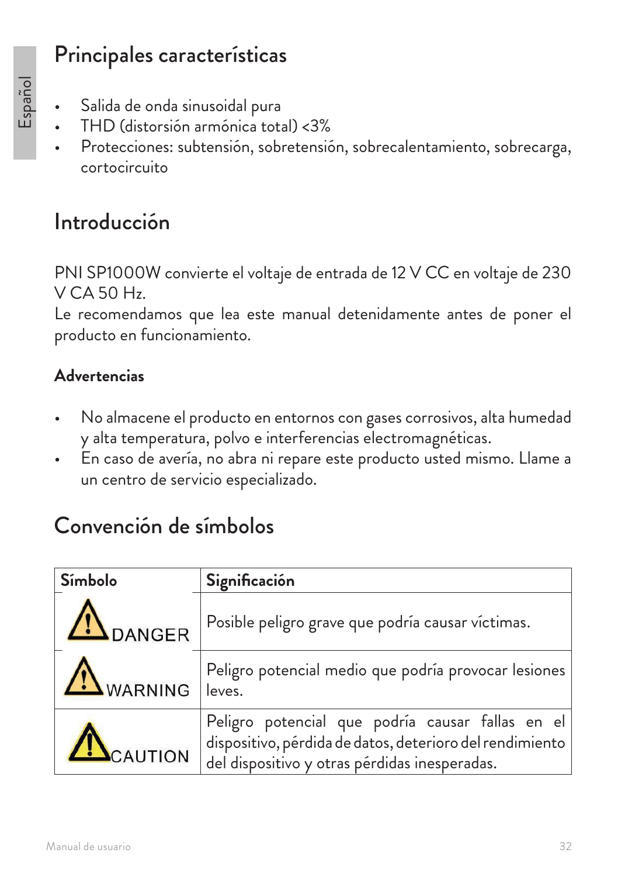## Principales características

- Salida de onda sinusoidal pura
- THD (distorsión armónica total) <3%
- Protecciones: subtensión, sobretensión, sobrecalentamiento, sobrecarga, cortocircuito

## Introducción

PNI SP1000W convierte el voltaje de entrada de 12 V CC en voltaje de 230 V CA 50 Hz.
Le recomendamos que lea este manual detenidamente antes de poner el producto en funcionamiento.

### Advertencias

- No almacene el producto en entornos con gases corrosivos, alta humedad y alta temperatura, polvo e interferencias electromagnéticas.
- En caso de avería, no abra ni repare este producto usted mismo. Llame a un centro de servicio especializado.

## Convención de símbolos

| Símbolo | Significación |
|---|---|
| DANGER | Posible peligro grave que podría causar víctimas. |
| WARNING | Peligro potencial medio que podría provocar lesiones leves. |
| CAUTION | Peligro potencial que podría causar fallas en el dispositivo, pérdida de datos, deterioro del rendimiento del dispositivo y otras pérdidas inesperadas. |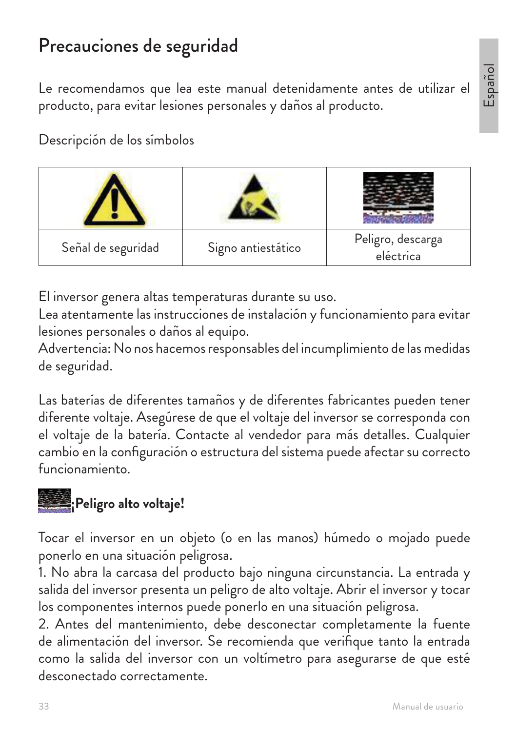# Precauciones de seguridad

Le recomendamos que lea este manual detenidamente antes de utilizar el producto, para evitar lesiones personales y daños al producto.

Descripción de los símbolos

| | | |
|---|---|---|
| Señal de seguridad | Signo antiestático | Peligro, descarga eléctrica |

El inversor genera altas temperaturas durante su uso.
Lea atentamente las instrucciones de instalación y funcionamiento para evitar lesiones personales o daños al equipo.
Advertencia: No nos hacemos responsables del incumplimiento de las medidas de seguridad.

Las baterías de diferentes tamaños y de diferentes fabricantes pueden tener diferente voltaje. Asegúrese de que el voltaje del inversor se corresponda con el voltaje de la batería. Contacte al vendedor para más detalles. Cualquier cambio en la configuración o estructura del sistema puede afectar su correcto funcionamiento.

**¡Peligro alto voltaje!**

Tocar el inversor en un objeto (o en las manos) húmedo o mojado puede ponerlo en una situación peligrosa.

1. No abra la carcasa del producto bajo ninguna circunstancia. La entrada y salida del inversor presenta un peligro de alto voltaje. Abrir el inversor y tocar los componentes internos puede ponerlo en una situación peligrosa.
2. Antes del mantenimiento, debe desconectar completamente la fuente de alimentación del inversor. Se recomienda que verifique tanto la entrada como la salida del inversor con un voltímetro para asegurarse de que esté desconectado correctamente.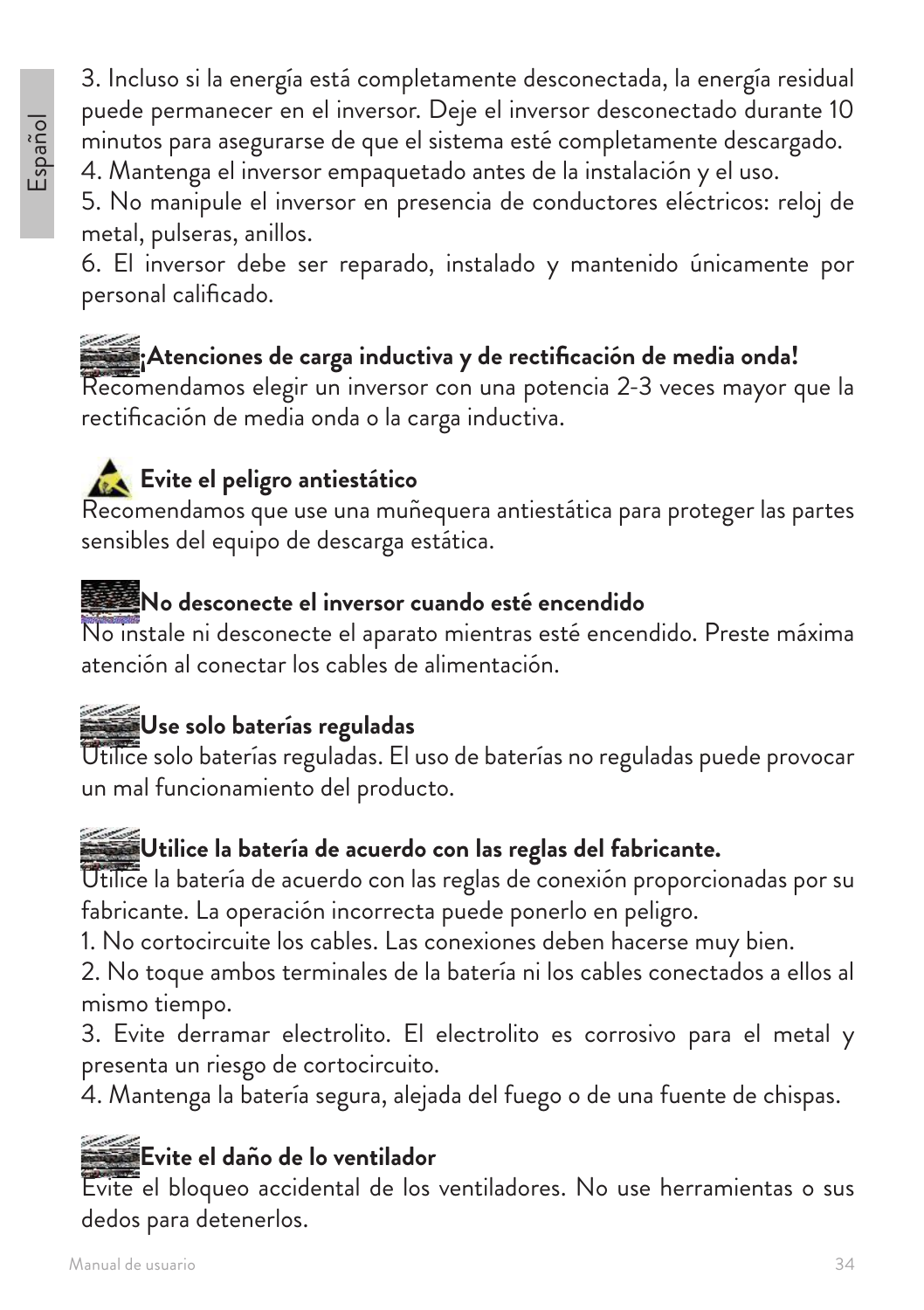3. Incluso si la energía está completamente desconectada, la energía residual puede permanecer en el inversor. Deje el inversor desconectado durante 10 minutos para asegurarse de que el sistema esté completamente descargado.
4. Mantenga el inversor empaquetado antes de la instalación y el uso.
5. No manipule el inversor en presencia de conductores eléctricos: reloj de metal, pulseras, anillos.
6. El inversor debe ser reparado, instalado y mantenido únicamente por personal calificado.

**¡Atenciones de carga inductiva y de rectificación de media onda!**
Recomendamos elegir un inversor con una potencia 2-3 veces mayor que la rectificación de media onda o la carga inductiva.

**Evite el peligro antiestático**
Recomendamos que use una muñequera antiestática para proteger las partes sensibles del equipo de descarga estática.

**No desconecte el inversor cuando esté encendido**
No instale ni desconecte el aparato mientras esté encendido. Preste máxima atención al conectar los cables de alimentación.

**Use solo baterías reguladas**
Utilice solo baterías reguladas. El uso de baterías no reguladas puede provocar un mal funcionamiento del producto.

**Utilice la batería de acuerdo con las reglas del fabricante.**
Utilice la batería de acuerdo con las reglas de conexión proporcionadas por su fabricante. La operación incorrecta puede ponerlo en peligro.
1. No cortocircuite los cables. Las conexiones deben hacerse muy bien.
2. No toque ambos terminales de la batería ni los cables conectados a ellos al mismo tiempo.
3. Evite derramar electrolito. El electrolito es corrosivo para el metal y presenta un riesgo de cortocircuito.
4. Mantenga la batería segura, alejada del fuego o de una fuente de chispas.

**Evite el daño de lo ventilador**
Evite el bloqueo accidental de los ventiladores. No use herramientas o sus dedos para detenerlos.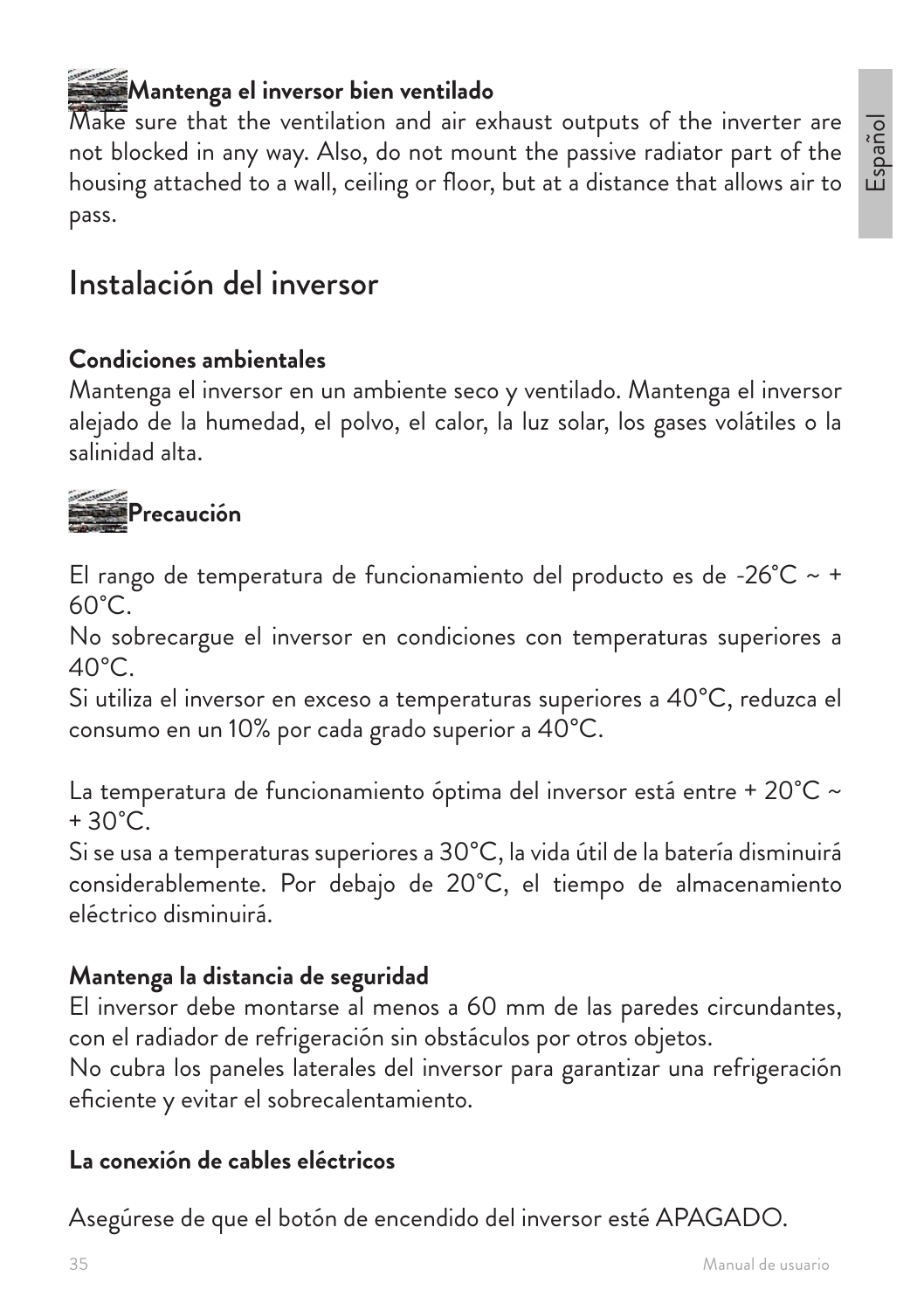**Mantenga el inversor bien ventilado**

Make sure that the ventilation and air exhaust outputs of the inverter are not blocked in any way. Also, do not mount the passive radiator part of the housing attached to a wall, ceiling or floor, but at a distance that allows air to pass.

# Instalación del inversor

**Condiciones ambientales**

Mantenga el inversor en un ambiente seco y ventilado. Mantenga el inversor alejado de la humedad, el polvo, el calor, la luz solar, los gases volátiles o la salinidad alta.

**Precaución**

El rango de temperatura de funcionamiento del producto es de -26°C ~ + 60°C.

No sobrecargue el inversor en condiciones con temperaturas superiores a 40°C.

Si utiliza el inversor en exceso a temperaturas superiores a 40°C, reduzca el consumo en un 10% por cada grado superior a 40°C.

La temperatura de funcionamiento óptima del inversor está entre + 20°C ~ + 30°C.

Si se usa a temperaturas superiores a 30°C, la vida útil de la batería disminuirá considerablemente. Por debajo de 20°C, el tiempo de almacenamiento eléctrico disminuirá.

**Mantenga la distancia de seguridad**

El inversor debe montarse al menos a 60 mm de las paredes circundantes, con el radiador de refrigeración sin obstáculos por otros objetos.

No cubra los paneles laterales del inversor para garantizar una refrigeración eficiente y evitar el sobrecalentamiento.

**La conexión de cables eléctricos**

Asegúrese de que el botón de encendido del inversor esté APAGADO.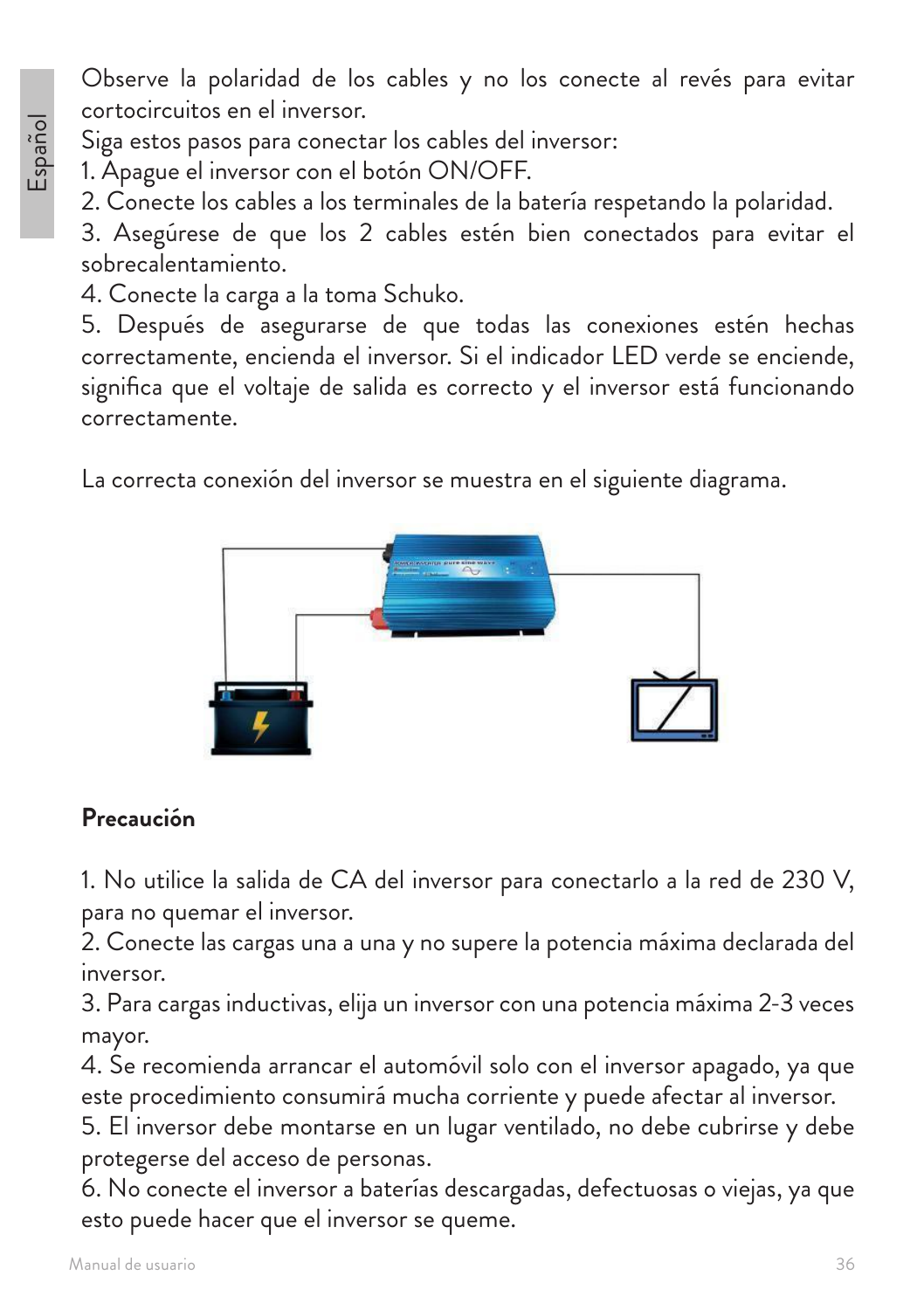Observe la polaridad de los cables y no los conecte al revés para evitar cortocircuitos en el inversor.

Siga estos pasos para conectar los cables del inversor:

1. Apague el inversor con el botón ON/OFF.
2. Conecte los cables a los terminales de la batería respetando la polaridad.
3. Asegúrese de que los 2 cables estén bien conectados para evitar el sobrecalentamiento.
4. Conecte la carga a la toma Schuko.
5. Después de asegurarse de que todas las conexiones estén hechas correctamente, encienda el inversor. Si el indicador LED verde se enciende, significa que el voltaje de salida es correcto y el inversor está funcionando correctamente.

La correcta conexión del inversor se muestra en el siguiente diagrama.

**Precaución**

1. No utilice la salida de CA del inversor para conectarlo a la red de 230 V, para no quemar el inversor.
2. Conecte las cargas una a una y no supere la potencia máxima declarada del inversor.
3. Para cargas inductivas, elija un inversor con una potencia máxima 2-3 veces mayor.
4. Se recomienda arrancar el automóvil solo con el inversor apagado, ya que este procedimiento consumirá mucha corriente y puede afectar al inversor.
5. El inversor debe montarse en un lugar ventilado, no debe cubrirse y debe protegerse del acceso de personas.
6. No conecte el inversor a baterías descargadas, defectuosas o viejas, ya que esto puede hacer que el inversor se queme.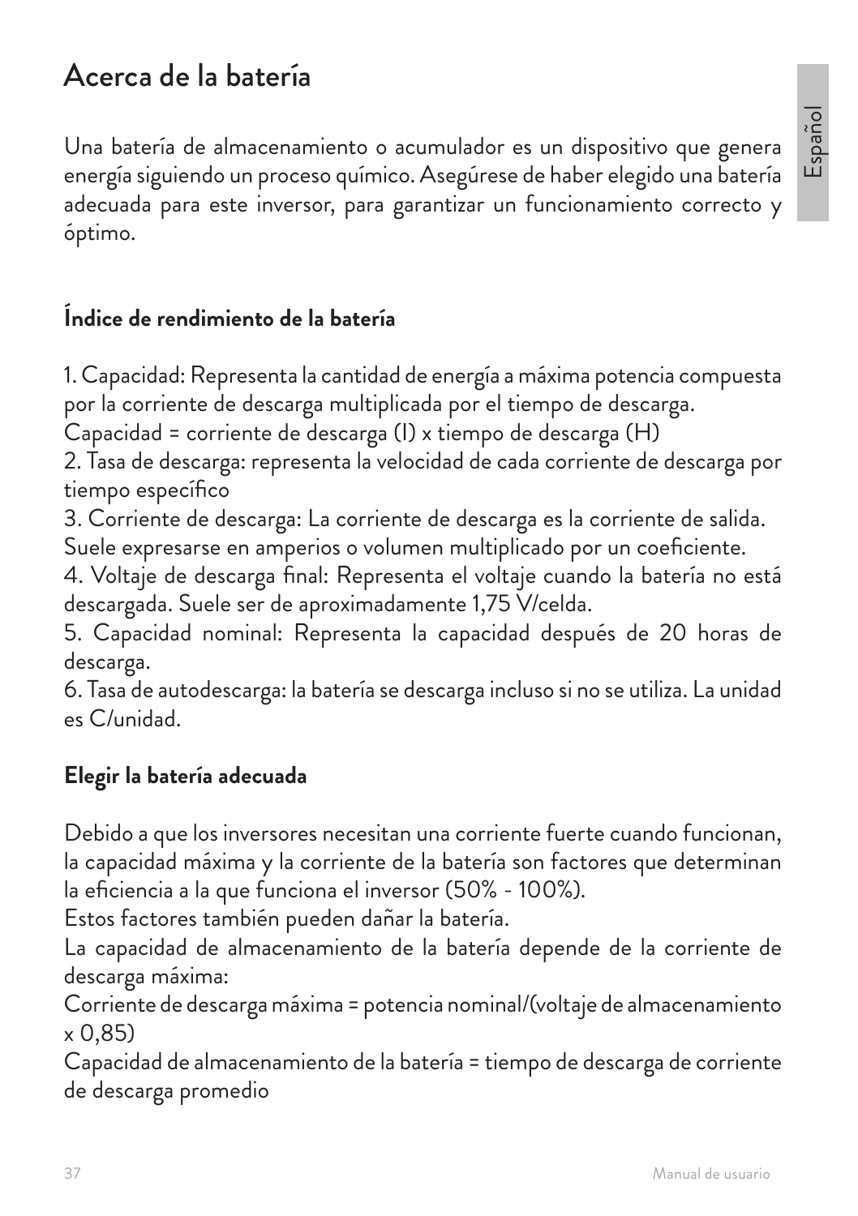# Acerca de la batería

Una batería de almacenamiento o acumulador es un dispositivo que genera energía siguiendo un proceso químico. Asegúrese de haber elegido una batería adecuada para este inversor, para garantizar un funcionamiento correcto y óptimo.

## Índice de rendimiento de la batería

1. Capacidad: Representa la cantidad de energía a máxima potencia compuesta por la corriente de descarga multiplicada por el tiempo de descarga.
Capacidad = corriente de descarga (I) x tiempo de descarga (H)
2. Tasa de descarga: representa la velocidad de cada corriente de descarga por tiempo específico
3. Corriente de descarga: La corriente de descarga es la corriente de salida. Suele expresarse en amperios o volumen multiplicado por un coeficiente.
4. Voltaje de descarga final: Representa el voltaje cuando la batería no está descargada. Suele ser de aproximadamente 1,75 V/celda.
5. Capacidad nominal: Representa la capacidad después de 20 horas de descarga.
6. Tasa de autodescarga: la batería se descarga incluso si no se utiliza. La unidad es C/unidad.

## Elegir la batería adecuada

Debido a que los inversores necesitan una corriente fuerte cuando funcionan, la capacidad máxima y la corriente de la batería son factores que determinan la eficiencia a la que funciona el inversor (50% - 100%).
Estos factores también pueden dañar la batería.
La capacidad de almacenamiento de la batería depende de la corriente de descarga máxima:
Corriente de descarga máxima = potencia nominal/(voltaje de almacenamiento x 0,85)
Capacidad de almacenamiento de la batería = tiempo de descarga de corriente de descarga promedio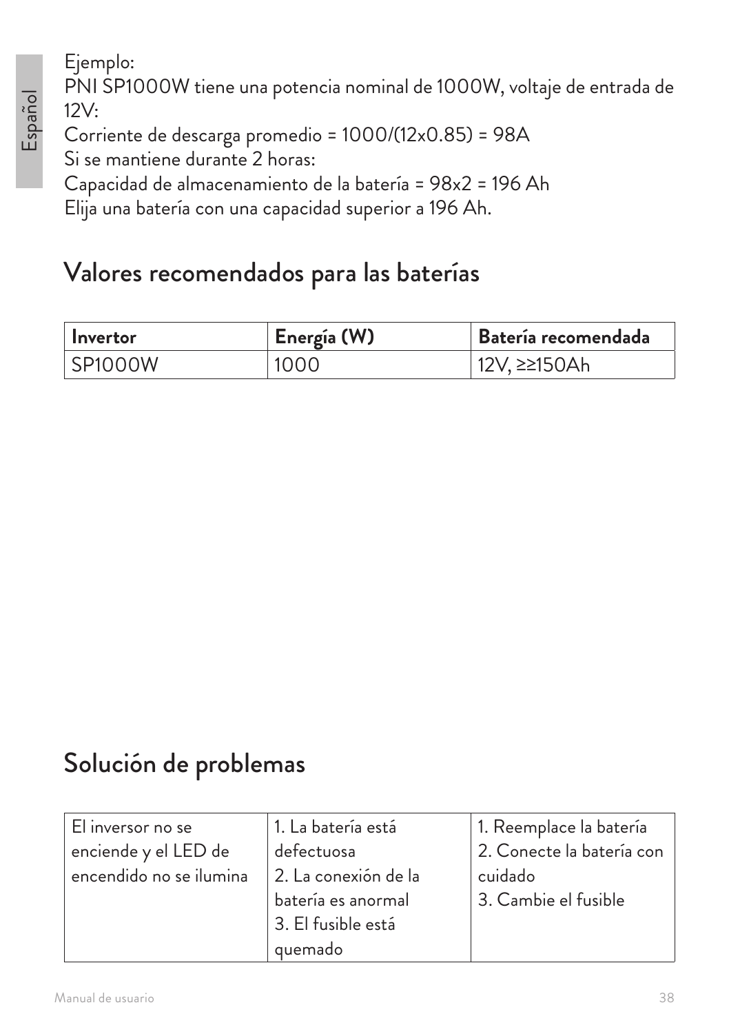Ejemplo:
PNI SP1000W tiene una potencia nominal de 1000W, voltaje de entrada de 12V:
Corriente de descarga promedio = 1000/(12x0.85) = 98A
Si se mantiene durante 2 horas:
Capacidad de almacenamiento de la batería = 98x2 = 196 Ah
Elija una batería con una capacidad superior a 196 Ah.

## Valores recomendados para las baterías

| Invertor | Energía (W) | Batería recomendada |
|---|---|---|
| SP1000W | 1000 | 12V, ≥≥150Ah |

## Solución de problemas

| | | |
|---|---|---|
| El inversor no se enciende y el LED de encendido no se ilumina | 1. La batería está defectuosa<br>2. La conexión de la batería es anormal<br>3. El fusible está quemado | 1. Reemplace la batería<br>2. Conecte la batería con cuidado<br>3. Cambie el fusible |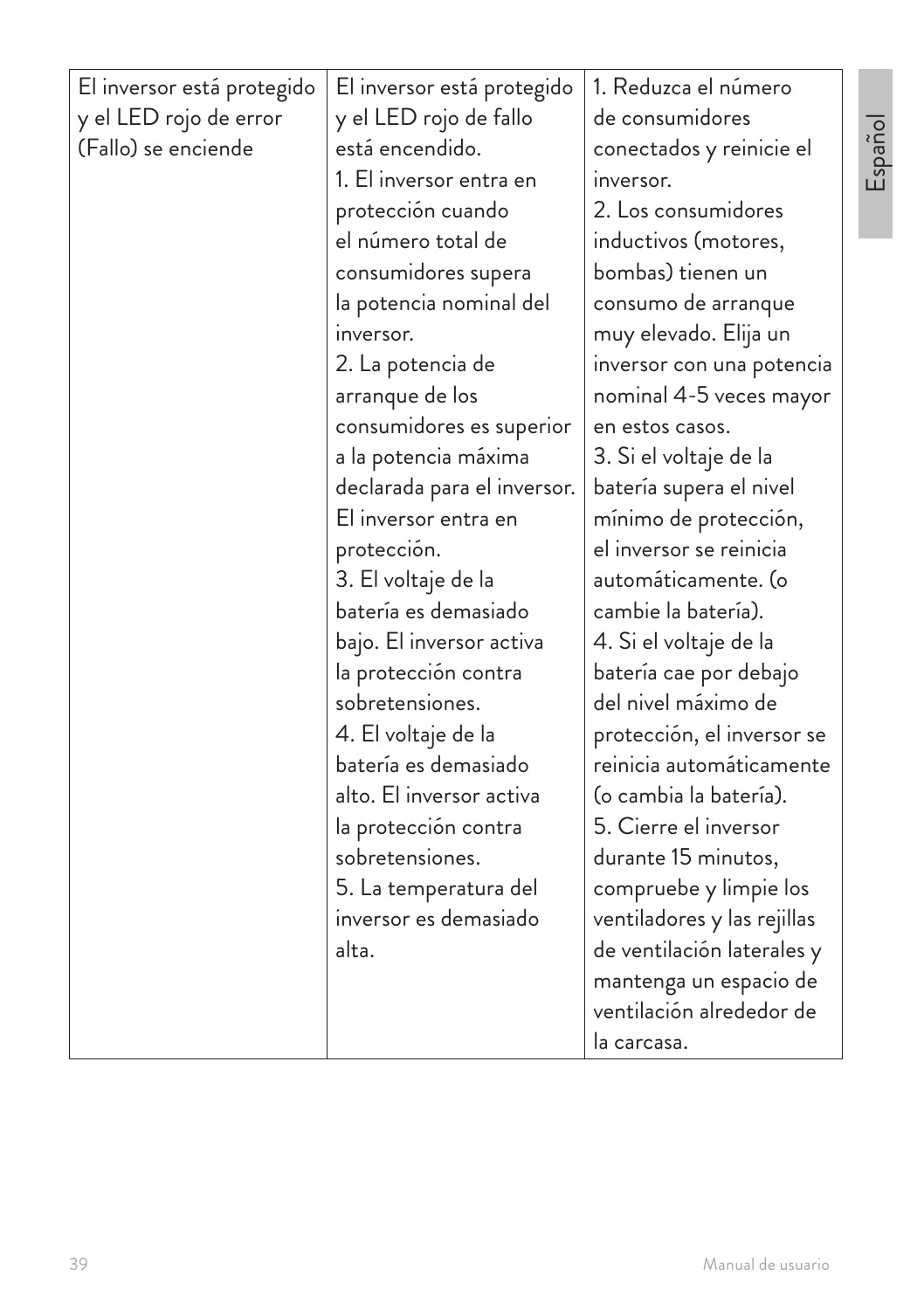| | | |
|---|---|---|
| El inversor está protegido y el LED rojo de error (Fallo) se enciende | El inversor está protegido y el LED rojo de fallo está encendido.<br>1. El inversor entra en protección cuando el número total de consumidores supera la potencia nominal del inversor.<br>2. La potencia de arranque de los consumidores es superior a la potencia máxima declarada para el inversor. El inversor entra en protección.<br>3. El voltaje de la batería es demasiado bajo. El inversor activa la protección contra sobretensiones.<br>4. El voltaje de la batería es demasiado alto. El inversor activa la protección contra sobretensiones.<br>5. La temperatura del inversor es demasiado alta. | 1. Reduzca el número de consumidores conectados y reinicie el inversor.<br>2. Los consumidores inductivos (motores, bombas) tienen un consumo de arranque muy elevado. Elija un inversor con una potencia nominal 4-5 veces mayor en estos casos.<br>3. Si el voltaje de la batería supera el nivel mínimo de protección, el inversor se reinicia automáticamente. (o cambie la batería).<br>4. Si el voltaje de la batería cae por debajo del nivel máximo de protección, el inversor se reinicia automáticamente (o cambia la batería).<br>5. Cierre el inversor durante 15 minutos, compruebe y limpie los ventiladores y las rejillas de ventilación laterales y mantenga un espacio de ventilación alrededor de la carcasa. |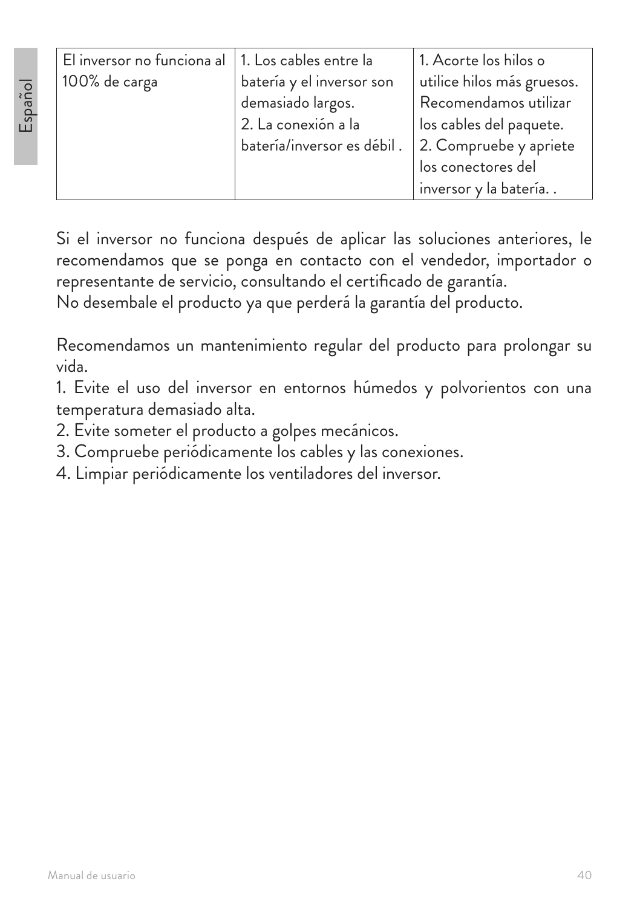| El inversor no funciona al 100% de carga | 1. Los cables entre la batería y el inversor son demasiado largos.<br>2. La conexión a la batería/inversor es débil . | 1. Acorte los hilos o utilice hilos más gruesos. Recomendamos utilizar los cables del paquete.<br>2. Compruebe y apriete los conectores del inversor y la batería. . |
|---|---|---|

Si el inversor no funciona después de aplicar las soluciones anteriores, le recomendamos que se ponga en contacto con el vendedor, importador o representante de servicio, consultando el certificado de garantía.
No desembale el producto ya que perderá la garantía del producto.

Recomendamos un mantenimiento regular del producto para prolongar su vida.
1. Evite el uso del inversor en entornos húmedos y polvorientos con una temperatura demasiado alta.
2. Evite someter el producto a golpes mecánicos.
3. Compruebe periódicamente los cables y las conexiones.
4. Limpiar periódicamente los ventiladores del inversor.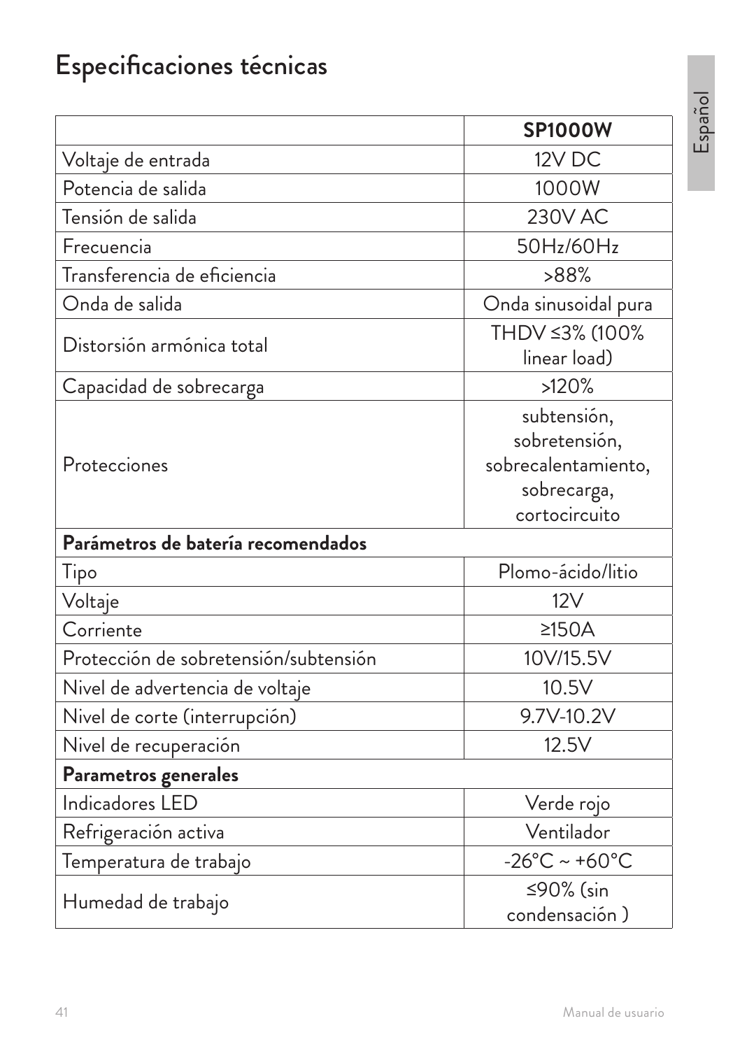# Especificaciones técnicas

| | **SP1000W** |
|---|---|
| Voltaje de entrada | 12V DC |
| Potencia de salida | 1000W |
| Tensión de salida | 230V AC |
| Frecuencia | 50Hz/60Hz |
| Transferencia de eficiencia | >88% |
| Onda de salida | Onda sinusoidal pura |
| Distorsión armónica total | THDV ≤3% (100% linear load) |
| Capacidad de sobrecarga | >120% |
| Protecciones | subtensión, sobretensión, sobrecalentamiento, sobrecarga, cortocircuito |
| **Parámetros de batería recomendados** | |
| Tipo | Plomo-ácido/litio |
| Voltaje | 12V |
| Corriente | ≥150A |
| Protección de sobretensión/subtensión | 10V/15.5V |
| Nivel de advertencia de voltaje | 10.5V |
| Nivel de corte (interrupción) | 9.7V-10.2V |
| Nivel de recuperación | 12.5V |
| **Parametros generales** | |
| Indicadores LED | Verde rojo |
| Refrigeración activa | Ventilador |
| Temperatura de trabajo | -26°C ~ +60°C |
| Humedad de trabajo | ≤90% (sin condensación ) |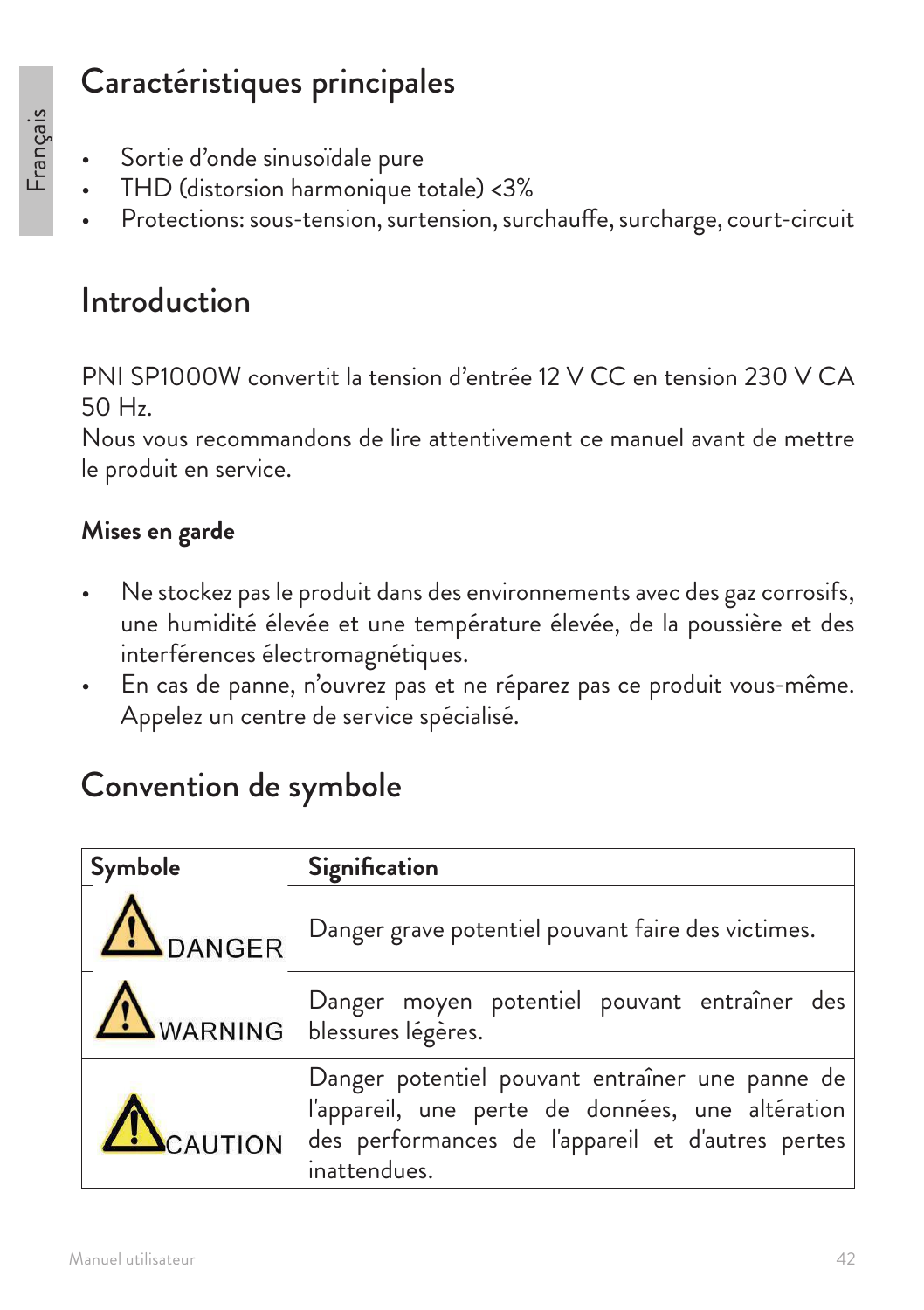## Caractéristiques principales

- Sortie d'onde sinusoïdale pure
- THD (distorsion harmonique totale) <3%
- Protections: sous-tension, surtension, surchauffe, surcharge, court-circuit

## Introduction

PNI SP1000W convertit la tension d'entrée 12 V CC en tension 230 V CA 50 Hz.
Nous vous recommandons de lire attentivement ce manuel avant de mettre le produit en service.

### Mises en garde

- Ne stockez pas le produit dans des environnements avec des gaz corrosifs, une humidité élevée et une température élevée, de la poussière et des interférences électromagnétiques.
- En cas de panne, n'ouvrez pas et ne réparez pas ce produit vous-même. Appelez un centre de service spécialisé.

## Convention de symbole

| Symbole | Signification |
|---|---|
| DANGER | Danger grave potentiel pouvant faire des victimes. |
| WARNING | Danger moyen potentiel pouvant entraîner des blessures légères. |
| CAUTION | Danger potentiel pouvant entraîner une panne de l'appareil, une perte de données, une altération des performances de l'appareil et d'autres pertes inattendues. |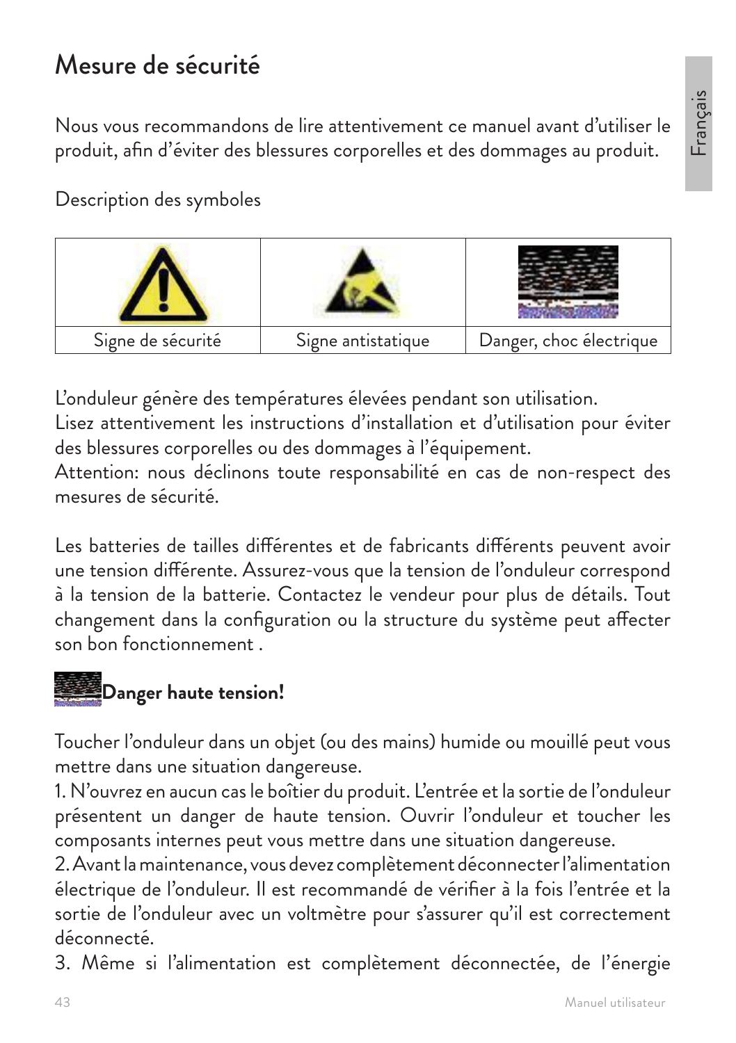# Mesure de sécurité

Nous vous recommandons de lire attentivement ce manuel avant d'utiliser le produit, afin d'éviter des blessures corporelles et des dommages au produit.

Description des symboles

| | | |
|---|---|---|
| Signe de sécurité | Signe antistatique | Danger, choc électrique |

L'onduleur génère des températures élevées pendant son utilisation.
Lisez attentivement les instructions d'installation et d'utilisation pour éviter des blessures corporelles ou des dommages à l'équipement.
Attention: nous déclinons toute responsabilité en cas de non-respect des mesures de sécurité.

Les batteries de tailles différentes et de fabricants différents peuvent avoir une tension différente. Assurez-vous que la tension de l'onduleur correspond à la tension de la batterie. Contactez le vendeur pour plus de détails. Tout changement dans la configuration ou la structure du système peut affecter son bon fonctionnement .

**Danger haute tension!**

Toucher l'onduleur dans un objet (ou des mains) humide ou mouillé peut vous mettre dans une situation dangereuse.
1. N'ouvrez en aucun cas le boîtier du produit. L'entrée et la sortie de l'onduleur présentent un danger de haute tension. Ouvrir l'onduleur et toucher les composants internes peut vous mettre dans une situation dangereuse.
2. Avant la maintenance, vous devez complètement déconnecter l'alimentation électrique de l'onduleur. Il est recommandé de vérifier à la fois l'entrée et la sortie de l'onduleur avec un voltmètre pour s'assurer qu'il est correctement déconnecté.
3. Même si l'alimentation est complètement déconnectée, de l'énergie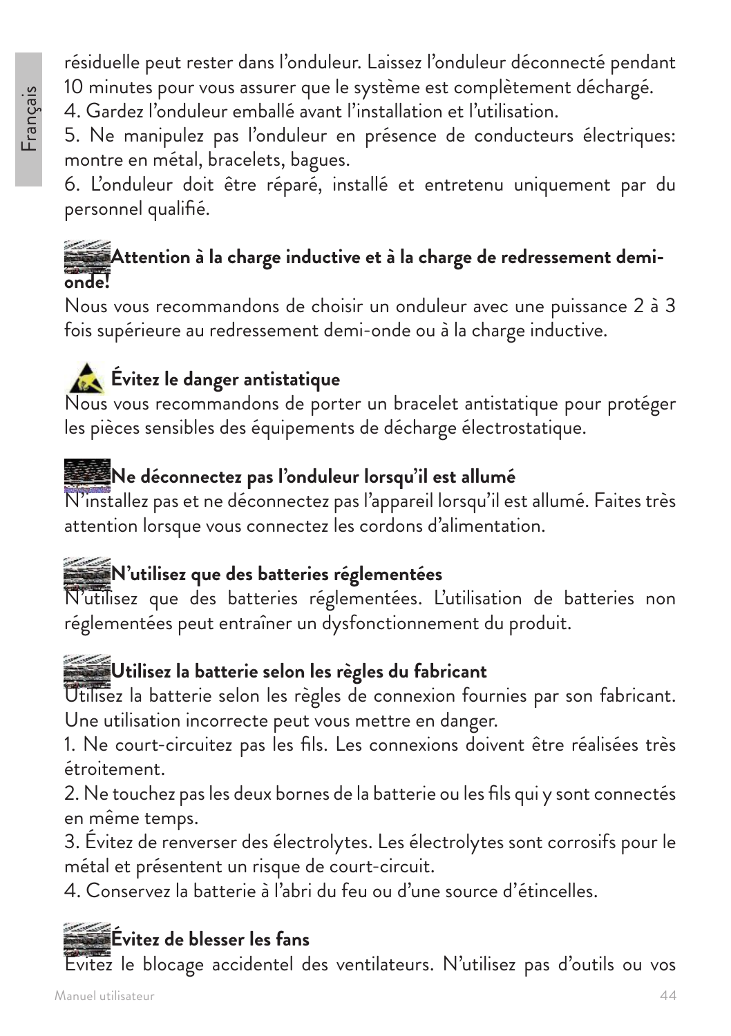résiduelle peut rester dans l'onduleur. Laissez l'onduleur déconnecté pendant 10 minutes pour vous assurer que le système est complètement déchargé.

4. Gardez l'onduleur emballé avant l'installation et l'utilisation.

5. Ne manipulez pas l'onduleur en présence de conducteurs électriques: montre en métal, bracelets, bagues.

6. L'onduleur doit être réparé, installé et entretenu uniquement par du personnel qualifié.

**Attention à la charge inductive et à la charge de redressement demi-onde!**

Nous vous recommandons de choisir un onduleur avec une puissance 2 à 3 fois supérieure au redressement demi-onde ou à la charge inductive.

**Évitez le danger antistatique**

Nous vous recommandons de porter un bracelet antistatique pour protéger les pièces sensibles des équipements de décharge électrostatique.

**Ne déconnectez pas l'onduleur lorsqu'il est allumé**

N'installez pas et ne déconnectez pas l'appareil lorsqu'il est allumé. Faites très attention lorsque vous connectez les cordons d'alimentation.

**N'utilisez que des batteries réglementées**

N'utilisez que des batteries réglementées. L'utilisation de batteries non réglementées peut entraîner un dysfonctionnement du produit.

**Utilisez la batterie selon les règles du fabricant**

Utilisez la batterie selon les règles de connexion fournies par son fabricant. Une utilisation incorrecte peut vous mettre en danger.

1. Ne court-circuitez pas les fils. Les connexions doivent être réalisées très étroitement.

2. Ne touchez pas les deux bornes de la batterie ou les fils qui y sont connectés en même temps.

3. Évitez de renverser des électrolytes. Les électrolytes sont corrosifs pour le métal et présentent un risque de court-circuit.

4. Conservez la batterie à l'abri du feu ou d'une source d'étincelles.

**Évitez de blesser les fans**

Évitez le blocage accidentel des ventilateurs. N'utilisez pas d'outils ou vos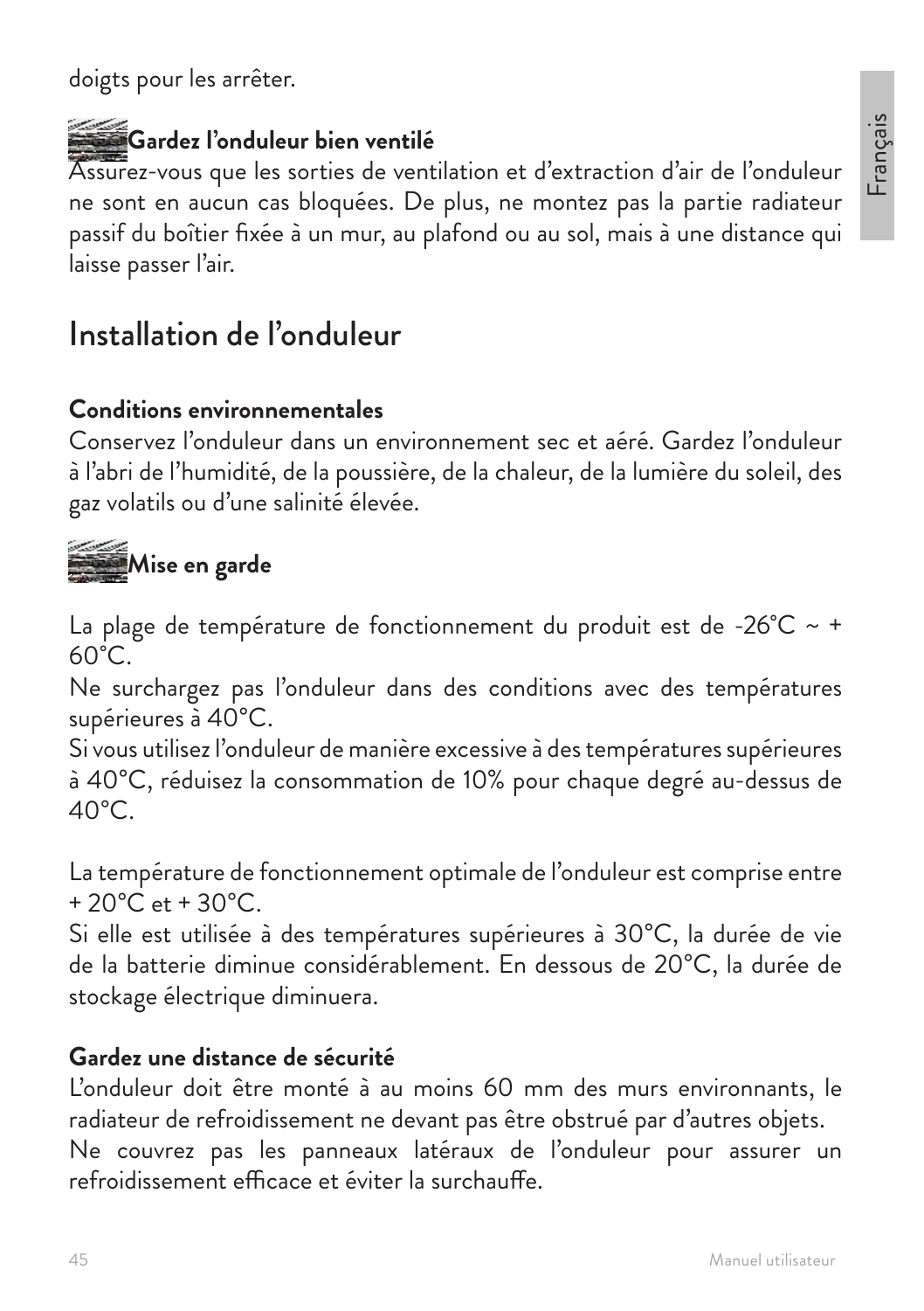doigts pour les arrêter.

**Gardez l'onduleur bien ventilé**
Assurez-vous que les sorties de ventilation et d'extraction d'air de l'onduleur ne sont en aucun cas bloquées. De plus, ne montez pas la partie radiateur passif du boîtier fixée à un mur, au plafond ou au sol, mais à une distance qui laisse passer l'air.

# Installation de l'onduleur

**Conditions environnementales**
Conservez l'onduleur dans un environnement sec et aéré. Gardez l'onduleur à l'abri de l'humidité, de la poussière, de la chaleur, de la lumière du soleil, des gaz volatils ou d'une salinité élevée.

**Mise en garde**

La plage de température de fonctionnement du produit est de -26°C ~ + 60°C.
Ne surchargez pas l'onduleur dans des conditions avec des températures supérieures à 40°C.
Si vous utilisez l'onduleur de manière excessive à des températures supérieures à 40°C, réduisez la consommation de 10% pour chaque degré au-dessus de 40°C.

La température de fonctionnement optimale de l'onduleur est comprise entre + 20°C et + 30°C.
Si elle est utilisée à des températures supérieures à 30°C, la durée de vie de la batterie diminue considérablement. En dessous de 20°C, la durée de stockage électrique diminuera.

**Gardez une distance de sécurité**
L'onduleur doit être monté à au moins 60 mm des murs environnants, le radiateur de refroidissement ne devant pas être obstrué par d'autres objets.
Ne couvrez pas les panneaux latéraux de l'onduleur pour assurer un refroidissement efficace et éviter la surchauffe.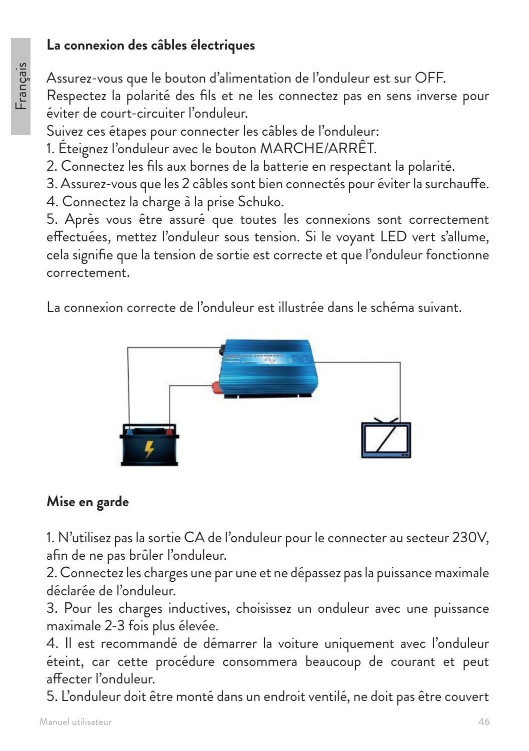## La connexion des câbles électriques

Assurez-vous que le bouton d'alimentation de l'onduleur est sur OFF.
Respectez la polarité des fils et ne les connectez pas en sens inverse pour éviter de court-circuiter l'onduleur.
Suivez ces étapes pour connecter les câbles de l'onduleur:

1. Éteignez l'onduleur avec le bouton MARCHE/ARRÊT.
2. Connectez les fils aux bornes de la batterie en respectant la polarité.
3. Assurez-vous que les 2 câbles sont bien connectés pour éviter la surchauffe.
4. Connectez la charge à la prise Schuko.
5. Après vous être assuré que toutes les connexions sont correctement effectuées, mettez l'onduleur sous tension. Si le voyant LED vert s'allume, cela signifie que la tension de sortie est correcte et que l'onduleur fonctionne correctement.

La connexion correcte de l'onduleur est illustrée dans le schéma suivant.

## Mise en garde

1. N'utilisez pas la sortie CA de l'onduleur pour le connecter au secteur 230V, afin de ne pas brûler l'onduleur.
2. Connectez les charges une par une et ne dépassez pas la puissance maximale déclarée de l'onduleur.
3. Pour les charges inductives, choisissez un onduleur avec une puissance maximale 2-3 fois plus élevée.
4. Il est recommandé de démarrer la voiture uniquement avec l'onduleur éteint, car cette procédure consommera beaucoup de courant et peut affecter l'onduleur.
5. L'onduleur doit être monté dans un endroit ventilé, ne doit pas être couvert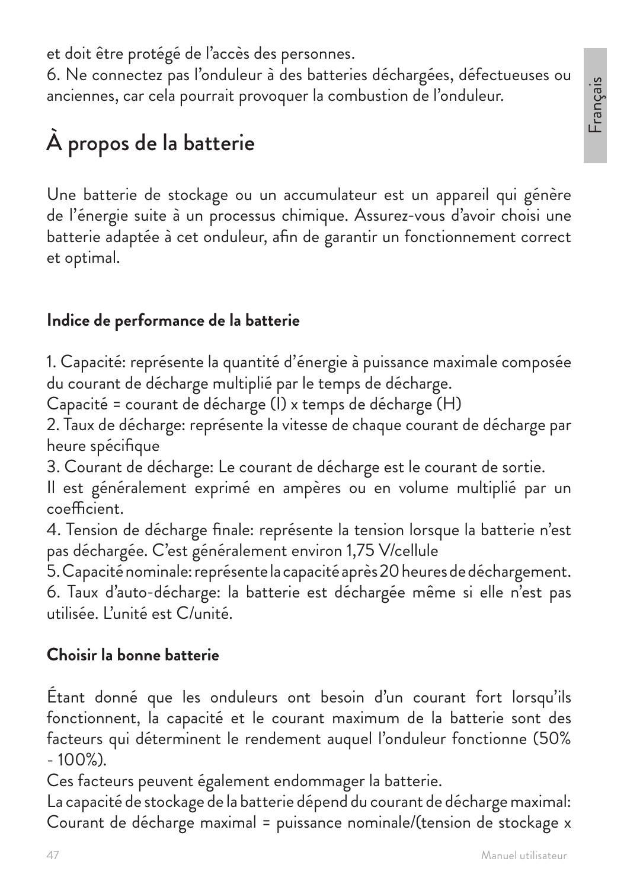et doit être protégé de l'accès des personnes.
6. Ne connectez pas l'onduleur à des batteries déchargées, défectueuses ou anciennes, car cela pourrait provoquer la combustion de l'onduleur.

## À propos de la batterie

Une batterie de stockage ou un accumulateur est un appareil qui génère de l'énergie suite à un processus chimique. Assurez-vous d'avoir choisi une batterie adaptée à cet onduleur, afin de garantir un fonctionnement correct et optimal.

**Indice de performance de la batterie**

1. Capacité: représente la quantité d'énergie à puissance maximale composée du courant de décharge multiplié par le temps de décharge.
Capacité = courant de décharge (I) x temps de décharge (H)
2. Taux de décharge: représente la vitesse de chaque courant de décharge par heure spécifique
3. Courant de décharge: Le courant de décharge est le courant de sortie.
Il est généralement exprimé en ampères ou en volume multiplié par un coefficient.
4. Tension de décharge finale: représente la tension lorsque la batterie n'est pas déchargée. C'est généralement environ 1,75 V/cellule
5. Capacité nominale: représente la capacité après 20 heures de déchargement.
6. Taux d'auto-décharge: la batterie est déchargée même si elle n'est pas utilisée. L'unité est C/unité.

**Choisir la bonne batterie**

Étant donné que les onduleurs ont besoin d'un courant fort lorsqu'ils fonctionnent, la capacité et le courant maximum de la batterie sont des facteurs qui déterminent le rendement auquel l'onduleur fonctionne (50% - 100%).
Ces facteurs peuvent également endommager la batterie.
La capacité de stockage de la batterie dépend du courant de décharge maximal:
Courant de décharge maximal = puissance nominale/(tension de stockage x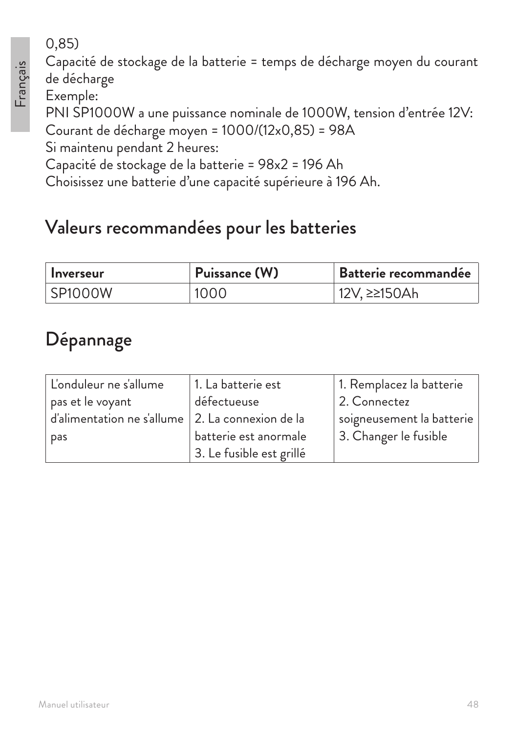0,85)
Capacité de stockage de la batterie = temps de décharge moyen du courant de décharge
Exemple:
PNI SP1000W a une puissance nominale de 1000W, tension d'entrée 12V:
Courant de décharge moyen = 1000/(12x0,85) = 98A
Si maintenu pendant 2 heures:
Capacité de stockage de la batterie = 98x2 = 196 Ah
Choisissez une batterie d'une capacité supérieure à 196 Ah.

## Valeurs recommandées pour les batteries

| Inverseur | Puissance (W) | Batterie recommandée |
|---|---|---|
| SP1000W | 1000 | 12V, ≥≥150Ah |

## Dépannage

| | | |
|---|---|---|
| L'onduleur ne s'allume pas et le voyant d'alimentation ne s'allume pas | 1. La batterie est défectueuse<br>2. La connexion de la batterie est anormale<br>3. Le fusible est grillé | 1. Remplacez la batterie<br>2. Connectez soigneusement la batterie<br>3. Changer le fusible |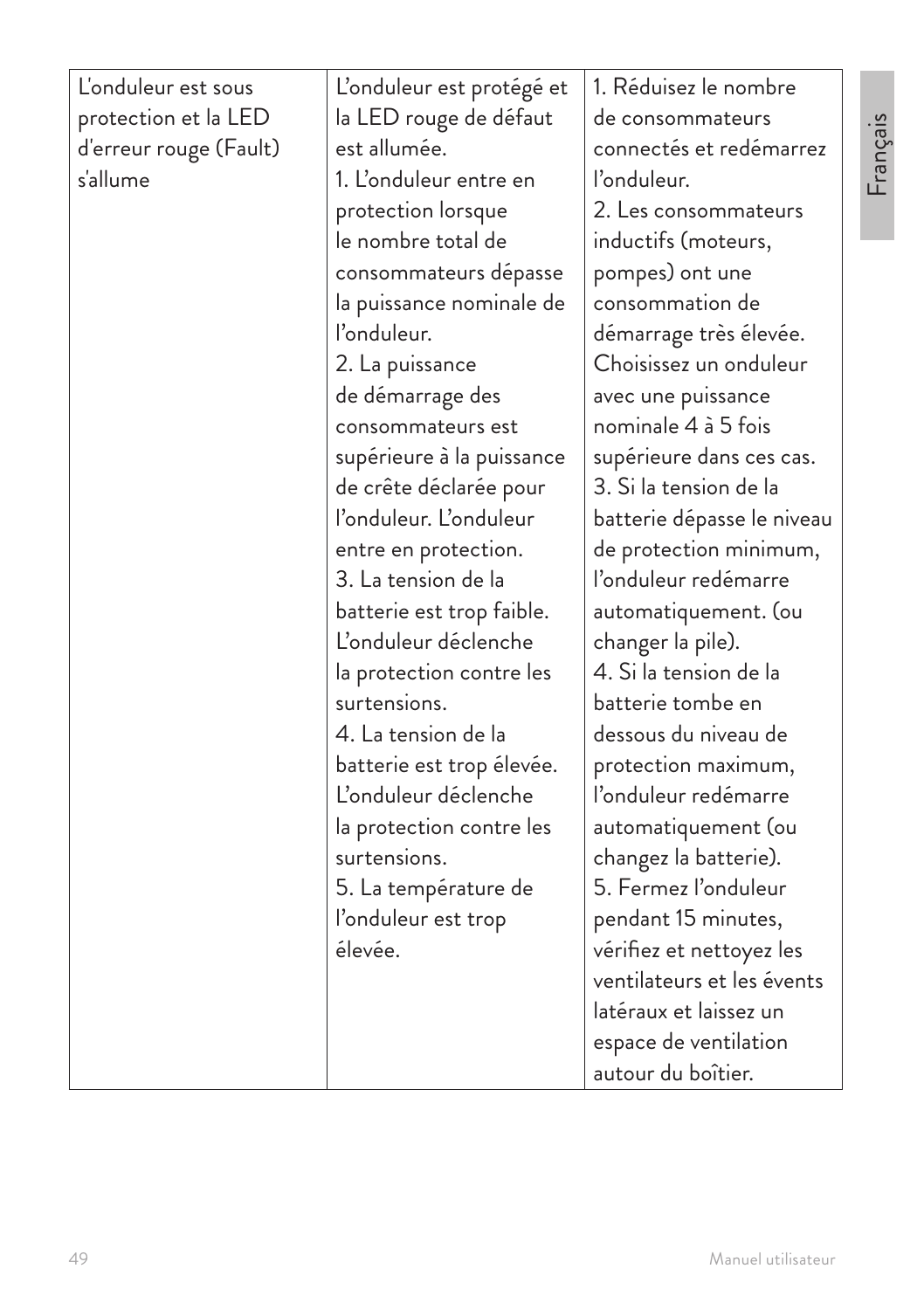| | | |
|---|---|---|
| L'onduleur est sous protection et la LED d'erreur rouge (Fault) s'allume | L'onduleur est protégé et la LED rouge de défaut est allumée.<br>1. L'onduleur entre en protection lorsque le nombre total de consommateurs dépasse la puissance nominale de l'onduleur.<br>2. La puissance de démarrage des consommateurs est supérieure à la puissance de crête déclarée pour l'onduleur. L'onduleur entre en protection.<br>3. La tension de la batterie est trop faible. L'onduleur déclenche la protection contre les surtensions.<br>4. La tension de la batterie est trop élevée. L'onduleur déclenche la protection contre les surtensions.<br>5. La température de l'onduleur est trop élevée. | 1. Réduisez le nombre de consommateurs connectés et redémarrez l'onduleur.<br>2. Les consommateurs inductifs (moteurs, pompes) ont une consommation de démarrage très élevée. Choisissez un onduleur avec une puissance nominale 4 à 5 fois supérieure dans ces cas.<br>3. Si la tension de la batterie dépasse le niveau de protection minimum, l'onduleur redémarre automatiquement. (ou changer la pile).<br>4. Si la tension de la batterie tombe en dessous du niveau de protection maximum, l'onduleur redémarre automatiquement (ou changez la batterie).<br>5. Fermez l'onduleur pendant 15 minutes, vérifiez et nettoyez les ventilateurs et les évents latéraux et laissez un espace de ventilation autour du boîtier. |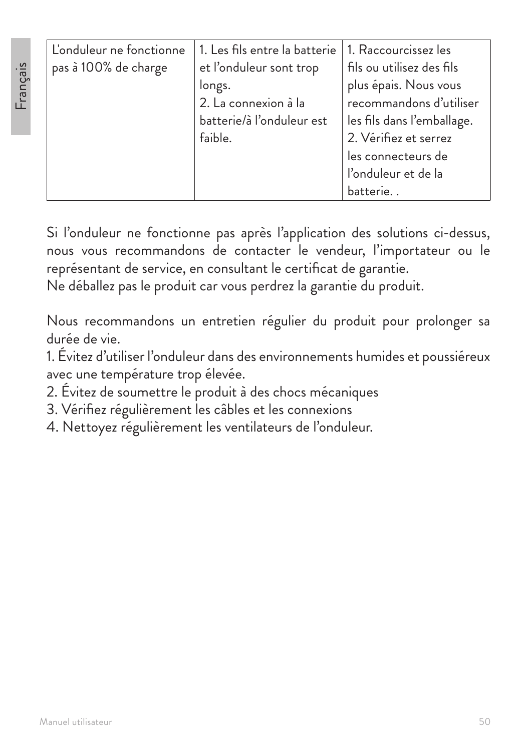| L'onduleur ne fonctionne pas à 100% de charge | 1. Les fils entre la batterie et l'onduleur sont trop longs.<br>2. La connexion à la batterie/à l'onduleur est faible. | 1. Raccourcissez les fils ou utilisez des fils plus épais. Nous vous recommandons d'utiliser les fils dans l'emballage.<br>2. Vérifiez et serrez les connecteurs de l'onduleur et de la batterie. . |
|---|---|---|

Si l'onduleur ne fonctionne pas après l'application des solutions ci-dessus, nous vous recommandons de contacter le vendeur, l'importateur ou le représentant de service, en consultant le certificat de garantie.
Ne déballez pas le produit car vous perdrez la garantie du produit.

Nous recommandons un entretien régulier du produit pour prolonger sa durée de vie.
1. Évitez d'utiliser l'onduleur dans des environnements humides et poussiéreux avec une température trop élevée.
2. Évitez de soumettre le produit à des chocs mécaniques
3. Vérifiez régulièrement les câbles et les connexions
4. Nettoyez régulièrement les ventilateurs de l'onduleur.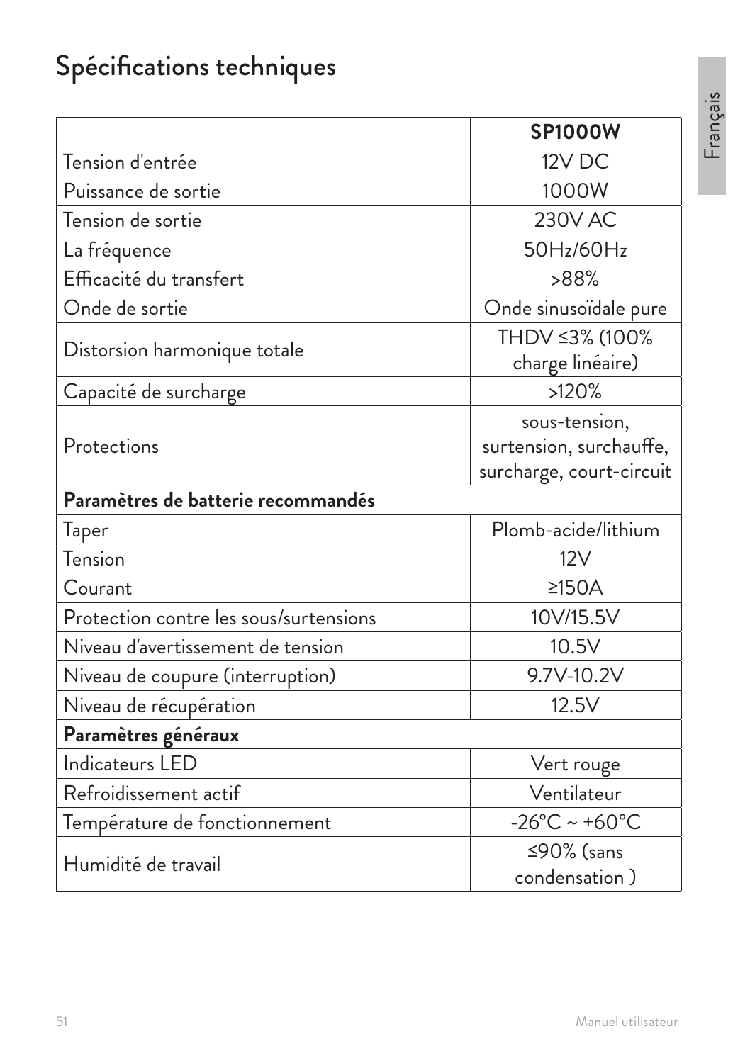# Spécifications techniques

| | **SP1000W** |
|---|---|
| Tension d'entrée | 12V DC |
| Puissance de sortie | 1000W |
| Tension de sortie | 230V AC |
| La fréquence | 50Hz/60Hz |
| Efficacité du transfert | >88% |
| Onde de sortie | Onde sinusoïdale pure |
| Distorsion harmonique totale | THDV ≤3% (100% charge linéaire) |
| Capacité de surcharge | >120% |
| Protections | sous-tension, surtension, surchauffe, surcharge, court-circuit |
| **Paramètres de batterie recommandés** | |
| Taper | Plomb-acide/lithium |
| Tension | 12V |
| Courant | ≥150A |
| Protection contre les sous/surtensions | 10V/15.5V |
| Niveau d'avertissement de tension | 10.5V |
| Niveau de coupure (interruption) | 9.7V-10.2V |
| Niveau de récupération | 12.5V |
| **Paramètres généraux** | |
| Indicateurs LED | Vert rouge |
| Refroidissement actif | Ventilateur |
| Température de fonctionnement | -26°C ~ +60°C |
| Humidité de travail | ≤90% (sans condensation ) |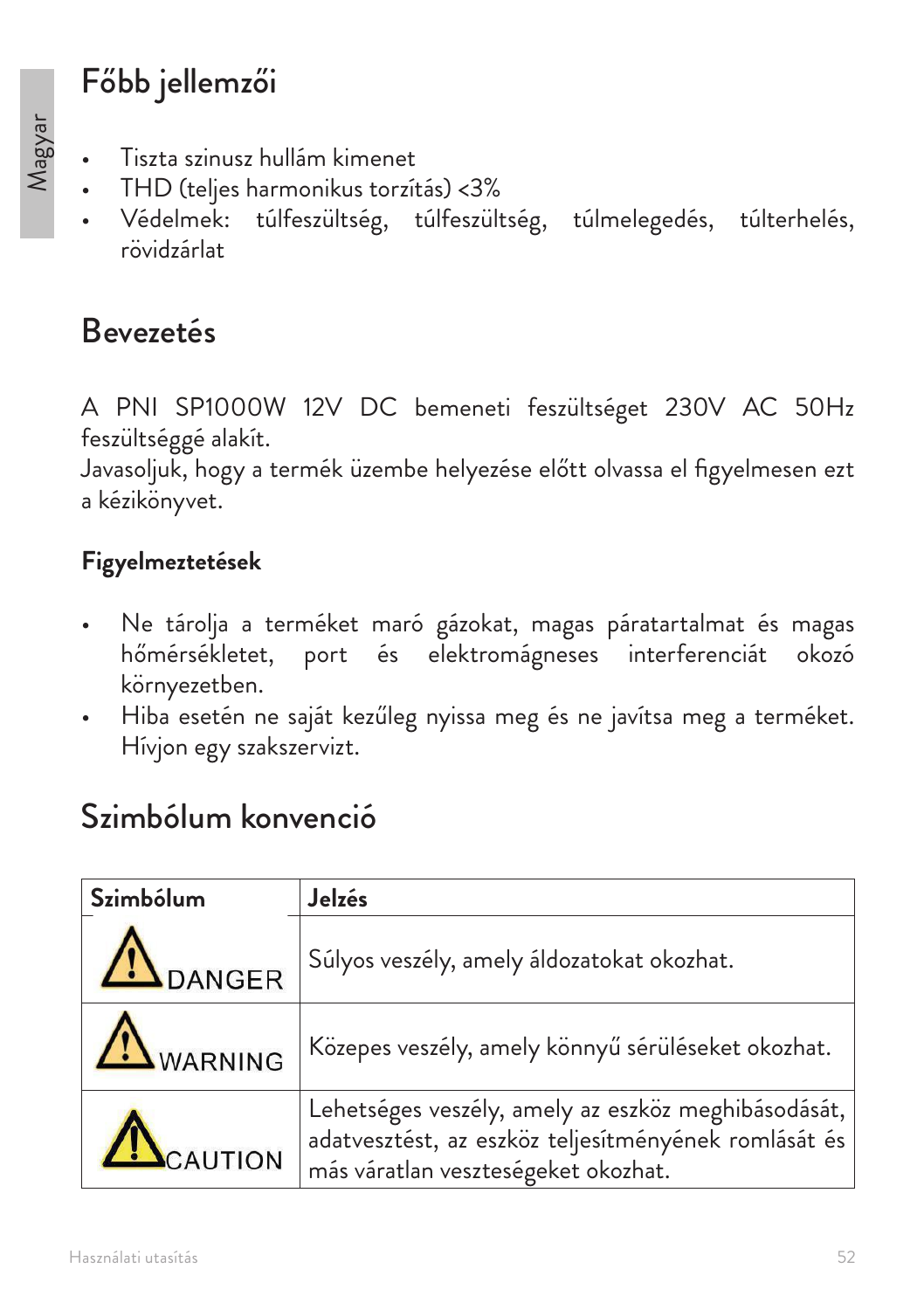## Főbb jellemzői

- Tiszta szinusz hullám kimenet
- THD (teljes harmonikus torzítás) <3%
- Védelmek: túlfeszültség, túlfeszültség, túlmelegedés, túlterhelés, rövidzárlat

## Bevezetés

A PNI SP1000W 12V DC bemeneti feszültséget 230V AC 50Hz feszültséggé alakít.
Javasoljuk, hogy a termék üzembe helyezése előtt olvassa el figyelmesen ezt a kézikönyvet.

### Figyelmeztetések

- Ne tárolja a terméket maró gázokat, magas páratartalmat és magas hőmérsékletet, port és elektromágneses interferenciát okozó környezetben.
- Hiba esetén ne saját kezűleg nyissa meg és ne javítsa meg a terméket. Hívjon egy szakszervizt.

## Szimbólum konvenció

| Szimbólum | Jelzés |
| --- | --- |
| DANGER | Súlyos veszély, amely áldozatokat okozhat. |
| WARNING | Közepes veszély, amely könnyű sérüléseket okozhat. |
| CAUTION | Lehetséges veszély, amely az eszköz meghibásodását, adatvesztést, az eszköz teljesítményének romlását és más váratlan veszteségeket okozhat. |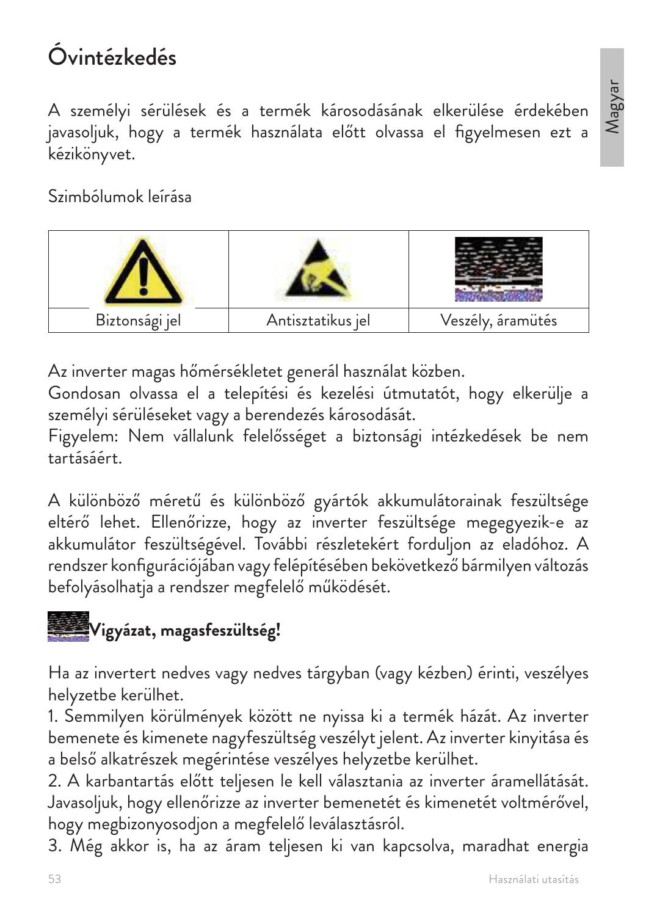# Óvintézkedés

A személyi sérülések és a termék károsodásának elkerülése érdekében javasoljuk, hogy a termék használata előtt olvassa el figyelmesen ezt a kézikönyvet.

Szimbólumok leírása

| | | |
|---|---|---|
| Biztonsági jel | Antisztatikus jel | Veszély, áramütés |

Az inverter magas hőmérsékletet generál használat közben.
Gondosan olvassa el a telepítési és kezelési útmutatót, hogy elkerülje a személyi sérüléseket vagy a berendezés károsodását.
Figyelem: Nem vállalunk felelősséget a biztonsági intézkedések be nem tartásáért.

A különböző méretű és különböző gyártók akkumulátorainak feszültsége eltérő lehet. Ellenőrizze, hogy az inverter feszültsége megegyezik-e az akkumulátor feszültségével. További részletekért forduljon az eladóhoz. A rendszer konfigurációjában vagy felépítésében bekövetkező bármilyen változás befolyásolhatja a rendszer megfelelő működését.

**Vigyázat, magasfeszültség!**

Ha az invertert nedves vagy nedves tárgyban (vagy kézben) érinti, veszélyes helyzetbe kerülhet.
1. Semmilyen körülmények között ne nyissa ki a termék házát. Az inverter bemenete és kimenete nagyfeszültség veszélyt jelent. Az inverter kinyitása és a belső alkatrészek megérintése veszélyes helyzetbe kerülhet.
2. A karbantartás előtt teljesen le kell választania az inverter áramellátását. Javasoljuk, hogy ellenőrizze az inverter bemenetét és kimenetét voltmérővel, hogy megbizonyosodjon a megfelelő leválasztásról.
3. Még akkor is, ha az áram teljesen ki van kapcsolva, maradhat energia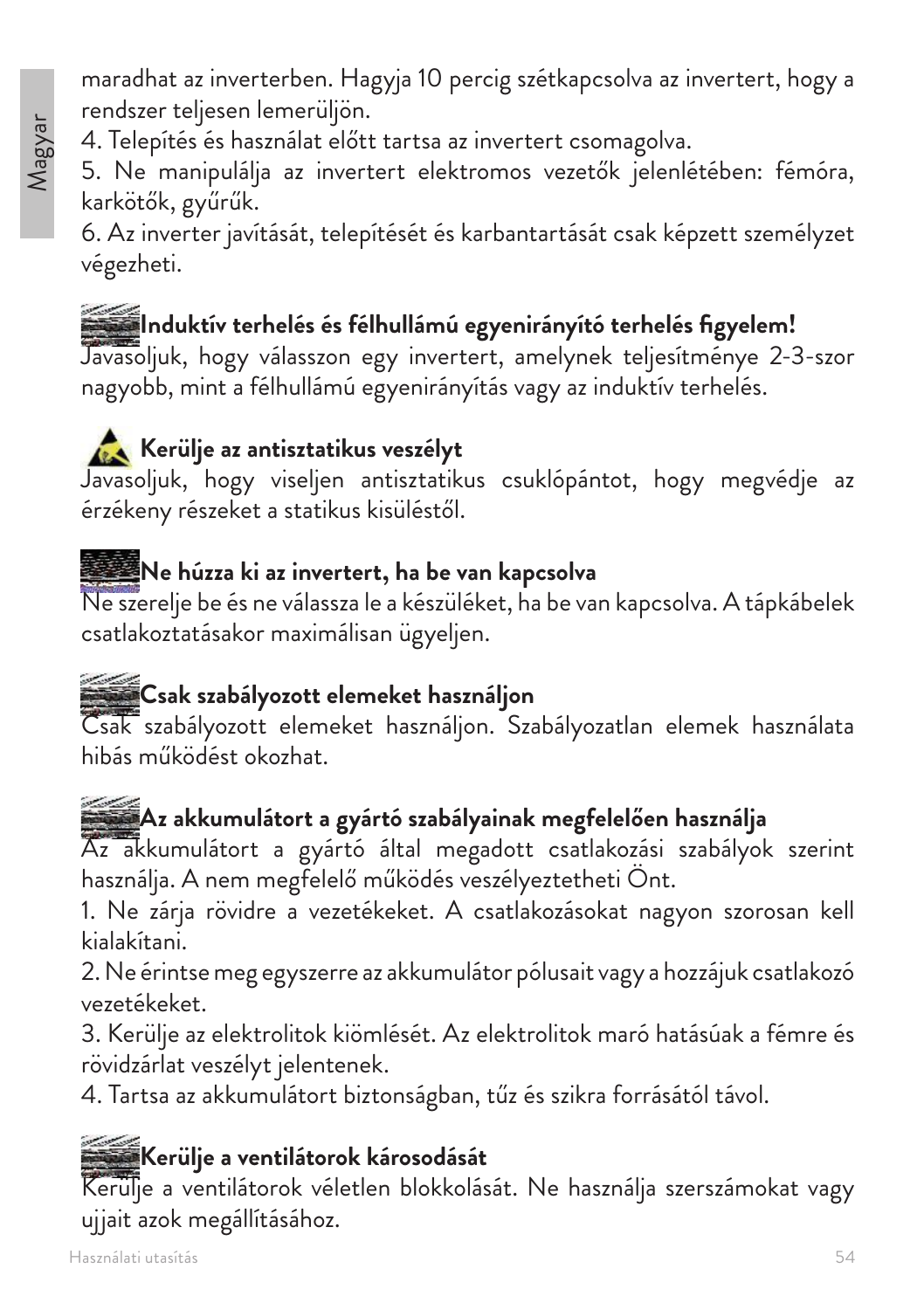maradhat az inverterben. Hagyja 10 percig szétkapcsolva az invertert, hogy a rendszer teljesen lemerüljön.

4. Telepítés és használat előtt tartsa az invertert csomagolva.

5. Ne manipulálja az invertert elektromos vezetők jelenlétében: fémóra, karkötők, gyűrűk.

6. Az inverter javítását, telepítését és karbantartását csak képzett személyzet végezheti.

**Induktív terhelés és félhullámú egyenirányító terhelés figyelem!**

Javasoljuk, hogy válasszon egy invertert, amelynek teljesítménye 2-3-szor nagyobb, mint a félhullámú egyenirányítás vagy az induktív terhelés.

**Kerülje az antisztatikus veszélyt**

Javasoljuk, hogy viseljen antisztatikus csuklópántot, hogy megvédje az érzékeny részeket a statikus kisüléstől.

**Ne húzza ki az invertert, ha be van kapcsolva**

Ne szerelje be és ne válassza le a készüléket, ha be van kapcsolva. A tápkábelek csatlakoztatásakor maximálisan ügyeljen.

**Csak szabályozott elemeket használjon**

Csak szabályozott elemeket használjon. Szabályozatlan elemek használata hibás működést okozhat.

**Az akkumulátort a gyártó szabályainak megfelelően használja**

Az akkumulátort a gyártó által megadott csatlakozási szabályok szerint használja. A nem megfelelő működés veszélyeztetheti Önt.

1. Ne zárja rövidre a vezetékeket. A csatlakozásokat nagyon szorosan kell kialakítani.

2. Ne érintse meg egyszerre az akkumulátor pólusait vagy a hozzájuk csatlakozó vezetékeket.

3. Kerülje az elektrolitok kiömlését. Az elektrolitok maró hatásúak a fémre és rövidzárlat veszélyt jelentenek.

4. Tartsa az akkumulátort biztonságban, tűz és szikra forrásától távol.

**Kerülje a ventilátorok károsodását**

Kerülje a ventilátorok véletlen blokkolását. Ne használja szerszámokat vagy ujjait azok megállításához.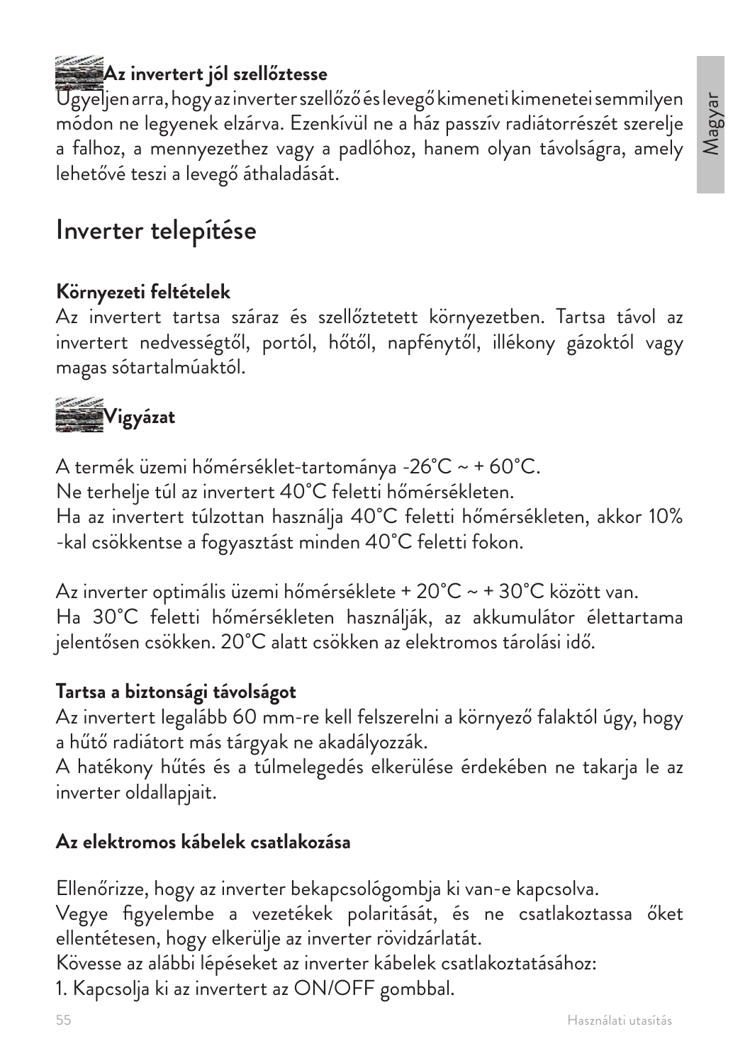**Az invertert jól szellőztesse**
Ügyeljen arra, hogy az inverter szellőző és levegő kimeneti kimenetei semmilyen módon ne legyenek elzárva. Ezenkívül ne a ház passzív radiátorrészét szerelje a falhoz, a mennyezethez vagy a padlóhoz, hanem olyan távolságra, amely lehetővé teszi a levegő áthaladását.

# Inverter telepítése

**Környezeti feltételek**
Az invertert tartsa száraz és szellőztetett környezetben. Tartsa távol az invertert nedvességtől, portól, hőtől, napfénytől, illékony gázoktól vagy magas sótartalmúaktól.

**Vigyázat**

A termék üzemi hőmérséklet-tartománya -26°C ~ + 60°C.
Ne terhelje túl az invertert 40°C feletti hőmérsékleten.
Ha az invertert túlzottan használja 40°C feletti hőmérsékleten, akkor 10% -kal csökkentse a fogyasztást minden 40°C feletti fokon.

Az inverter optimális üzemi hőmérséklete + 20°C ~ + 30°C között van.
Ha 30°C feletti hőmérsékleten használják, az akkumulátor élettartama jelentősen csökken. 20°C alatt csökken az elektromos tárolási idő.

**Tartsa a biztonsági távolságot**
Az invertert legalább 60 mm-re kell felszerelni a környező falaktól úgy, hogy a hűtő radiátort más tárgyak ne akadályozzák.
A hatékony hűtés és a túlmelegedés elkerülése érdekében ne takarja le az inverter oldallapjait.

**Az elektromos kábelek csatlakozása**

Ellenőrizze, hogy az inverter bekapcsológombja ki van-e kapcsolva.
Vegye figyelembe a vezetékek polaritását, és ne csatlakoztassa őket ellentétesen, hogy elkerülje az inverter rövidzárlatát.
Kövesse az alábbi lépéseket az inverter kábelek csatlakoztatásához:
1. Kapcsolja ki az invertert az ON/OFF gombbal.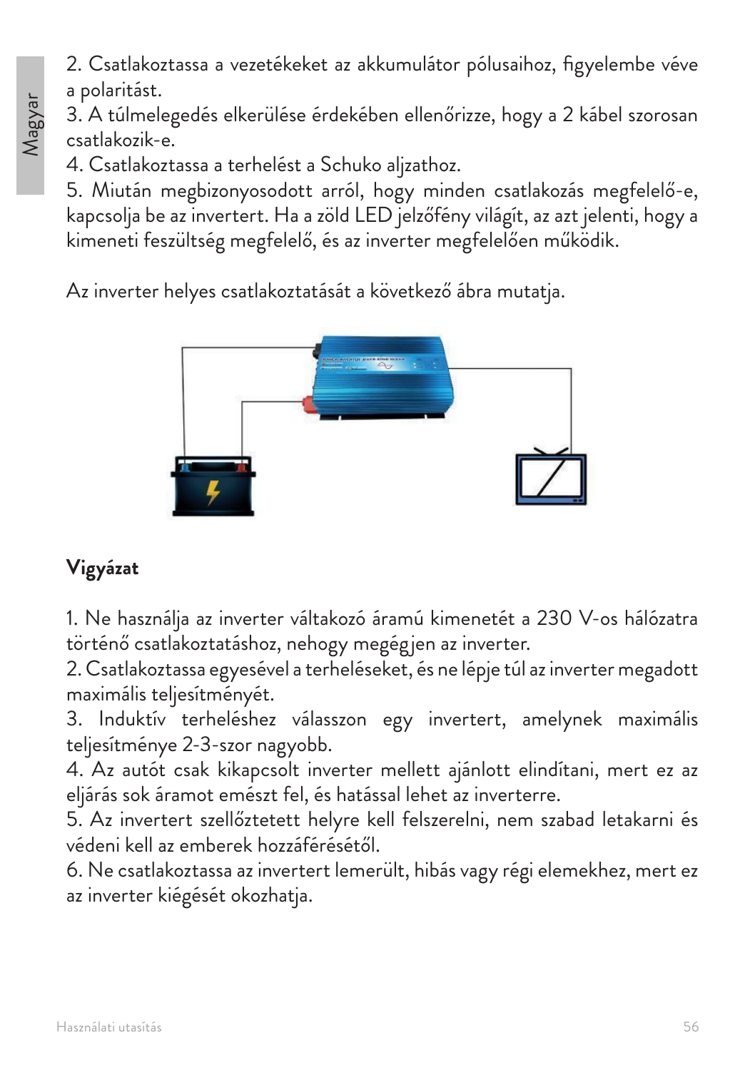2. Csatlakoztassa a vezetékeket az akkumulátor pólusaihoz, figyelembe véve a polaritást.
3. A túlmelegedés elkerülése érdekében ellenőrizze, hogy a 2 kábel szorosan csatlakozik-e.
4. Csatlakoztassa a terhelést a Schuko aljzathoz.
5. Miután megbizonyosodott arról, hogy minden csatlakozás megfelelő-e, kapcsolja be az invertert. Ha a zöld LED jelzőfény világít, az azt jelenti, hogy a kimeneti feszültség megfelelő, és az inverter megfelelően működik.

Az inverter helyes csatlakoztatását a következő ábra mutatja.

**Vigyázat**

1. Ne használja az inverter váltakozó áramú kimenetét a 230 V-os hálózatra történő csatlakoztatáshoz, nehogy megégjen az inverter.
2. Csatlakoztassa egyesével a terheléseket, és ne lépje túl az inverter megadott maximális teljesítményét.
3. Induktív terheléshez válasszon egy invertert, amelynek maximális teljesítménye 2-3-szor nagyobb.
4. Az autót csak kikapcsolt inverter mellett ajánlott elindítani, mert ez az eljárás sok áramot emészt fel, és hatással lehet az inverterre.
5. Az invertert szellőztetett helyre kell felszerelni, nem szabad letakarni és védeni kell az emberek hozzáférésétől.
6. Ne csatlakoztassa az invertert lemerült, hibás vagy régi elemekhez, mert ez az inverter kiégését okozhatja.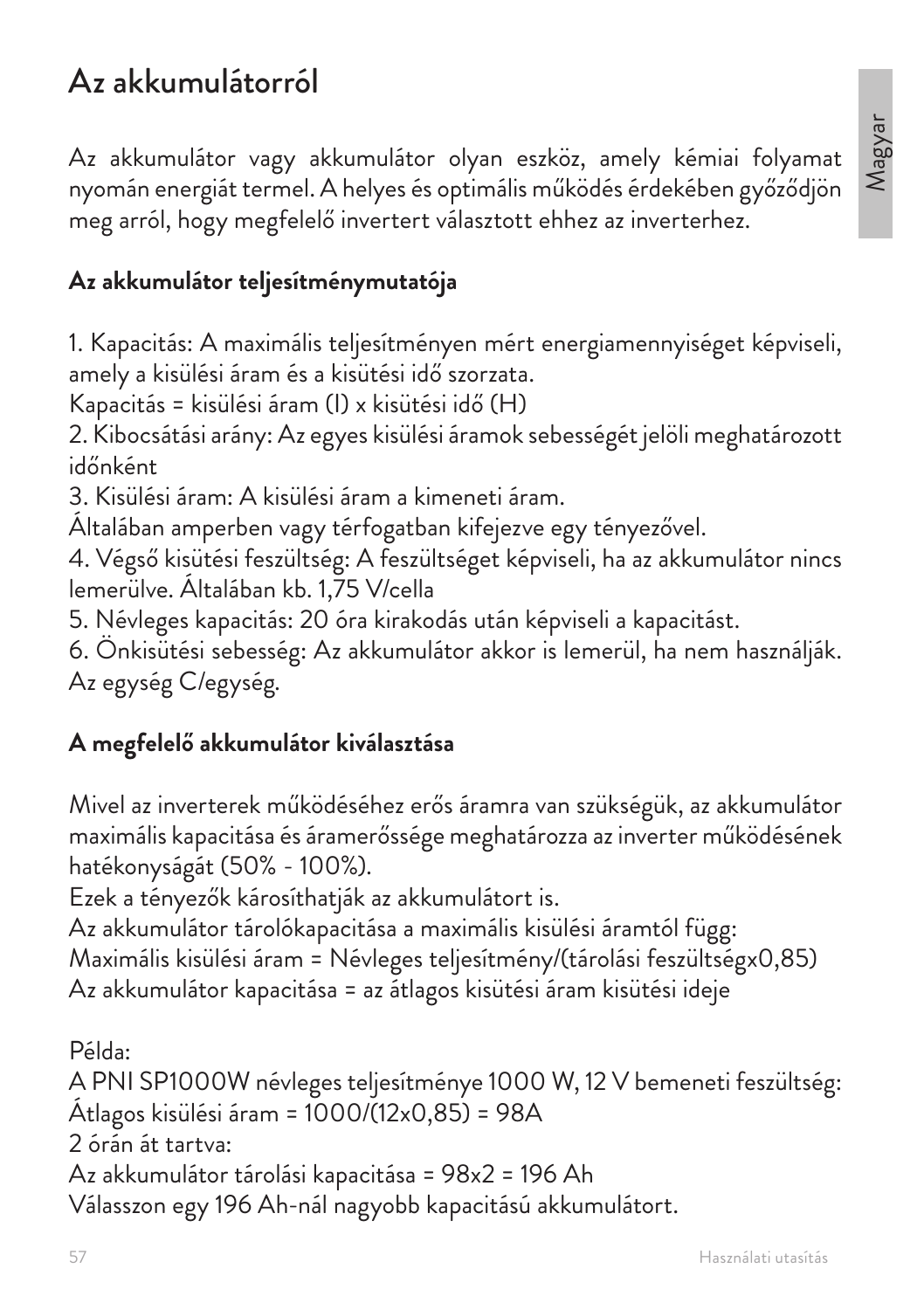# Az akkumulátorról

Az akkumulátor vagy akkumulátor olyan eszköz, amely kémiai folyamat nyomán energiát termel. A helyes és optimális működés érdekében győződjön meg arról, hogy megfelelő invertert választott ehhez az inverterhez.

**Az akkumulátor teljesítménymutatója**

1. Kapacitás: A maximális teljesítményen mért energiamennyiséget képviseli, amely a kisülési áram és a kisütési idő szorzata.
Kapacitás = kisülési áram (I) x kisütési idő (H)
2. Kibocsátási arány: Az egyes kisülési áramok sebességét jelöli meghatározott időnként
3. Kisülési áram: A kisülési áram a kimeneti áram.
Általában amperben vagy térfogatban kifejezve egy tényezővel.
4. Végső kisütési feszültség: A feszültséget képviseli, ha az akkumulátor nincs lemerülve. Általában kb. 1,75 V/cella
5. Névleges kapacitás: 20 óra kirakodás után képviseli a kapacitást.
6. Önkisütési sebesség: Az akkumulátor akkor is lemerül, ha nem használják. Az egység C/egység.

**A megfelelő akkumulátor kiválasztása**

Mivel az inverterek működéséhez erős áramra van szükségük, az akkumulátor maximális kapacitása és áramerőssége meghatározza az inverter működésének hatékonyságát (50% - 100%).
Ezek a tényezők károsíthatják az akkumulátort is.
Az akkumulátor tárolókapacitása a maximális kisülési áramtól függ:
Maximális kisülési áram = Névleges teljesítmény/(tárolási feszültségx0,85)
Az akkumulátor kapacitása = az átlagos kisütési áram kisütési ideje

Példa:
A PNI SP1000W névleges teljesítménye 1000 W, 12 V bemeneti feszültség:
Átlagos kisülési áram = 1000/(12x0,85) = 98A
2 órán át tartva:
Az akkumulátor tárolási kapacitása = 98x2 = 196 Ah
Válasszon egy 196 Ah-nál nagyobb kapacitású akkumulátort.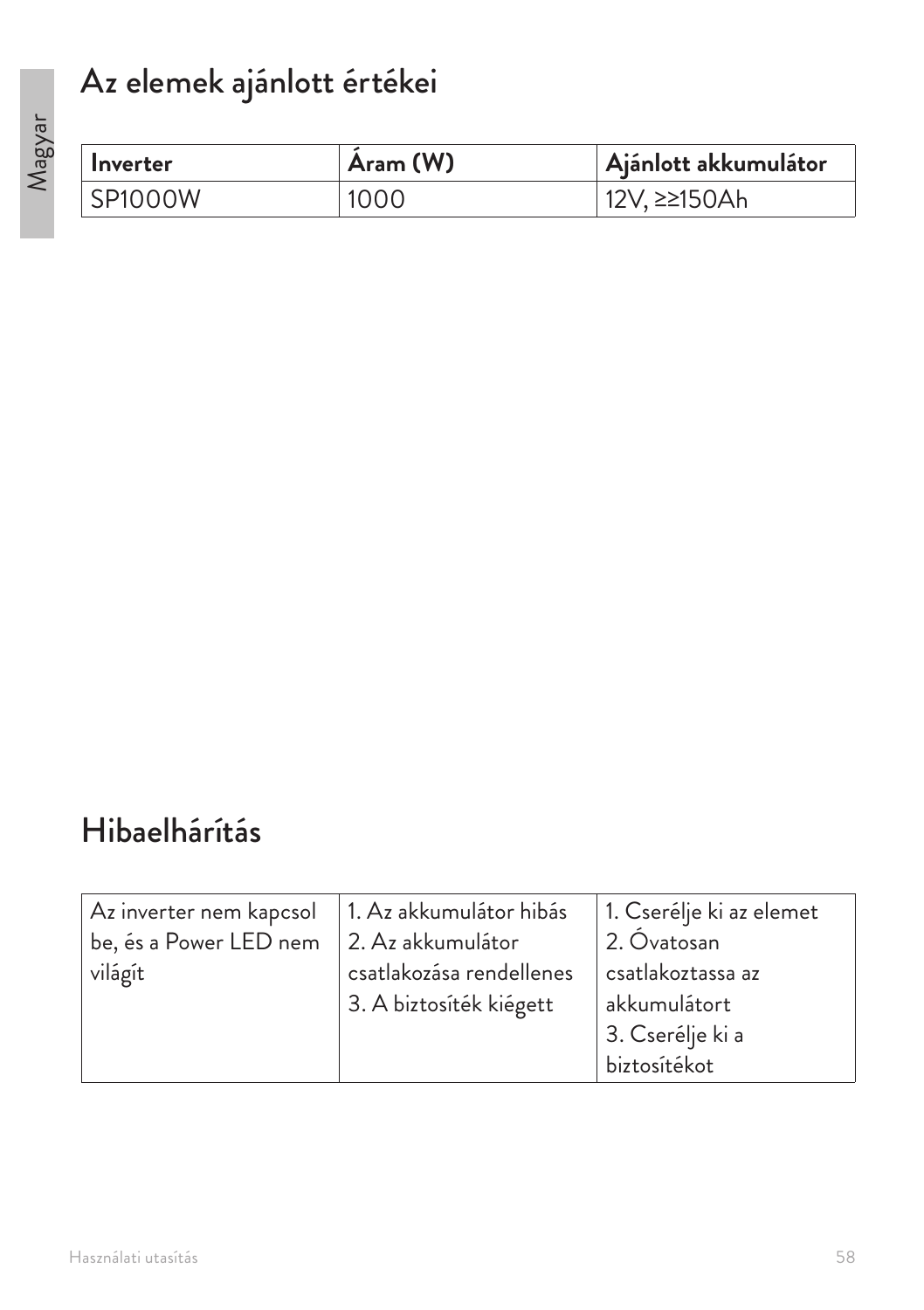# Az elemek ajánlott értékei

| Inverter | Áram (W) | Ajánlott akkumulátor |
|---|---|---|
| SP1000W | 1000 | 12V, ≥≥150Ah |

# Hibaelhárítás

| | | |
|---|---|---|
| Az inverter nem kapcsol be, és a Power LED nem világít | 1. Az akkumulátor hibás<br>2. Az akkumulátor csatlakozása rendellenes<br>3. A biztosíték kiégett | 1. Cserélje ki az elemet<br>2. Óvatosan csatlakoztassa az akkumulátort<br>3. Cserélje ki a biztosítékot |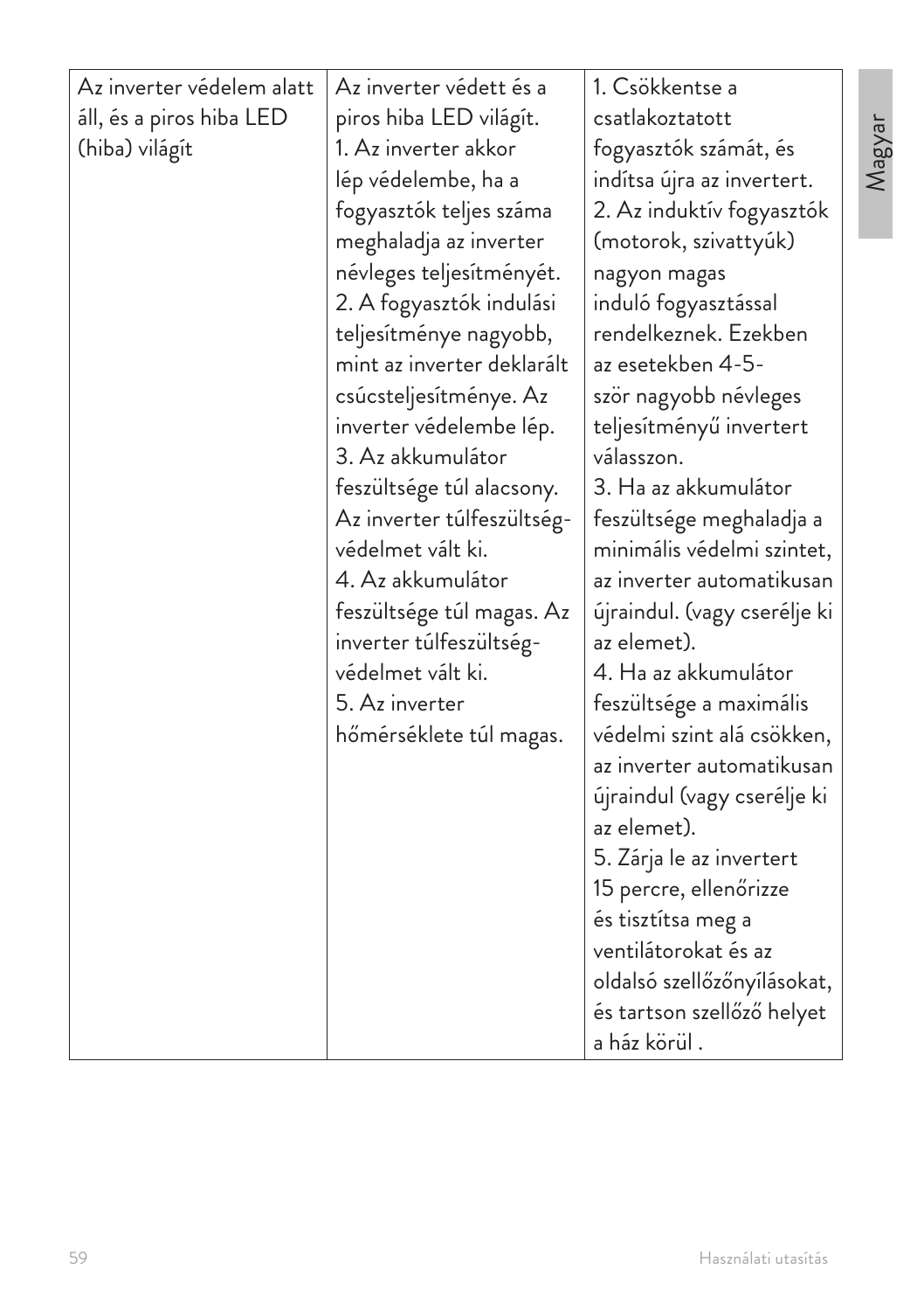| Az inverter védelem alatt áll, és a piros hiba LED (hiba) világít | Az inverter védett és a piros hiba LED világít.<br>1. Az inverter akkor lép védelembe, ha a fogyasztók teljes száma meghaladja az inverter névleges teljesítményét.<br>2. A fogyasztók indulási teljesítménye nagyobb, mint az inverter deklarált csúcsteljesítménye. Az inverter védelembe lép.<br>3. Az akkumulátor feszültsége túl alacsony. Az inverter túlfeszültség-védelmet vált ki.<br>4. Az akkumulátor feszültsége túl magas. Az inverter túlfeszültség-védelmet vált ki.<br>5. Az inverter hőmérséklete túl magas. | 1. Csökkentse a csatlakoztatott fogyasztók számát, és indítsa újra az invertert.<br>2. Az induktív fogyasztók (motorok, szivattyúk) nagyon magas induló fogyasztással rendelkeznek. Ezekben az esetekben 4-5-ször nagyobb névleges teljesítményű invertert válasszon.<br>3. Ha az akkumulátor feszültsége meghaladja a minimális védelmi szintet, az inverter automatikusan újraindul. (vagy cserélje ki az elemet).<br>4. Ha az akkumulátor feszültsége a maximális védelmi szint alá csökken, az inverter automatikusan újraindul (vagy cserélje ki az elemet).<br>5. Zárja le az invertert 15 percre, ellenőrizze és tisztítsa meg a ventilátorokat és az oldalsó szellőzőnyílásokat, és tartson szellőző helyet a ház körül . |
|---|---|---|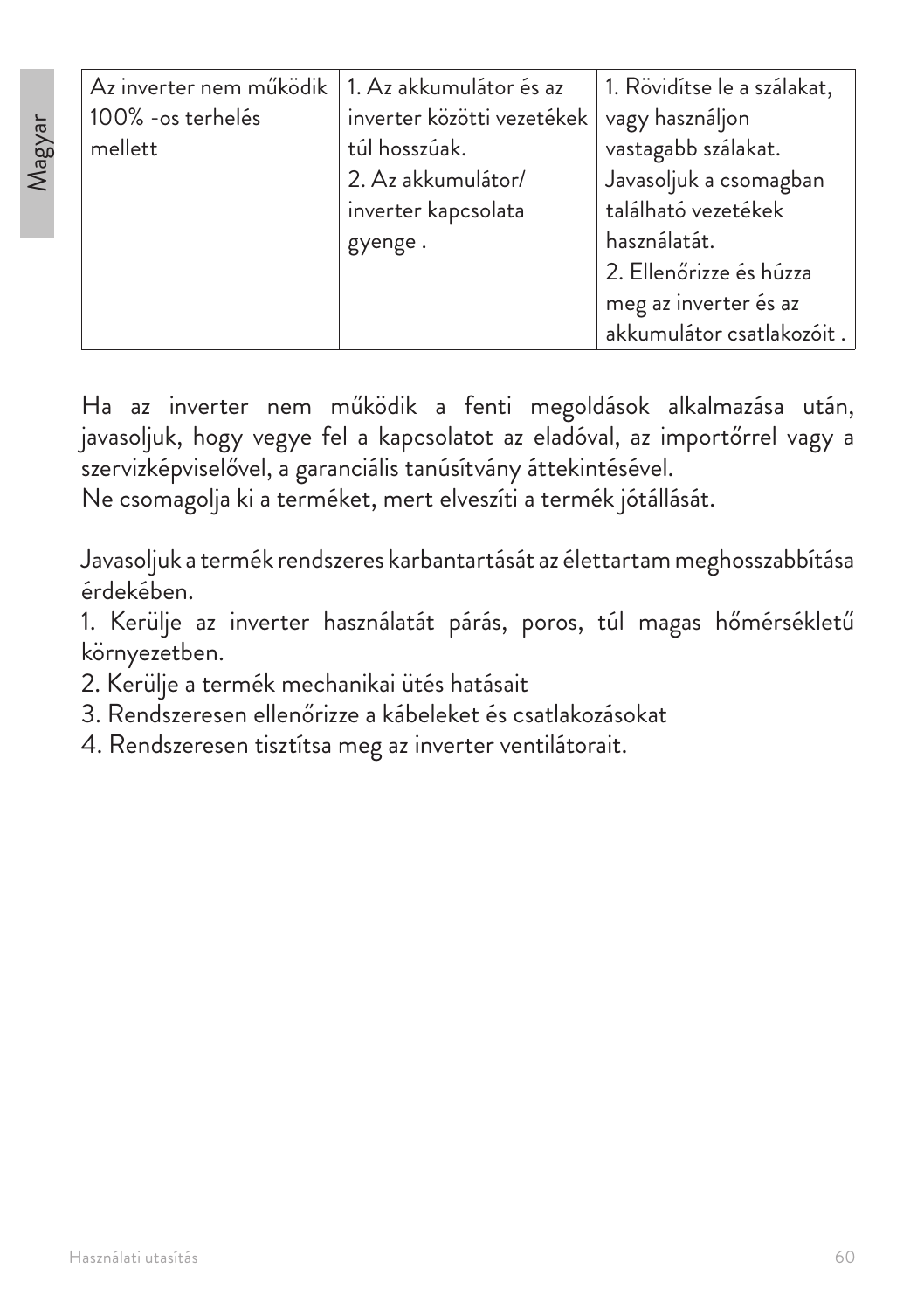| Az inverter nem működik 100% -os terhelés mellett | 1. Az akkumulátor és az inverter közötti vezetékek túl hosszúak.<br>2. Az akkumulátor/ inverter kapcsolata gyenge . | 1. Rövidítse le a szálakat, vagy használjon vastagabb szálakat. Javasoljuk a csomagban található vezetékek használatát.<br>2. Ellenőrizze és húzza meg az inverter és az akkumulátor csatlakozóit . |
|---|---|---|

Ha az inverter nem működik a fenti megoldások alkalmazása után, javasoljuk, hogy vegye fel a kapcsolatot az eladóval, az importőrrel vagy a szervizképviselővel, a garanciális tanúsítvány áttekintésével.
Ne csomagolja ki a terméket, mert elveszíti a termék jótállását.

Javasoljuk a termék rendszeres karbantartását az élettartam meghosszabbítása érdekében.

1. Kerülje az inverter használatát párás, poros, túl magas hőmérsékletű környezetben.
2. Kerülje a termék mechanikai ütés hatásait
3. Rendszeresen ellenőrizze a kábeleket és csatlakozásokat
4. Rendszeresen tisztítsa meg az inverter ventilátorait.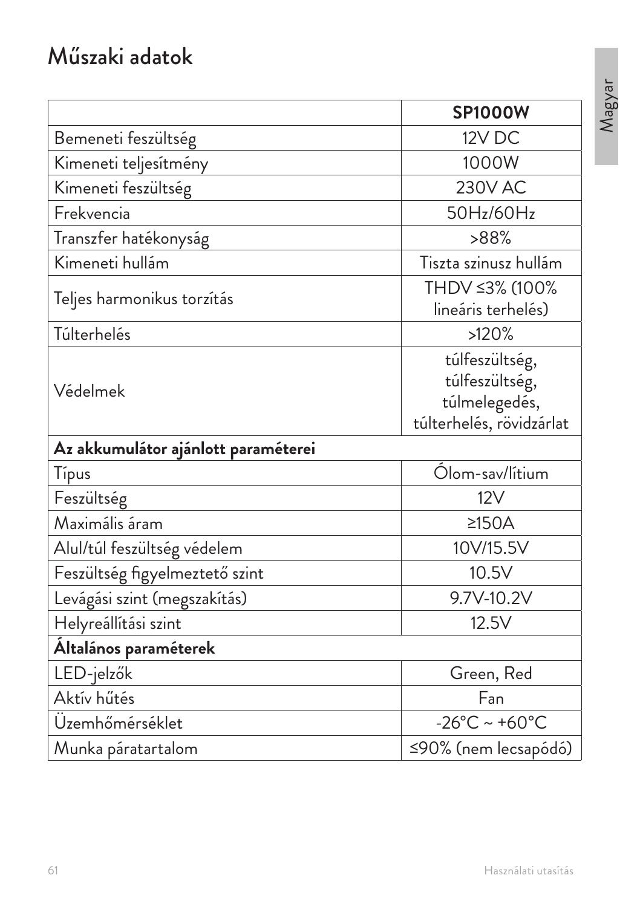# Műszaki adatok

| | **SP1000W** |
|---|---|
| Bemeneti feszültség | 12V DC |
| Kimeneti teljesítmény | 1000W |
| Kimeneti feszültség | 230V AC |
| Frekvencia | 50Hz/60Hz |
| Transzfer hatékonyság | >88% |
| Kimeneti hullám | Tiszta szinusz hullám |
| Teljes harmonikus torzítás | THDV ≤3% (100% lineáris terhelés) |
| Túlterhelés | >120% |
| Védelmek | túlfeszültség, túlfeszültség, túlmelegedés, túlterhelés, rövidzárlat |
| **Az akkumulátor ajánlott paraméterei** | |
| Típus | Ólom-sav/lítium |
| Feszültség | 12V |
| Maximális áram | ≥150A |
| Alul/túl feszültség védelem | 10V/15.5V |
| Feszültség figyelmeztető szint | 10.5V |
| Levágási szint (megszakítás) | 9.7V-10.2V |
| Helyreállítási szint | 12.5V |
| **Általános paraméterek** | |
| LED-jelzők | Green, Red |
| Aktív hűtés | Fan |
| Üzemhőmérséklet | -26°C ~ +60°C |
| Munka páratartalom | ≤90% (nem lecsapódó) |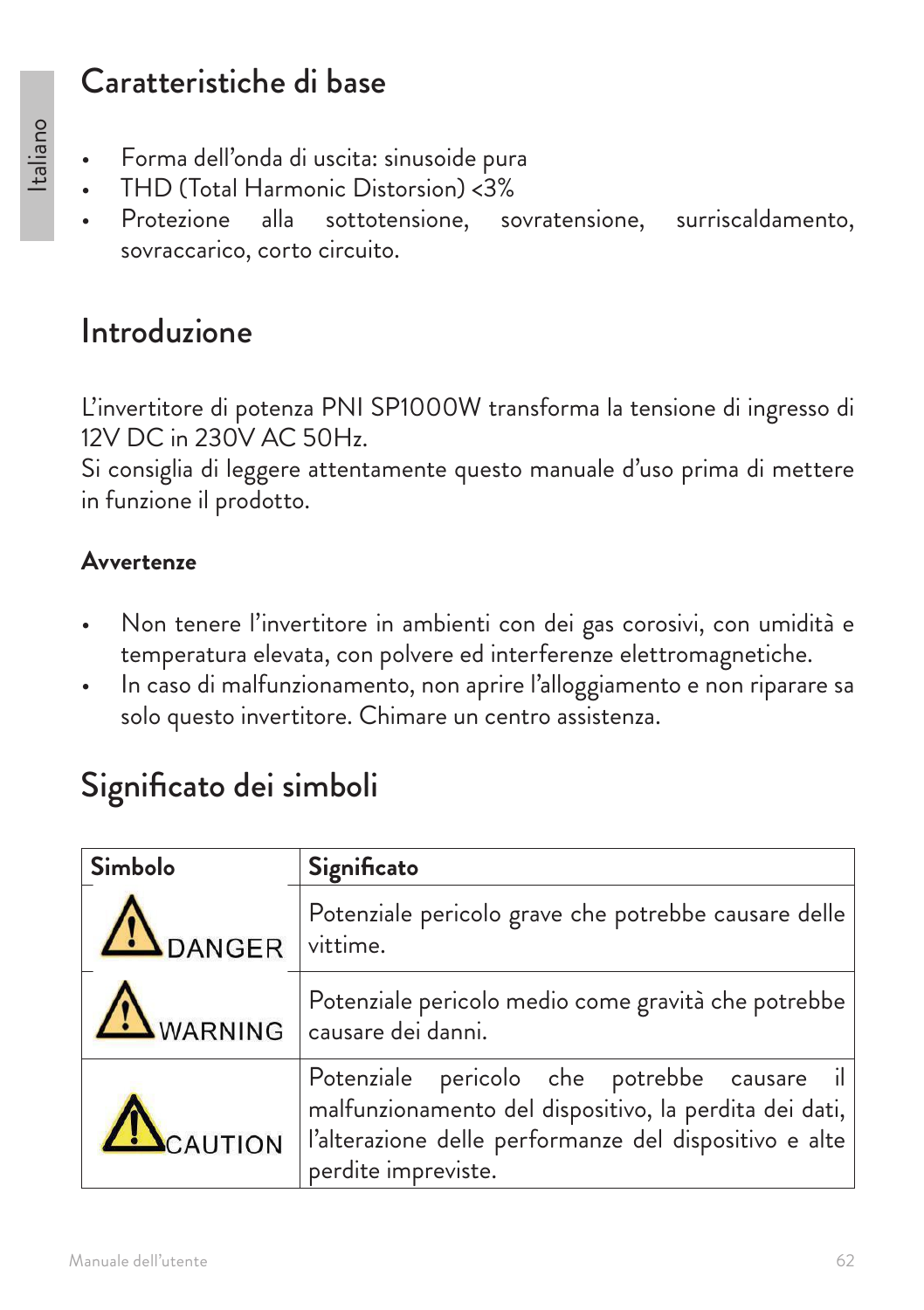# Caratteristiche di base

- Forma dell'onda di uscita: sinusoide pura
- THD (Total Harmonic Distorsion) <3%
- Protezione alla sottotensione, sovratensione, surriscaldamento, sovraccarico, corto circuito.

# Introduzione

L'invertitore di potenza PNI SP1000W transforma la tensione di ingresso di 12V DC in 230V AC 50Hz.
Si consiglia di leggere attentamente questo manuale d'uso prima di mettere in funzione il prodotto.

**Avvertenze**

- Non tenere l'invertitore in ambienti con dei gas corosivi, con umidità e temperatura elevata, con polvere ed interferenze elettromagnetiche.
- In caso di malfunzionamento, non aprire l'alloggiamento e non riparare sa solo questo invertitore. Chimare un centro assistenza.

# Significato dei simboli

| Simbolo | Significato |
|---|---|
| DANGER | Potenziale pericolo grave che potrebbe causare delle vittime. |
| WARNING | Potenziale pericolo medio come gravità che potrebbe causare dei danni. |
| CAUTION | Potenziale pericolo che potrebbe causare il malfunzionamento del dispositivo, la perdita dei dati, l'alterazione delle performanze del dispositivo e alte perdite impreviste. |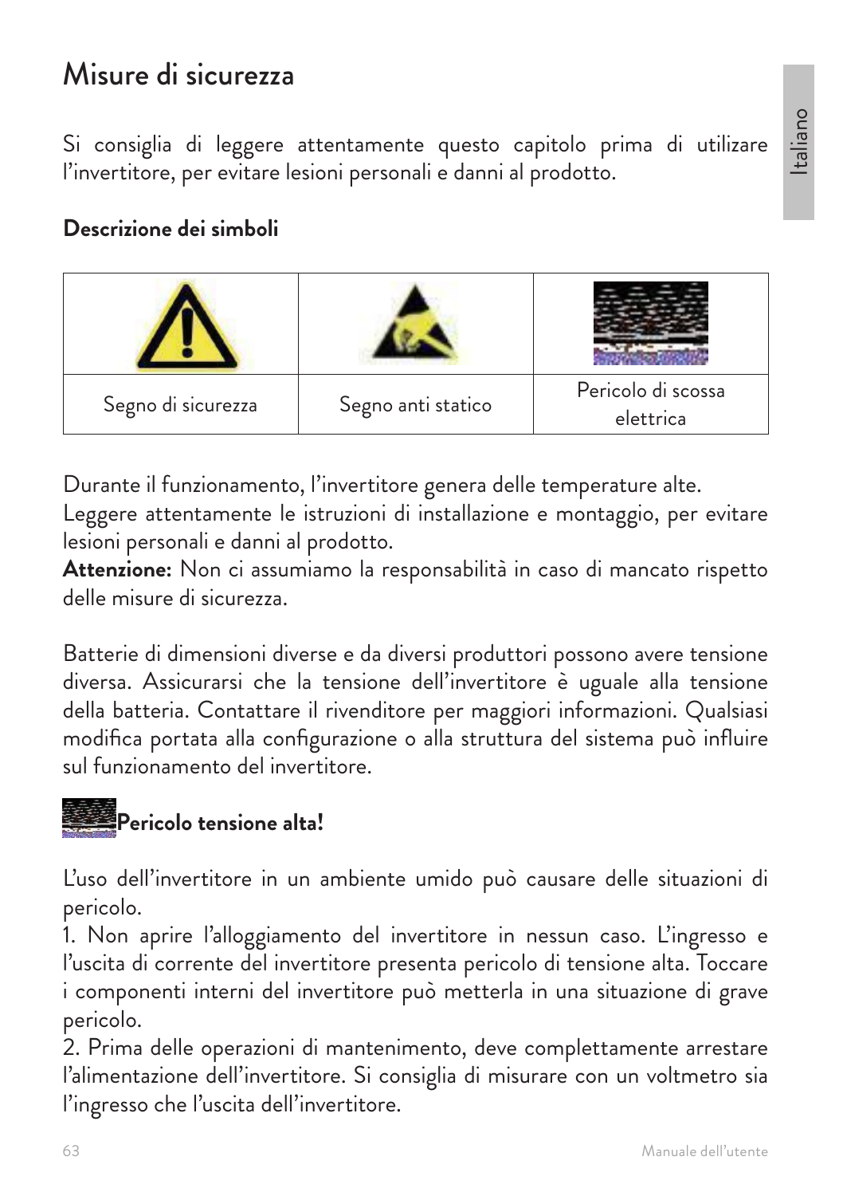# Misure di sicurezza

Si consiglia di leggere attentamente questo capitolo prima di utilizzare l'invertitore, per evitare lesioni personali e danni al prodotto.

**Descrizione dei simboli**

| | | |
|---|---|---|
| Segno di sicurezza | Segno anti statico | Pericolo di scossa elettrica |

Durante il funzionamento, l'invertitore genera delle temperature alte.
Leggere attentamente le istruzioni di installazione e montaggio, per evitare lesioni personali e danni al prodotto.
**Attenzione:** Non ci assumiamo la responsabilità in caso di mancato rispetto delle misure di sicurezza.

Batterie di dimensioni diverse e da diversi produttori possono avere tensione diversa. Assicurarsi che la tensione dell'invertitore è uguale alla tensione della batteria. Contattare il rivenditore per maggiori informazioni. Qualsiasi modifica portata alla configurazione o alla struttura del sistema può influire sul funzionamento del invertitore.

**Pericolo tensione alta!**

L'uso dell'invertitore in un ambiente umido può causare delle situazioni di pericolo.
1. Non aprire l'alloggiamento del invertitore in nessun caso. L'ingresso e l'uscita di corrente del invertitore presenta pericolo di tensione alta. Toccare i componenti interni del invertitore può metterla in una situazione di grave pericolo.
2. Prima delle operazioni di mantenimento, deve complettamente arrestare l'alimentazione dell'invertitore. Si consiglia di misurare con un voltmetro sia l'ingresso che l'uscita dell'invertitore.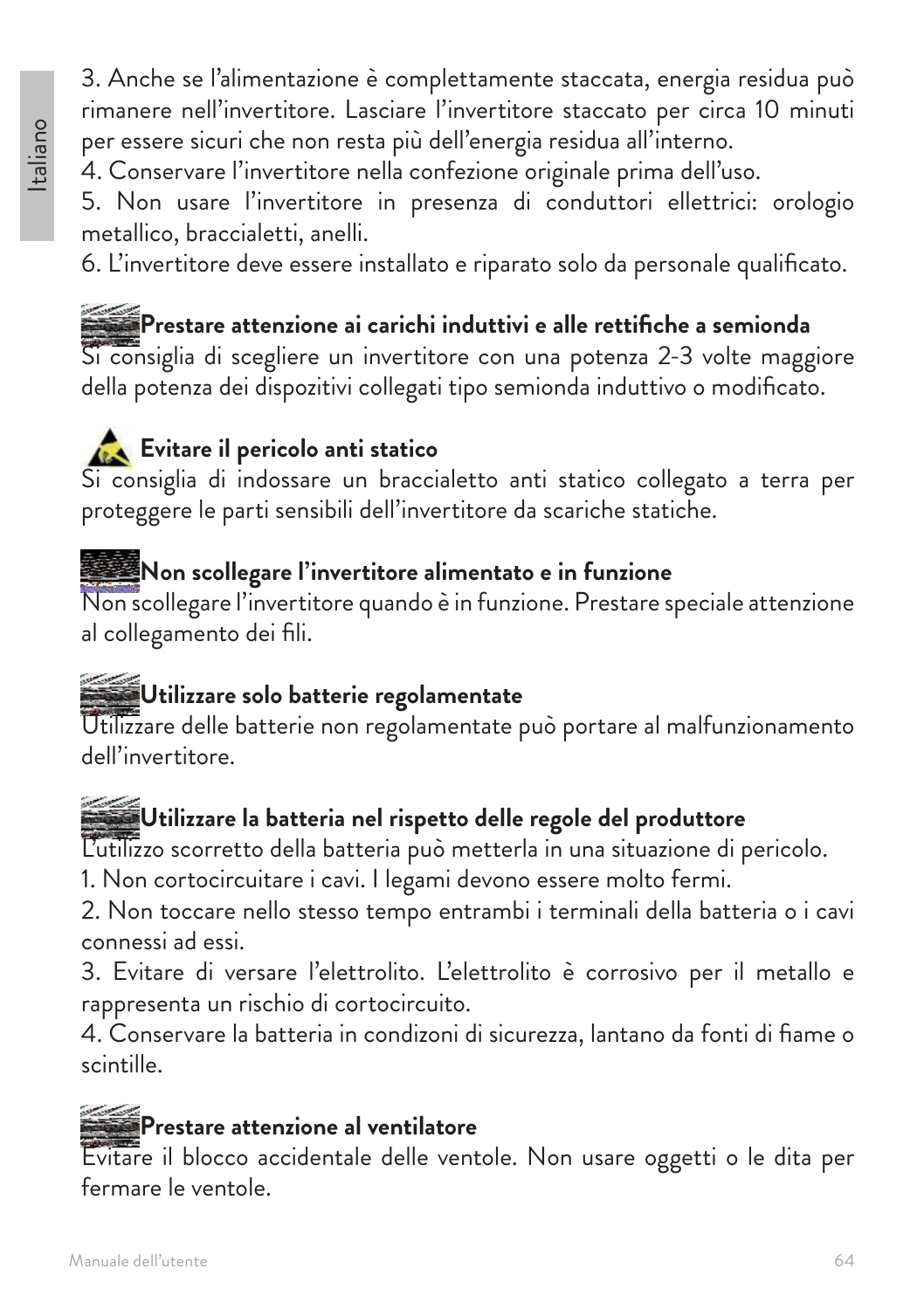3. Anche se l'alimentazione è complettamente staccata, energia residua può rimanere nell'invertitore. Lasciare l'invertitore staccato per circa 10 minuti per essere sicuri che non resta più dell'energia residua all'interno.
4. Conservare l'invertitore nella confezione originale prima dell'uso.
5. Non usare l'invertitore in presenza di conduttori ellettrici: orologio metallico, braccialetti, anelli.
6. L'invertitore deve essere installato e riparato solo da personale qualificato.

**Prestare attenzione ai carichi induttivi e alle rettifiche a semionda**
Si consiglia di scegliere un invertitore con una potenza 2-3 volte maggiore della potenza dei dispozitivi collegati tipo semionda induttivo o modificato.

**Evitare il pericolo anti statico**
Si consiglia di indossare un braccialetto anti statico collegato a terra per proteggere le parti sensibili dell'invertitore da scariche statiche.

**Non scollegare l'invertitore alimentato e in funzione**
Non scollegare l'invertitore quando è in funzione. Prestare speciale attenzione al collegamento dei fili.

**Utilizzare solo batterie regolamentate**
Utilizzare delle batterie non regolamentate può portare al malfunzionamento dell'invertitore.

**Utilizzare la batteria nel rispetto delle regole del produttore**
L'utilizzo scorretto della batteria può metterla in una situazione di pericolo.
1. Non cortocircuitare i cavi. I legami devono essere molto fermi.
2. Non toccare nello stesso tempo entrambi i terminali della batteria o i cavi connessi ad essi.
3. Evitare di versare l'elettrolito. L'elettrolito è corrosivo per il metallo e rappresenta un rischio di cortocircuito.
4. Conservare la batteria in condizoni di sicurezza, lantano da fonti di fiame o scintille.

**Prestare attenzione al ventilatore**
Evitare il blocco accidentale delle ventole. Non usare oggetti o le dita per fermare le ventole.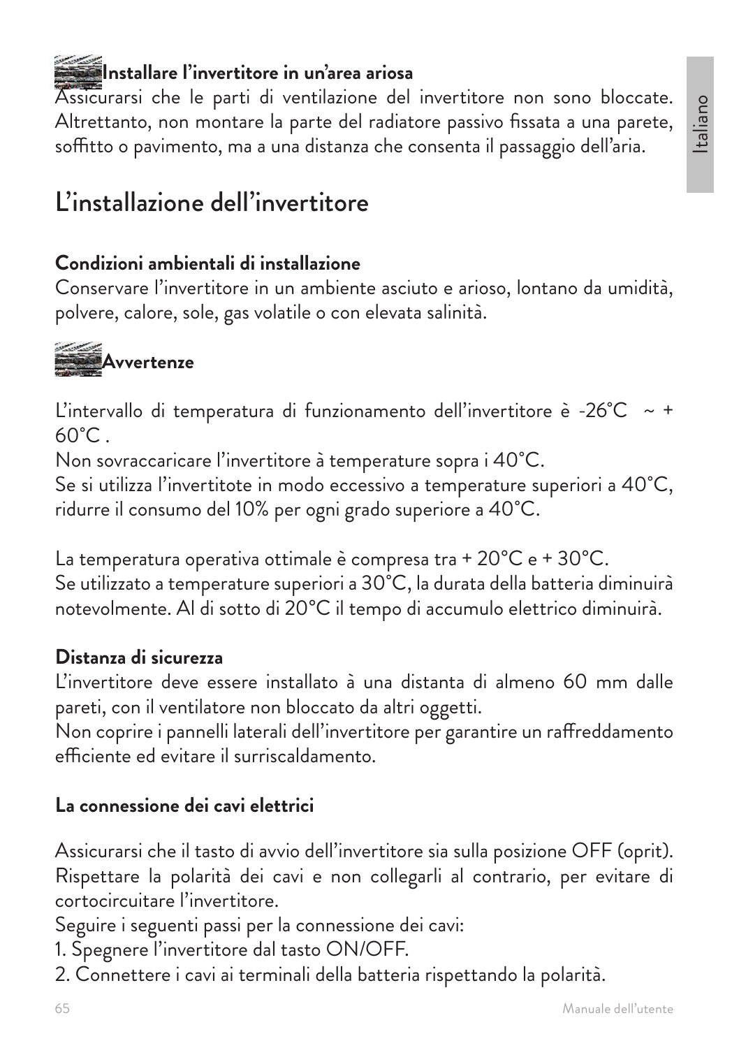**Installare l'invertitore in un'area ariosa**

Assicurarsi che le parti di ventilazione del invertitore non sono bloccate. Altrettanto, non montare la parte del radiatore passivo fissata a una parete, soffitto o pavimento, ma a una distanza che consenta il passaggio dell'aria.

# L'installazione dell'invertitore

**Condizioni ambientali di installazione**

Conservare l'invertitore in un ambiente asciuto e arioso, lontano da umidità, polvere, calore, sole, gas volatile o con elevata salinità.

**Avvertenze**

L'intervallo di temperatura di funzionamento dell'invertitore è -26°C ~ + 60°C .

Non sovraccaricare l'invertitore à temperature sopra i 40°C.

Se si utilizza l'invertitote in modo eccessivo a temperature superiori a 40°C, ridurre il consumo del 10% per ogni grado superiore a 40°C.

La temperatura operativa ottimale è compresa tra + 20°C e + 30°C.

Se utilizzato a temperature superiori a 30°C, la durata della batteria diminuirà notevolmente. Al di sotto di 20°C il tempo di accumulo elettrico diminuirà.

**Distanza di sicurezza**

L'invertitore deve essere installato à una distanta di almeno 60 mm dalle pareti, con il ventilatore non bloccato da altri oggetti.

Non coprire i pannelli laterali dell'invertitore per garantire un raffreddamento efficiente ed evitare il surriscaldamento.

**La connessione dei cavi elettrici**

Assicurarsi che il tasto di avvio dell'invertitore sia sulla posizione OFF (oprit).

Rispettare la polarità dei cavi e non collegarli al contrario, per evitare di cortocircuitare l'invertitore.

Seguire i seguenti passi per la connessione dei cavi:

1. Spegnere l'invertitore dal tasto ON/OFF.
2. Connettere i cavi ai terminali della batteria rispettando la polarità.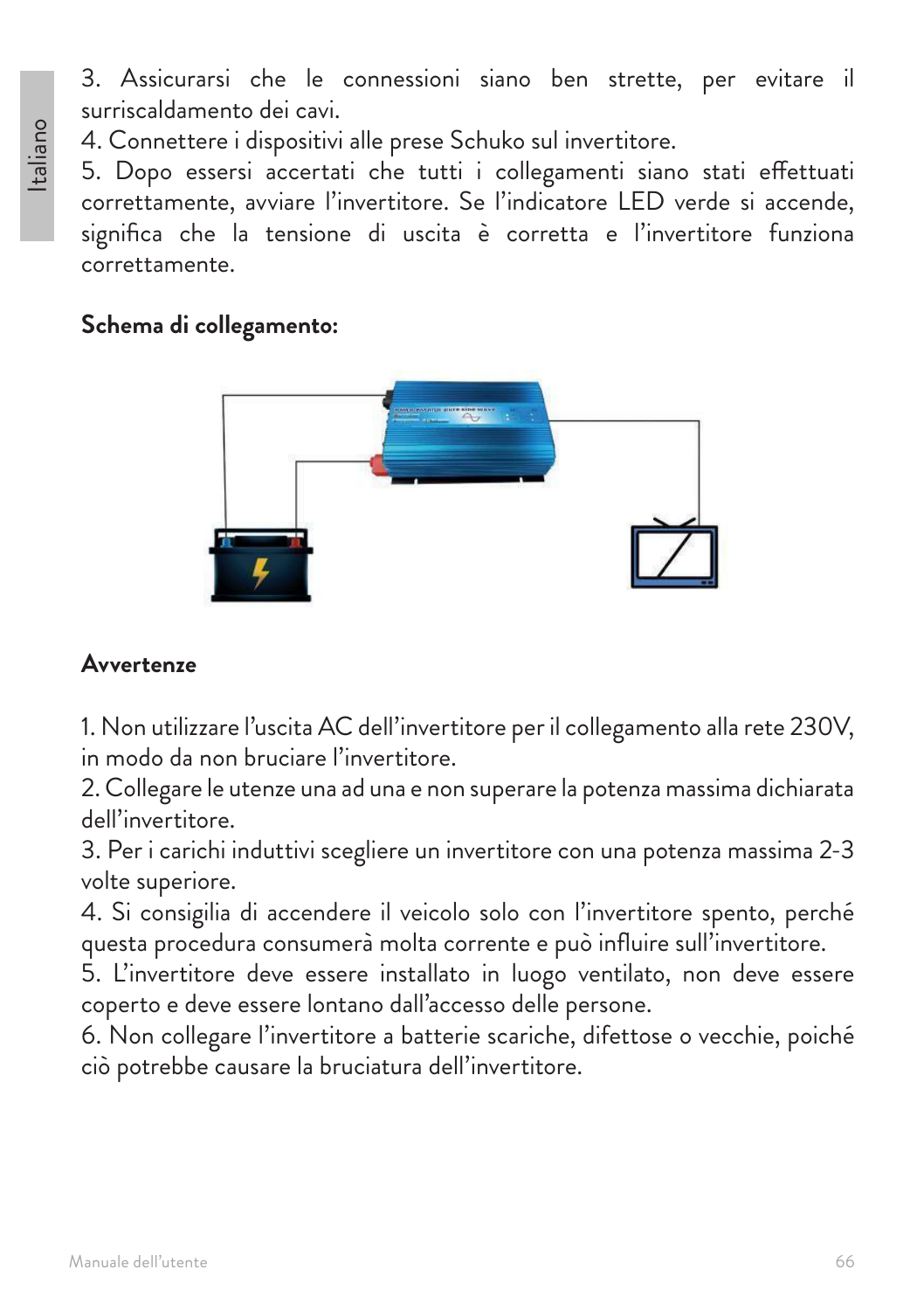3. Assicurarsi che le connessioni siano ben strette, per evitare il surriscaldamento dei cavi.

4. Connettere i dispositivi alle prese Schuko sul invertitore.

5. Dopo essersi accertati che tutti i collegamenti siano stati effettuati correttamente, avviare l'invertitore. Se l'indicatore LED verde si accende, significa che la tensione di uscita è corretta e l'invertitore funziona correttamente.

**Schema di collegamento:**

**Avvertenze**

1. Non utilizzare l'uscita AC dell'invertitore per il collegamento alla rete 230V, in modo da non bruciare l'invertitore.
2. Collegare le utenze una ad una e non superare la potenza massima dichiarata dell'invertitore.
3. Per i carichi induttivi scegliere un invertitore con una potenza massima 2-3 volte superiore.
4. Si consigilia di accendere il veicolo solo con l'invertitore spento, perché questa procedura consumerà molta corrente e può influire sull'invertitore.
5. L'invertitore deve essere installato in luogo ventilato, non deve essere coperto e deve essere lontano dall'accesso delle persone.
6. Non collegare l'invertitore a batterie scariche, difettose o vecchie, poiché ciò potrebbe causare la bruciatura dell'invertitore.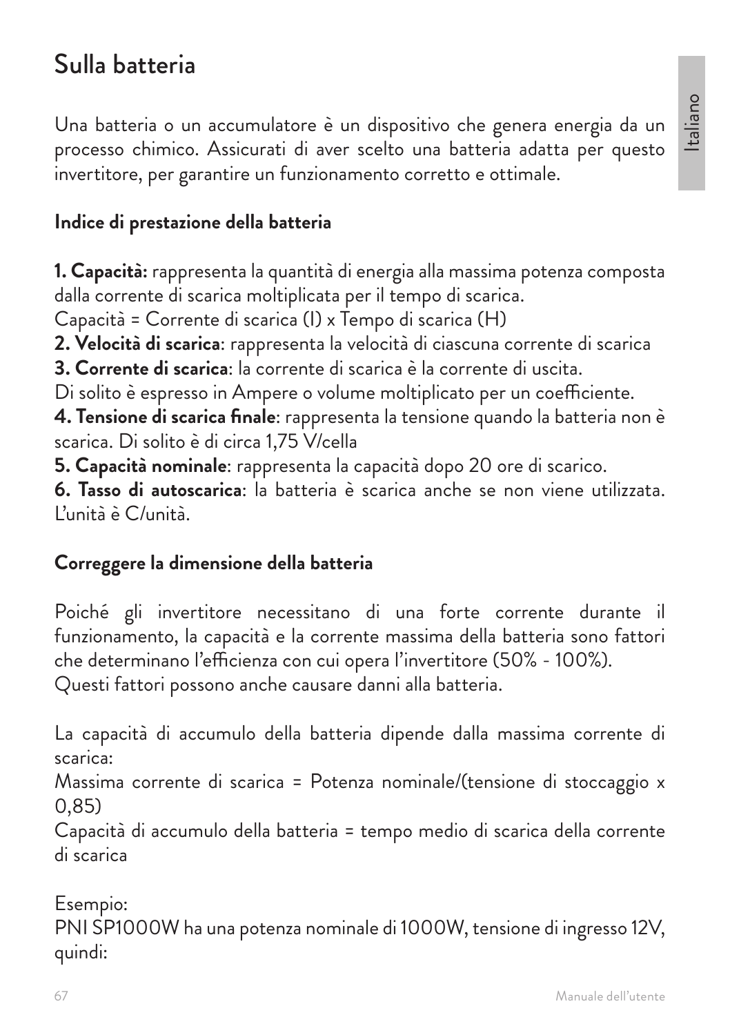# Sulla batteria

Una batteria o un accumulatore è un dispositivo che genera energia da un processo chimico. Assicurati di aver scelto una batteria adatta per questo invertitore, per garantire un funzionamento corretto e ottimale.

**Indice di prestazione della batteria**

**1. Capacità:** rappresenta la quantità di energia alla massima potenza composta dalla corrente di scarica moltiplicata per il tempo di scarica.
Capacità = Corrente di scarica (I) x Tempo di scarica (H)
**2. Velocità di scarica**: rappresenta la velocità di ciascuna corrente di scarica
**3. Corrente di scarica**: la corrente di scarica è la corrente di uscita.
Di solito è espresso in Ampere o volume moltiplicato per un coefficiente.
**4. Tensione di scarica finale**: rappresenta la tensione quando la batteria non è scarica. Di solito è di circa 1,75 V/cella
**5. Capacità nominale**: rappresenta la capacità dopo 20 ore di scarico.
**6. Tasso di autoscarica**: la batteria è scarica anche se non viene utilizzata. L'unità è C/unità.

**Correggere la dimensione della batteria**

Poiché gli invertitore necessitano di una forte corrente durante il funzionamento, la capacità e la corrente massima della batteria sono fattori che determinano l'efficienza con cui opera l'invertitore (50% - 100%).
Questi fattori possono anche causare danni alla batteria.

La capacità di accumulo della batteria dipende dalla massima corrente di scarica:
Massima corrente di scarica = Potenza nominale/(tensione di stoccaggio x 0,85)
Capacità di accumulo della batteria = tempo medio di scarica della corrente di scarica

Esempio:
PNI SP1000W ha una potenza nominale di 1000W, tensione di ingresso 12V, quindi: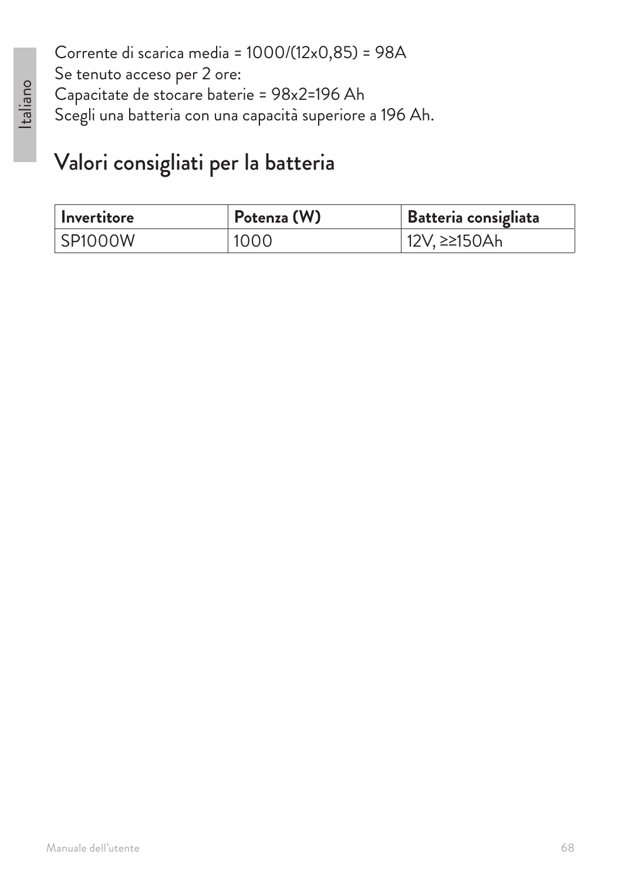Corrente di scarica media = 1000/(12x0,85) = 98A
Se tenuto acceso per 2 ore:
Capacitate de stocare baterie = 98x2=196 Ah
Scegli una batteria con una capacità superiore a 196 Ah.

## Valori consigliati per la batteria

| **Invertitore** | **Potenza (W)** | **Batteria consigliata** |
|---|---|---|
| SP1000W | 1000 | 12V, ≥≥150Ah |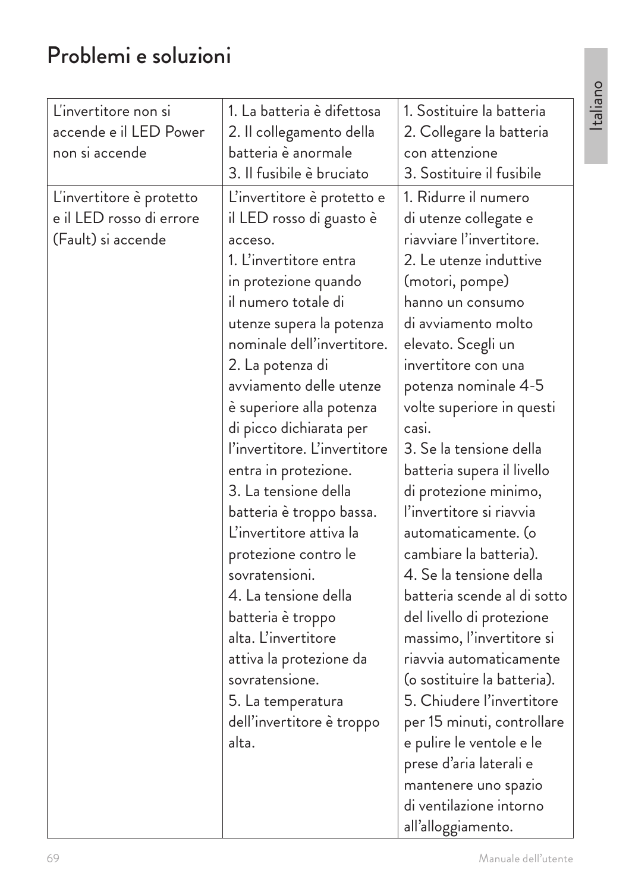# Problemi e soluzioni

| | | |
|---|---|---|
| L'invertitore non si accende e il LED Power non si accende | 1. La batteria è difettosa<br>2. Il collegamento della batteria è anormale<br>3. Il fusibile è bruciato | 1. Sostituire la batteria<br>2. Collegare la batteria con attenzione<br>3. Sostituire il fusibile |
| L'invertitore è protetto e il LED rosso di errore (Fault) si accende | L'invertitore è protetto e il LED rosso di guasto è acceso.<br>1. L'invertitore entra in protezione quando il numero totale di utenze supera la potenza nominale dell'invertitore.<br>2. La potenza di avviamento delle utenze è superiore alla potenza di picco dichiarata per l'invertitore. L'invertitore entra in protezione.<br>3. La tensione della batteria è troppo bassa. L'invertitore attiva la protezione contro le sovratensioni.<br>4. La tensione della batteria è troppo alta. L'invertitore attiva la protezione da sovratensione.<br>5. La temperatura dell'invertitore è troppo alta. | 1. Ridurre il numero di utenze collegate e riavviare l'invertitore.<br>2. Le utenze induttive (motori, pompe) hanno un consumo di avviamento molto elevato. Scegli un invertitore con una potenza nominale 4-5 volte superiore in questi casi.<br>3. Se la tensione della batteria supera il livello di protezione minimo, l'invertitore si riavvia automaticamente. (o cambiare la batteria).<br>4. Se la tensione della batteria scende al di sotto del livello di protezione massimo, l'invertitore si riavvia automaticamente (o sostituire la batteria).<br>5. Chiudere l'invertitore per 15 minuti, controllare e pulire le ventole e le prese d'aria laterali e mantenere uno spazio di ventilazione intorno all'alloggiamento. |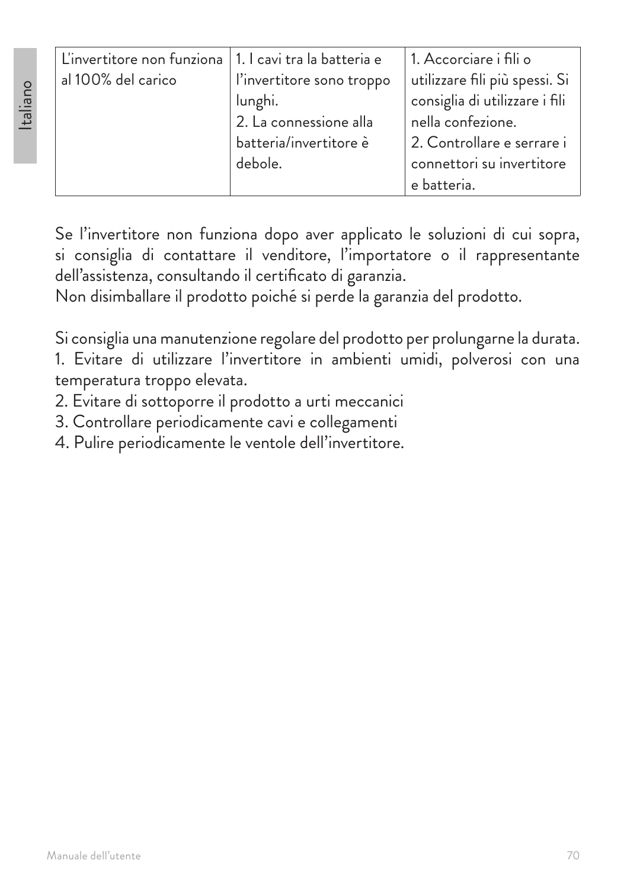| L'invertitore non funziona al 100% del carico | 1. I cavi tra la batteria e l'invertitore sono troppo lunghi.<br>2. La connessione alla batteria/invertitore è debole. | 1. Accorciare i fili o utilizzare fili più spessi. Si consiglia di utilizzare i fili nella confezione.<br>2. Controllare e serrare i connettori su invertitore e batteria. |
|---|---|---|

Se l'invertitore non funziona dopo aver applicato le soluzioni di cui sopra, si consiglia di contattare il venditore, l'importatore o il rappresentante dell'assistenza, consultando il certificato di garanzia.
Non disimballare il prodotto poiché si perde la garanzia del prodotto.

Si consiglia una manutenzione regolare del prodotto per prolungarne la durata.
1. Evitare di utilizzare l'invertitore in ambienti umidi, polverosi con una temperatura troppo elevata.
2. Evitare di sottoporre il prodotto a urti meccanici
3. Controllare periodicamente cavi e collegamenti
4. Pulire periodicamente le ventole dell'invertitore.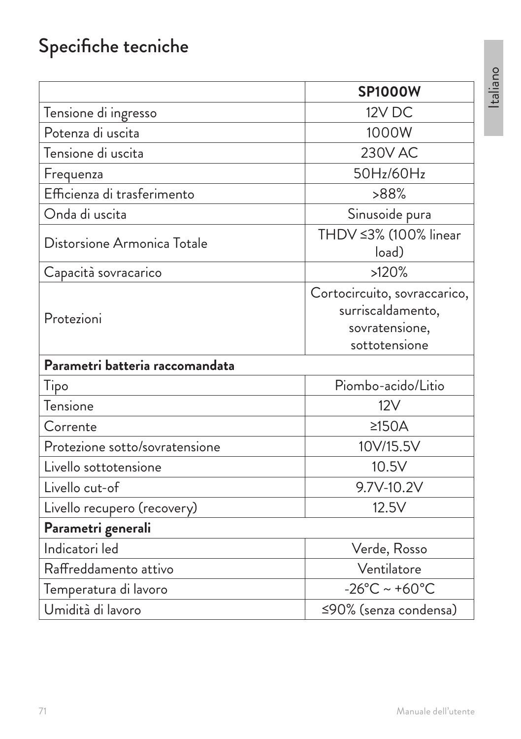# Specifiche tecniche

| | **SP1000W** |
|---|---|
| Tensione di ingresso | 12V DC |
| Potenza di uscita | 1000W |
| Tensione di uscita | 230V AC |
| Frequenza | 50Hz/60Hz |
| Efficienza di trasferimento | >88% |
| Onda di uscita | Sinusoide pura |
| Distorsione Armonica Totale | THDV ≤3% (100% linear load) |
| Capacità sovracarico | >120% |
| Protezioni | Cortocircuito, sovraccarico, surriscaldamento, sovratensione, sottotensione |
| **Parametri batteria raccomandata** | |
| Tipo | Piombo-acido/Litio |
| Tensione | 12V |
| Corrente | ≥150A |
| Protezione sotto/sovratensione | 10V/15.5V |
| Livello sottotensione | 10.5V |
| Livello cut-of | 9.7V-10.2V |
| Livello recupero (recovery) | 12.5V |
| **Parametri generali** | |
| Indicatori led | Verde, Rosso |
| Raffreddamento attivo | Ventilatore |
| Temperatura di lavoro | -26°C ~ +60°C |
| Umidità di lavoro | ≤90% (senza condensa) |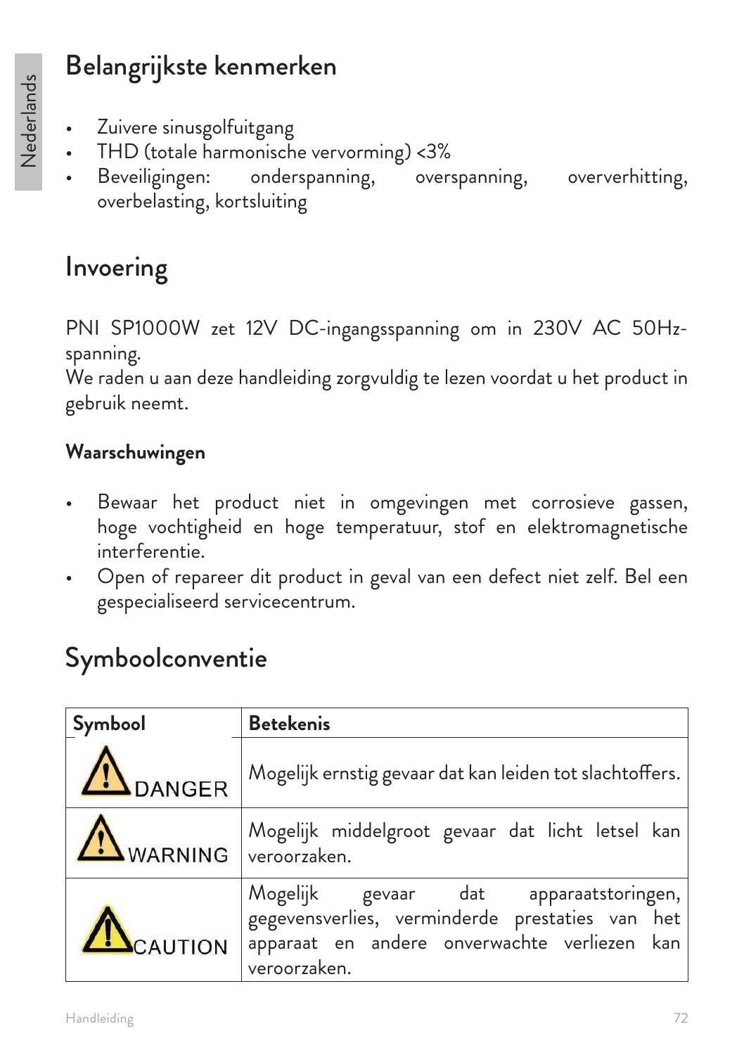# Belangrijkste kenmerken

- Zuivere sinusgolfuitgang
- THD (totale harmonische vervorming) <3%
- Beveiligingen: onderspanning, overspanning, oververhitting, overbelasting, kortsluiting

# Invoering

PNI SP1000W zet 12V DC-ingangsspanning om in 230V AC 50Hz-spanning.
We raden u aan deze handleiding zorgvuldig te lezen voordat u het product in gebruik neemt.

### Waarschuwingen

- Bewaar het product niet in omgevingen met corrosieve gassen, hoge vochtigheid en hoge temperatuur, stof en elektromagnetische interferentie.
- Open of repareer dit product in geval van een defect niet zelf. Bel een gespecialiseerd servicecentrum.

# Symboolconventie

| Symbool | Betekenis |
|---|---|
| DANGER | Mogelijk ernstig gevaar dat kan leiden tot slachtoffers. |
| WARNING | Mogelijk middelgroot gevaar dat licht letsel kan veroorzaken. |
| CAUTION | Mogelijk gevaar dat apparaatstoringen, gegevensverlies, verminderde prestaties van het apparaat en andere onverwachte verliezen kan veroorzaken. |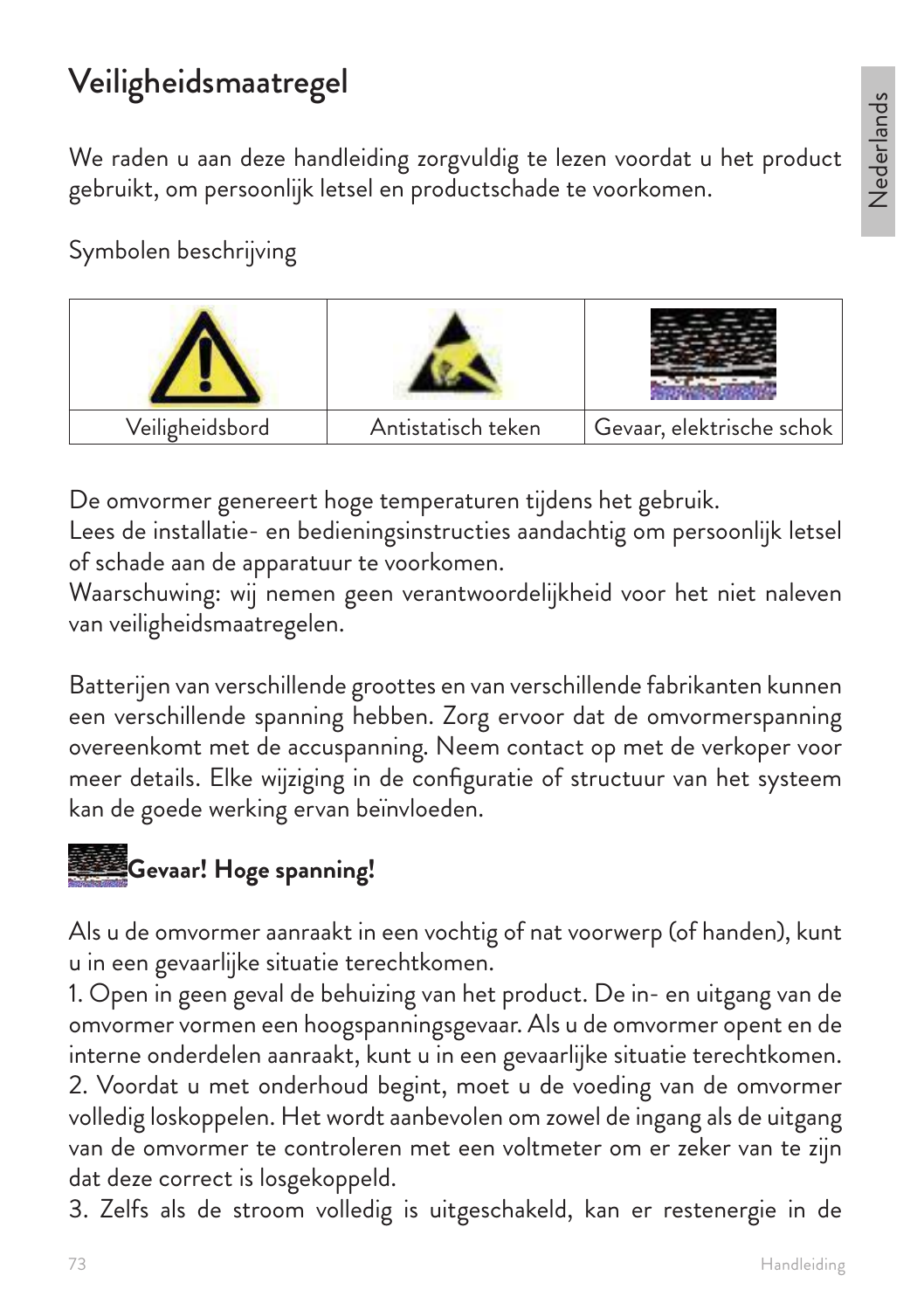# Veiligheidsmaatregel

We raden u aan deze handleiding zorgvuldig te lezen voordat u het product gebruikt, om persoonlijk letsel en productschade te voorkomen.

Symbolen beschrijving

| Veiligheidsbord | Antistatisch teken | Gevaar, elektrische schok |
|---|---|---|

De omvormer genereert hoge temperaturen tijdens het gebruik.
Lees de installatie- en bedieningsinstructies aandachtig om persoonlijk letsel of schade aan de apparatuur te voorkomen.
Waarschuwing: wij nemen geen verantwoordelijkheid voor het niet naleven van veiligheidsmaatregelen.

Batterijen van verschillende groottes en van verschillende fabrikanten kunnen een verschillende spanning hebben. Zorg ervoor dat de omvormerspanning overeenkomt met de accuspanning. Neem contact op met de verkoper voor meer details. Elke wijziging in de configuratie of structuur van het systeem kan de goede werking ervan beïnvloeden.

**Gevaar! Hoge spanning!**

Als u de omvormer aanraakt in een vochtig of nat voorwerp (of handen), kunt u in een gevaarlijke situatie terechtkomen.

1. Open in geen geval de behuizing van het product. De in- en uitgang van de omvormer vormen een hoogspanningsgevaar. Als u de omvormer opent en de interne onderdelen aanraakt, kunt u in een gevaarlijke situatie terechtkomen.
2. Voordat u met onderhoud begint, moet u de voeding van de omvormer volledig loskoppelen. Het wordt aanbevolen om zowel de ingang als de uitgang van de omvormer te controleren met een voltmeter om er zeker van te zijn dat deze correct is losgekoppeld.
3. Zelfs als de stroom volledig is uitgeschakeld, kan er restenergie in de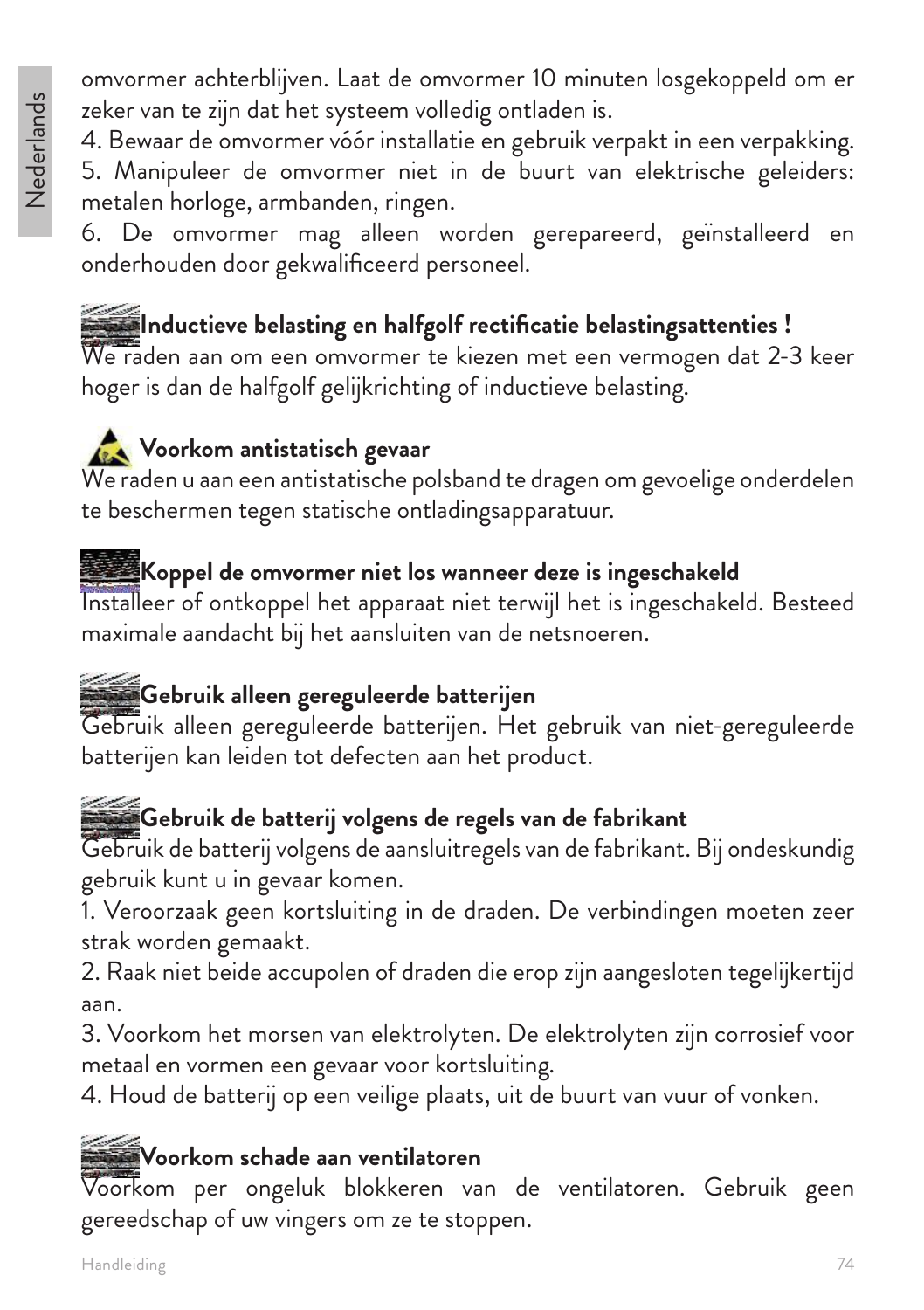omvormer achterblijven. Laat de omvormer 10 minuten losgekoppeld om er zeker van te zijn dat het systeem volledig ontladen is.
4. Bewaar de omvormer vóór installatie en gebruik verpakt in een verpakking.
5. Manipuleer de omvormer niet in de buurt van elektrische geleiders: metalen horloge, armbanden, ringen.
6. De omvormer mag alleen worden gerepareerd, geïnstalleerd en onderhouden door gekwalificeerd personeel.

**Inductieve belasting en halfgolf rectificatie belastingsattenties !**
We raden aan om een omvormer te kiezen met een vermogen dat 2-3 keer hoger is dan de halfgolf gelijkrichting of inductieve belasting.

**Voorkom antistatisch gevaar**
We raden u aan een antistatische polsband te dragen om gevoelige onderdelen te beschermen tegen statische ontladingsapparatuur.

**Koppel de omvormer niet los wanneer deze is ingeschakeld**
Installeer of ontkoppel het apparaat niet terwijl het is ingeschakeld. Besteed maximale aandacht bij het aansluiten van de netsnoeren.

**Gebruik alleen gereguleerde batterijen**
Gebruik alleen gereguleerde batterijen. Het gebruik van niet-gereguleerde batterijen kan leiden tot defecten aan het product.

**Gebruik de batterij volgens de regels van de fabrikant**
Gebruik de batterij volgens de aansluitregels van de fabrikant. Bij ondeskundig gebruik kunt u in gevaar komen.
1. Veroorzaak geen kortsluiting in de draden. De verbindingen moeten zeer strak worden gemaakt.
2. Raak niet beide accupolen of draden die erop zijn aangesloten tegelijkertijd aan.
3. Voorkom het morsen van elektrolyten. De elektrolyten zijn corrosief voor metaal en vormen een gevaar voor kortsluiting.
4. Houd de batterij op een veilige plaats, uit de buurt van vuur of vonken.

**Voorkom schade aan ventilatoren**
Voorkom per ongeluk blokkeren van de ventilatoren. Gebruik geen gereedschap of uw vingers om ze te stoppen.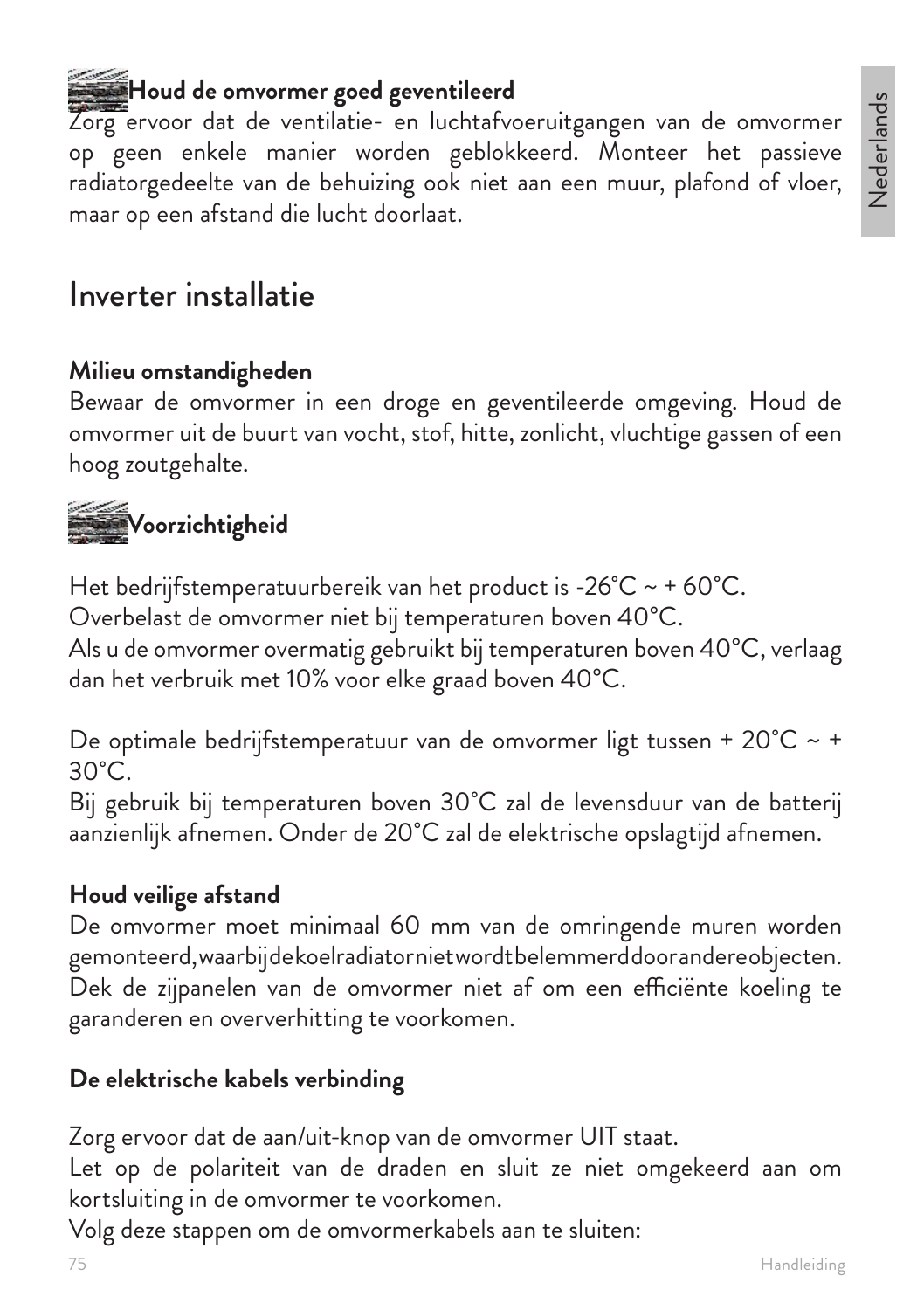**Houd de omvormer goed geventileerd**

Zorg ervoor dat de ventilatie- en luchtafvoeruitgangen van de omvormer op geen enkele manier worden geblokkeerd. Monteer het passieve radiatorgedeelte van de behuizing ook niet aan een muur, plafond of vloer, maar op een afstand die lucht doorlaat.

# Inverter installatie

**Milieu omstandigheden**

Bewaar de omvormer in een droge en geventileerde omgeving. Houd de omvormer uit de buurt van vocht, stof, hitte, zonlicht, vluchtige gassen of een hoog zoutgehalte.

**Voorzichtigheid**

Het bedrijfstemperatuurbereik van het product is -26°C ~ + 60°C.
Overbelast de omvormer niet bij temperaturen boven 40°C.
Als u de omvormer overmatig gebruikt bij temperaturen boven 40°C, verlaag dan het verbruik met 10% voor elke graad boven 40°C.

De optimale bedrijfstemperatuur van de omvormer ligt tussen + 20°C ~ + 30°C.
Bij gebruik bij temperaturen boven 30°C zal de levensduur van de batterij aanzienlijk afnemen. Onder de 20°C zal de elektrische opslagtijd afnemen.

**Houd veilige afstand**

De omvormer moet minimaal 60 mm van de omringende muren worden gemonteerd, waarbij de koelradiator niet wordt belemmerd door andere objecten. Dek de zijpanelen van de omvormer niet af om een efficiënte koeling te garanderen en oververhitting te voorkomen.

**De elektrische kabels verbinding**

Zorg ervoor dat de aan/uit-knop van de omvormer UIT staat.
Let op de polariteit van de draden en sluit ze niet omgekeerd aan om kortsluiting in de omvormer te voorkomen.
Volg deze stappen om de omvormerkabels aan te sluiten: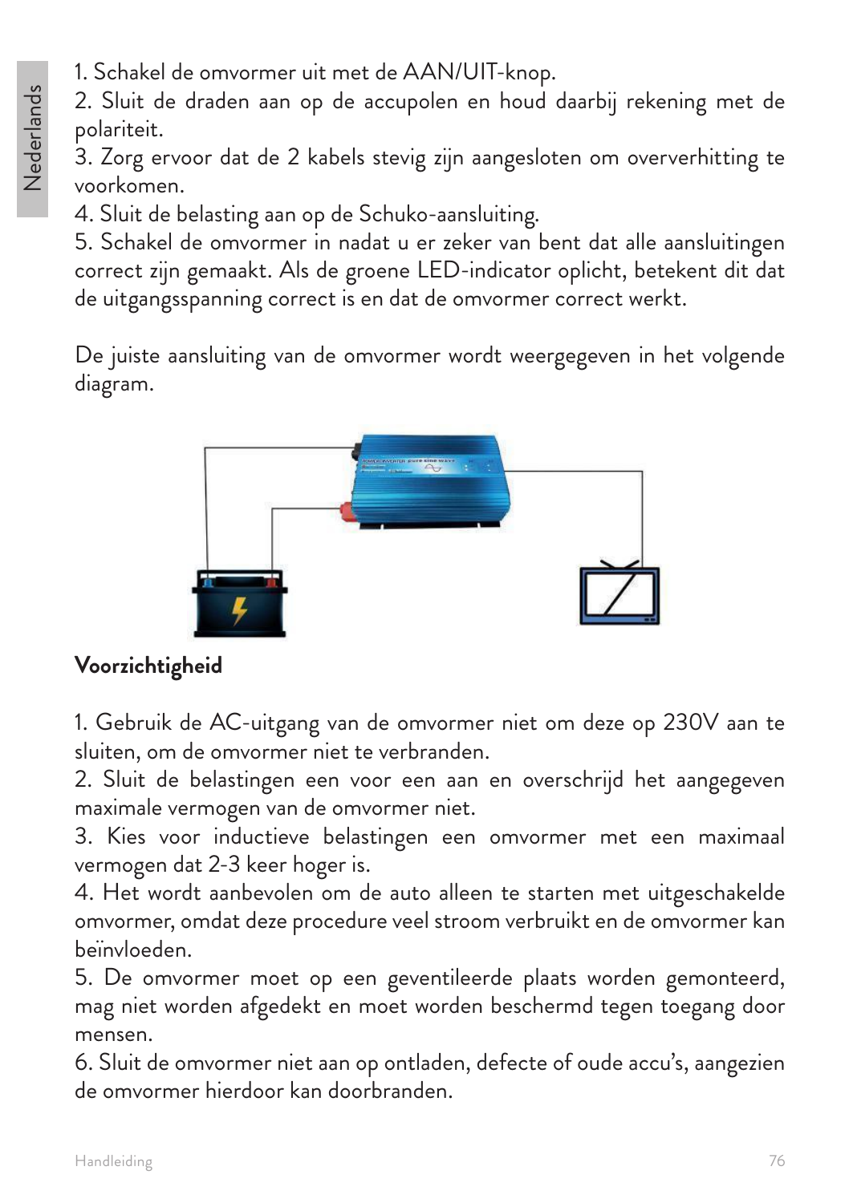1. Schakel de omvormer uit met de AAN/UIT-knop.
2. Sluit de draden aan op de accupolen en houd daarbij rekening met de polariteit.
3. Zorg ervoor dat de 2 kabels stevig zijn aangesloten om oververhitting te voorkomen.
4. Sluit de belasting aan op de Schuko-aansluiting.
5. Schakel de omvormer in nadat u er zeker van bent dat alle aansluitingen correct zijn gemaakt. Als de groene LED-indicator oplicht, betekent dit dat de uitgangsspanning correct is en dat de omvormer correct werkt.

De juiste aansluiting van de omvormer wordt weergegeven in het volgende diagram.

**Voorzichtigheid**

1. Gebruik de AC-uitgang van de omvormer niet om deze op 230V aan te sluiten, om de omvormer niet te verbranden.
2. Sluit de belastingen een voor een aan en overschrijd het aangegeven maximale vermogen van de omvormer niet.
3. Kies voor inductieve belastingen een omvormer met een maximaal vermogen dat 2-3 keer hoger is.
4. Het wordt aanbevolen om de auto alleen te starten met uitgeschakelde omvormer, omdat deze procedure veel stroom verbruikt en de omvormer kan beïnvloeden.
5. De omvormer moet op een geventileerde plaats worden gemonteerd, mag niet worden afgedekt en moet worden beschermd tegen toegang door mensen.
6. Sluit de omvormer niet aan op ontladen, defecte of oude accu's, aangezien de omvormer hierdoor kan doorbranden.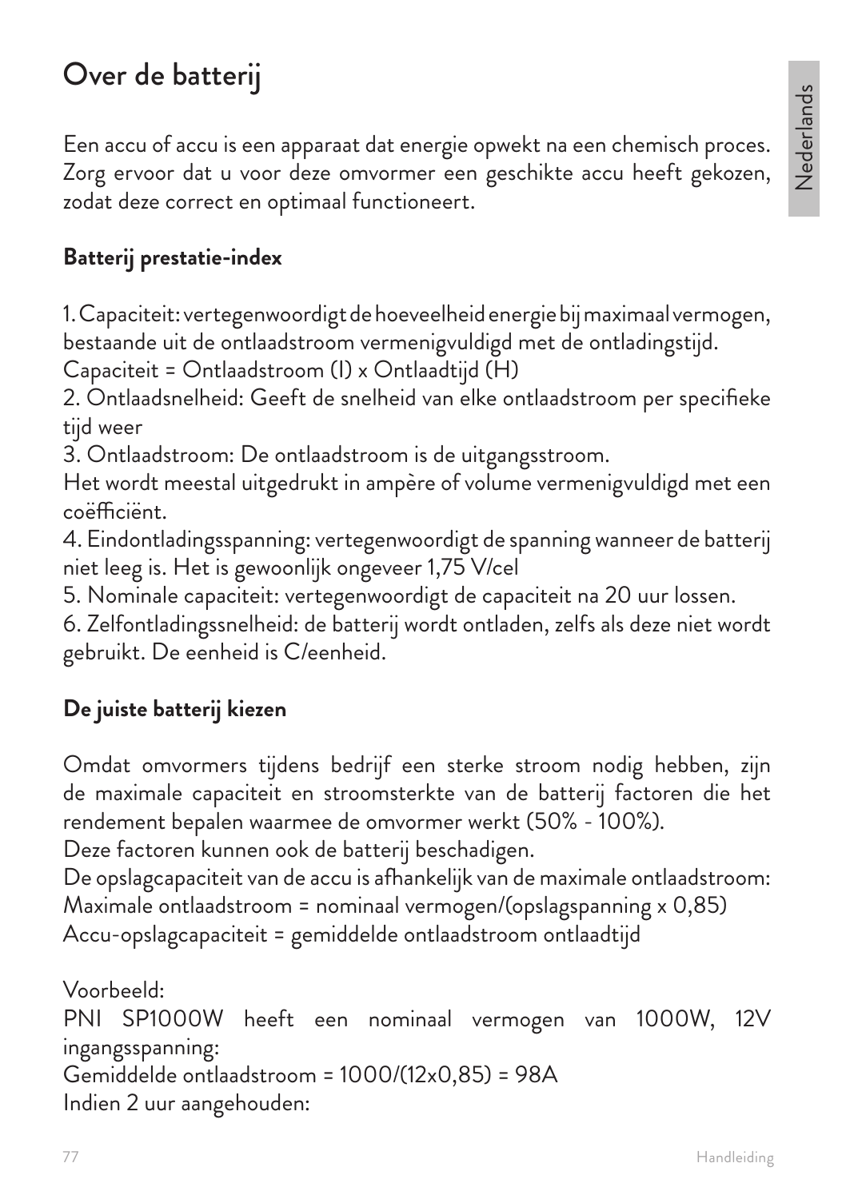# Over de batterij

Een accu of accu is een apparaat dat energie opwekt na een chemisch proces. Zorg ervoor dat u voor deze omvormer een geschikte accu heeft gekozen, zodat deze correct en optimaal functioneert.

## Batterij prestatie-index

1. Capaciteit: vertegenwoordigt de hoeveelheid energie bij maximaal vermogen, bestaande uit de ontlaadstroom vermenigvuldigd met de ontladingstijd.
Capaciteit = Ontlaadstroom (I) x Ontlaadtijd (H)
2. Ontlaadsnelheid: Geeft de snelheid van elke ontlaadstroom per specifieke tijd weer
3. Ontlaadstroom: De ontlaadstroom is de uitgangsstroom.
Het wordt meestal uitgedrukt in ampère of volume vermenigvuldigd met een coëfficiënt.
4. Eindontladingsspanning: vertegenwoordigt de spanning wanneer de batterij niet leeg is. Het is gewoonlijk ongeveer 1,75 V/cel
5. Nominale capaciteit: vertegenwoordigt de capaciteit na 20 uur lossen.
6. Zelfontladingssnelheid: de batterij wordt ontladen, zelfs als deze niet wordt gebruikt. De eenheid is C/eenheid.

## De juiste batterij kiezen

Omdat omvormers tijdens bedrijf een sterke stroom nodig hebben, zijn de maximale capaciteit en stroomsterkte van de batterij factoren die het rendement bepalen waarmee de omvormer werkt (50% - 100%).
Deze factoren kunnen ook de batterij beschadigen.
De opslagcapaciteit van de accu is afhankelijk van de maximale ontlaadstroom:
Maximale ontlaadstroom = nominaal vermogen/(opslagspanning x 0,85)
Accu-opslagcapaciteit = gemiddelde ontlaadstroom ontlaadtijd

Voorbeeld:
PNI SP1000W heeft een nominaal vermogen van 1000W, 12V ingangsspanning:
Gemiddelde ontlaadstroom = 1000/(12x0,85) = 98A
Indien 2 uur aangehouden: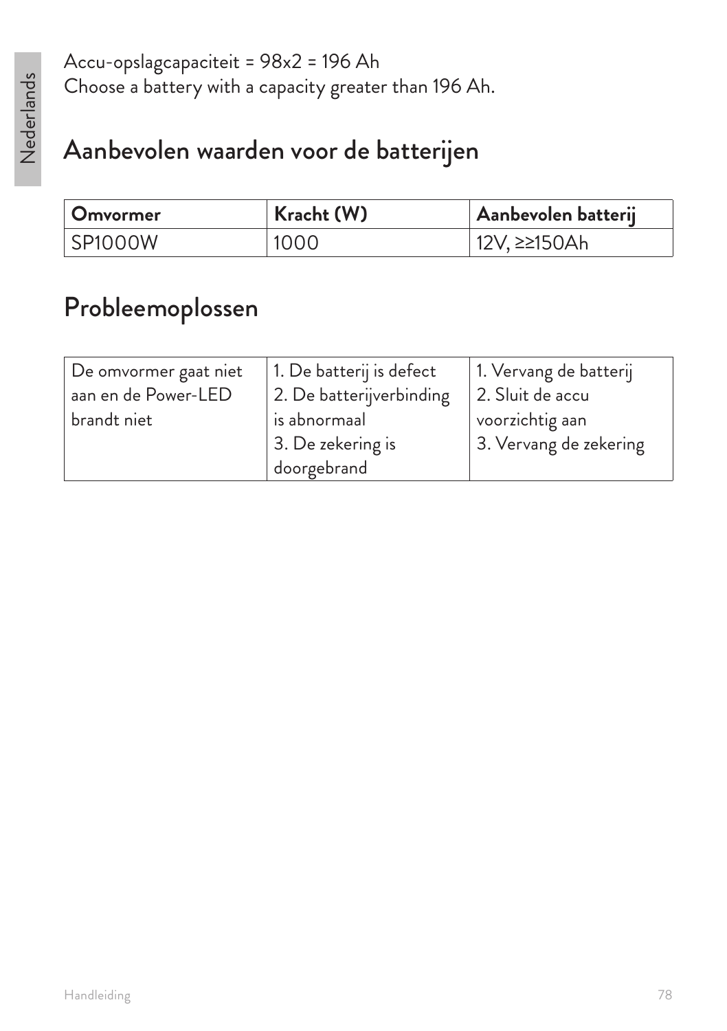Accu-opslagcapaciteit = 98x2 = 196 Ah
Choose a battery with a capacity greater than 196 Ah.

## Aanbevolen waarden voor de batterijen

| Omvormer | Kracht (W) | Aanbevolen batterij |
|---|---|---|
| SP1000W | 1000 | 12V, ≥≥150Ah |

## Probleemoplossen

| | | |
|---|---|---|
| De omvormer gaat niet aan en de Power-LED brandt niet | 1. De batterij is defect<br>2. De batterijverbinding is abnormaal<br>3. De zekering is doorgebrand | 1. Vervang de batterij<br>2. Sluit de accu voorzichtig aan<br>3. Vervang de zekering |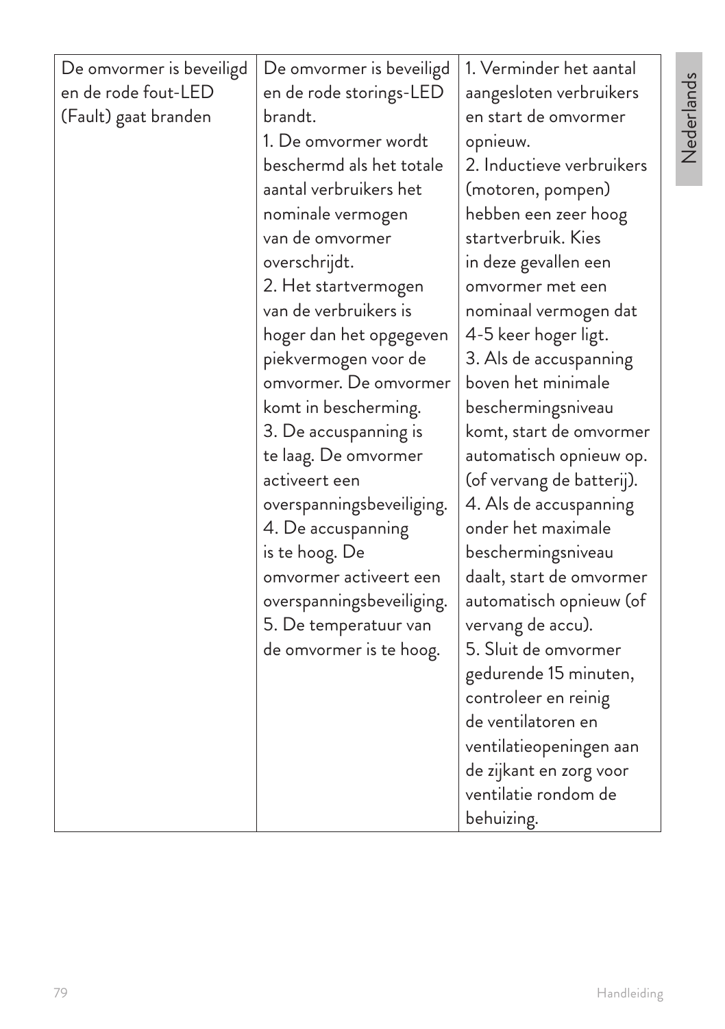| | | |
|---|---|---|
| De omvormer is beveiligd en de rode fout-LED (Fault) gaat branden | De omvormer is beveiligd en de rode storings-LED brandt.<br>1. De omvormer wordt beschermd als het totale aantal verbruikers het nominale vermogen van de omvormer overschrijdt.<br>2. Het startvermogen van de verbruikers is hoger dan het opgegeven piekvermogen voor de omvormer. De omvormer komt in bescherming.<br>3. De accuspanning is te laag. De omvormer activeert een overspanningsbeveiliging.<br>4. De accuspanning is te hoog. De omvormer activeert een overspanningsbeveiliging.<br>5. De temperatuur van de omvormer is te hoog. | 1. Verminder het aantal aangesloten verbruikers en start de omvormer opnieuw.<br>2. Inductieve verbruikers (motoren, pompen) hebben een zeer hoog startverbruik. Kies in deze gevallen een omvormer met een nominaal vermogen dat 4-5 keer hoger ligt.<br>3. Als de accuspanning boven het minimale beschermingsniveau komt, start de omvormer automatisch opnieuw op. (of vervang de batterij).<br>4. Als de accuspanning onder het maximale beschermingsniveau daalt, start de omvormer automatisch opnieuw (of vervang de accu).<br>5. Sluit de omvormer gedurende 15 minuten, controleer en reinig de ventilatoren en ventilatieopeningen aan de zijkant en zorg voor ventilatie rondom de behuizing. |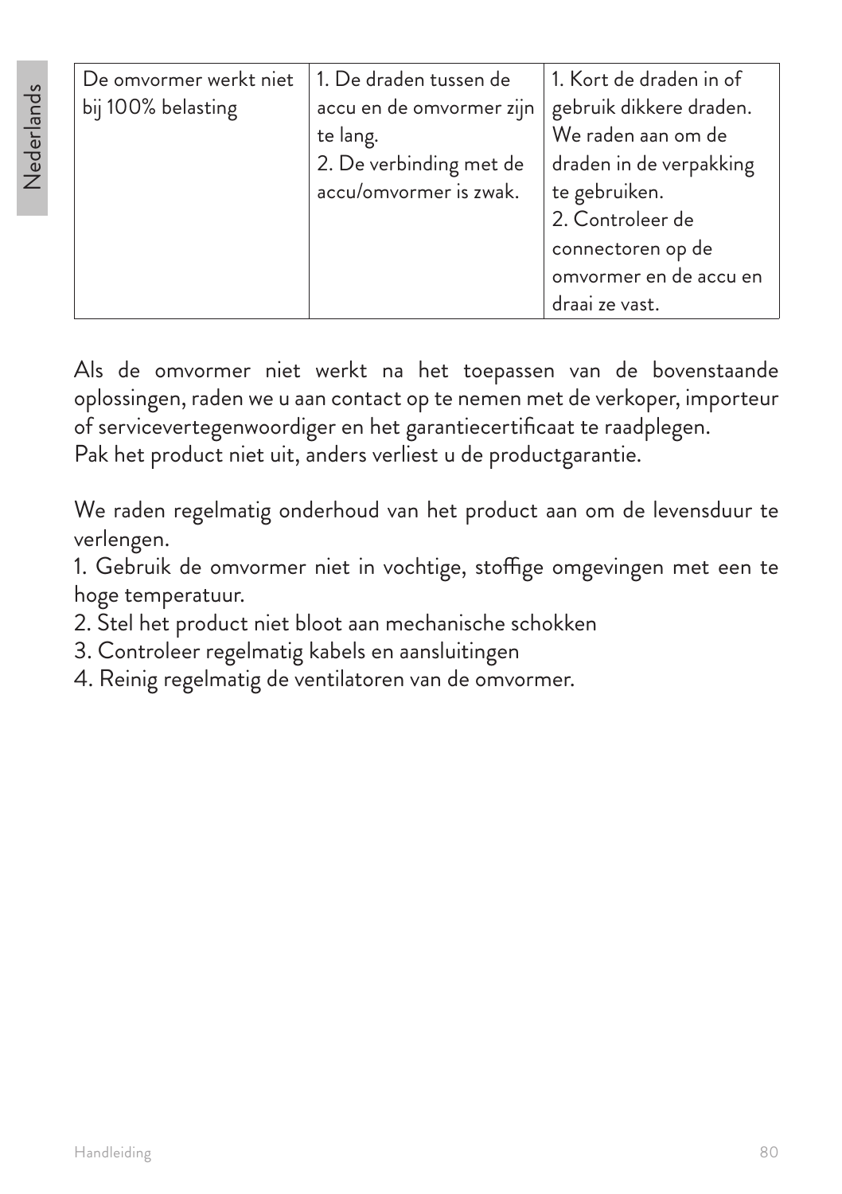| De omvormer werkt niet bij 100% belasting | 1. De draden tussen de accu en de omvormer zijn te lang.<br>2. De verbinding met de accu/omvormer is zwak. | 1. Kort de draden in of gebruik dikkere draden. We raden aan om de draden in de verpakking te gebruiken.<br>2. Controleer de connectoren op de omvormer en de accu en draai ze vast. |
|---|---|---|

Als de omvormer niet werkt na het toepassen van de bovenstaande oplossingen, raden we u aan contact op te nemen met de verkoper, importeur of servicevertegenwoordiger en het garantiecertificaat te raadplegen.
Pak het product niet uit, anders verliest u de productgarantie.

We raden regelmatig onderhoud van het product aan om de levensduur te verlengen.
1. Gebruik de omvormer niet in vochtige, stoffige omgevingen met een te hoge temperatuur.
2. Stel het product niet bloot aan mechanische schokken
3. Controleer regelmatig kabels en aansluitingen
4. Reinig regelmatig de ventilatoren van de omvormer.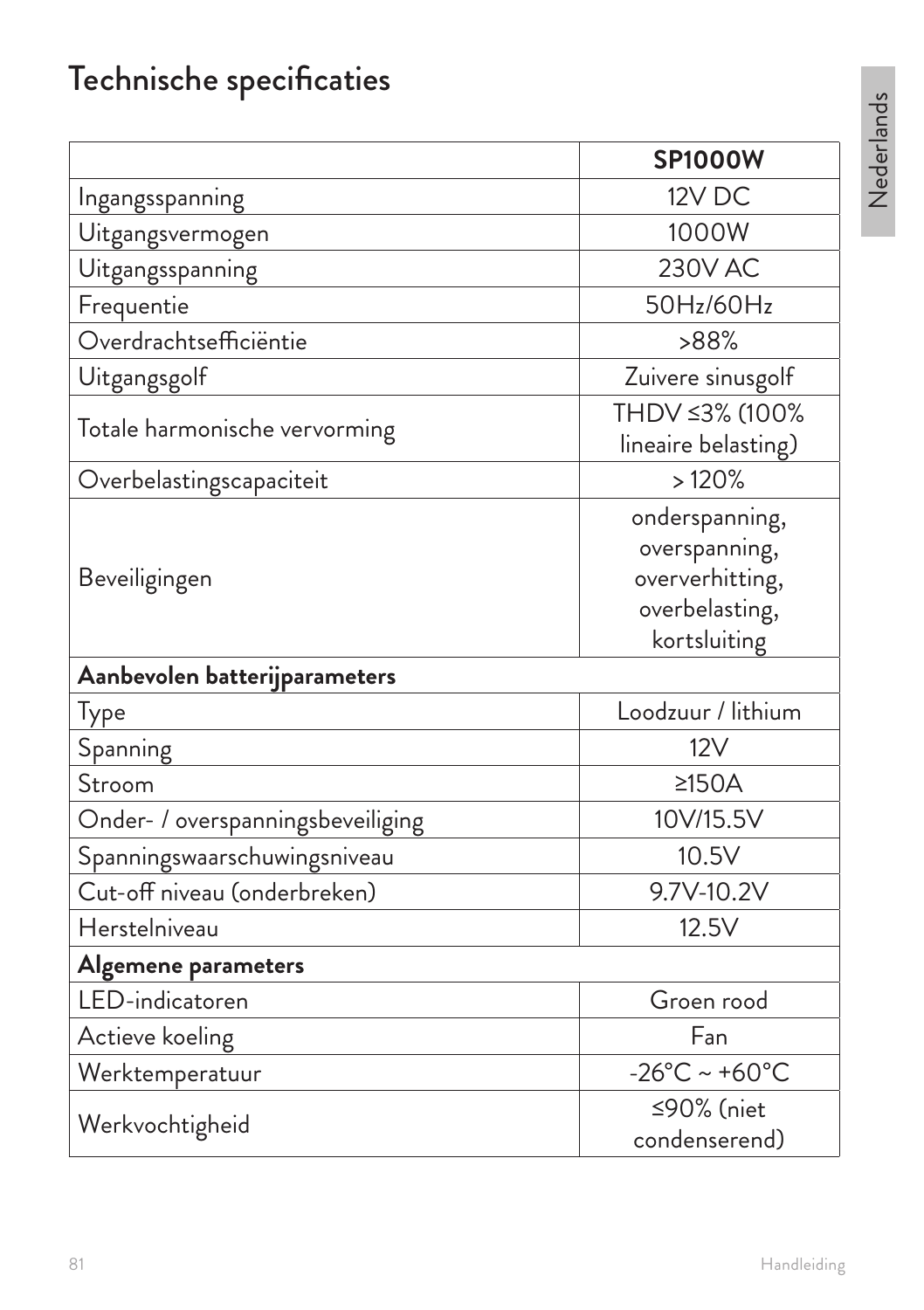# Technische specificaties

| | **SP1000W** |
|---|---|
| Ingangsspanning | 12V DC |
| Uitgangsvermogen | 1000W |
| Uitgangsspanning | 230V AC |
| Frequentie | 50Hz/60Hz |
| Overdrachtsefficiëntie | >88% |
| Uitgangsgolf | Zuivere sinusgolf |
| Totale harmonische vervorming | THDV ≤3% (100% lineaire belasting) |
| Overbelastingscapaciteit | > 120% |
| Beveiligingen | onderspanning, overspanning, oververhitting, overbelasting, kortsluiting |
| **Aanbevolen batterijparameters** | |
| Type | Loodzuur / lithium |
| Spanning | 12V |
| Stroom | ≥150A |
| Onder- / overspanningsbeveiliging | 10V/15.5V |
| Spanningswaarschuwingsniveau | 10.5V |
| Cut-off niveau (onderbreken) | 9.7V-10.2V |
| Herstelniveau | 12.5V |
| **Algemene parameters** | |
| LED-indicatoren | Groen rood |
| Actieve koeling | Fan |
| Werktemperatuur | -26°C ~ +60°C |
| Werkvochtigheid | ≤90% (niet condenserend) |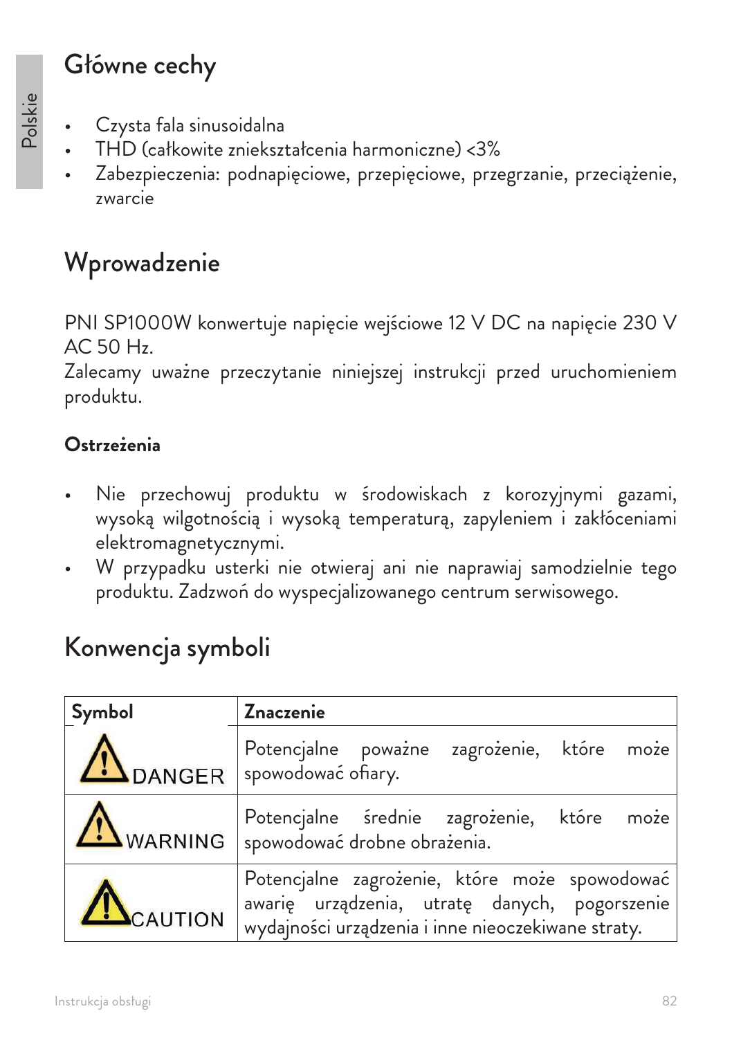## Główne cechy

- Czysta fala sinusoidalna
- THD (całkowite zniekształcenia harmoniczne) <3%
- Zabezpieczenia: podnapięciowe, przepięciowe, przegrzanie, przeciążenie, zwarcie

## Wprowadzenie

PNI SP1000W konwertuje napięcie wejściowe 12 V DC na napięcie 230 V AC 50 Hz.
Zalecamy uważne przeczytanie niniejszej instrukcji przed uruchomieniem produktu.

### Ostrzeżenia

- Nie przechowuj produktu w środowiskach z korozyjnymi gazami, wysoką wilgotnością i wysoką temperaturą, zapyleniem i zakłóceniami elektromagnetycznymi.
- W przypadku usterki nie otwieraj ani nie naprawiaj samodzielnie tego produktu. Zadzwoń do wyspecjalizowanego centrum serwisowego.

## Konwencja symboli

| Symbol | Znaczenie |
|---|---|
| DANGER | Potencjalne poważne zagrożenie, które może spowodować ofiary. |
| WARNING | Potencjalne średnie zagrożenie, które może spowodować drobne obrażenia. |
| CAUTION | Potencjalne zagrożenie, które może spowodować awarię urządzenia, utratę danych, pogorszenie wydajności urządzenia i inne nieoczekiwane straty. |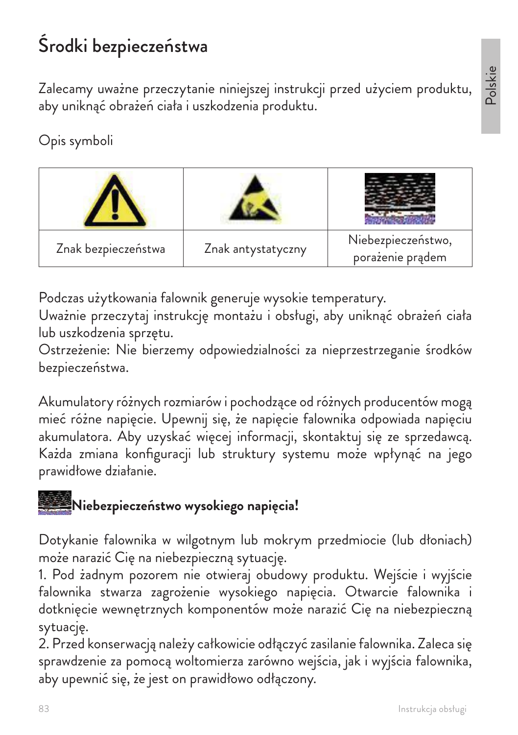# Środki bezpieczeństwa

Zalecamy uważne przeczytanie niniejszej instrukcji przed użyciem produktu, aby uniknąć obrażeń ciała i uszkodzenia produktu.

Opis symboli

| | | |
|---|---|---|
| Znak bezpieczeństwa | Znak antystatyczny | Niebezpieczeństwo, porażenie prądem |

Podczas użytkowania falownik generuje wysokie temperatury.
Uważnie przeczytaj instrukcję montażu i obsługi, aby uniknąć obrażeń ciała lub uszkodzenia sprzętu.
Ostrzeżenie: Nie bierzemy odpowiedzialności za nieprzestrzeganie środków bezpieczeństwa.

Akumulatory różnych rozmiarów i pochodzące od różnych producentów mogą mieć różne napięcie. Upewnij się, że napięcie falownika odpowiada napięciu akumulatora. Aby uzyskać więcej informacji, skontaktuj się ze sprzedawcą. Każda zmiana konfiguracji lub struktury systemu może wpłynąć na jego prawidłowe działanie.

**Niebezpieczeństwo wysokiego napięcia!**

Dotykanie falownika w wilgotnym lub mokrym przedmiocie (lub dłoniach) może narazić Cię na niebezpieczną sytuację.
1. Pod żadnym pozorem nie otwieraj obudowy produktu. Wejście i wyjście falownika stwarza zagrożenie wysokiego napięcia. Otwarcie falownika i dotknięcie wewnętrznych komponentów może narazić Cię na niebezpieczną sytuację.
2. Przed konserwacją należy całkowicie odłączyć zasilanie falownika. Zaleca się sprawdzenie za pomocą woltomierza zarówno wejścia, jak i wyjścia falownika, aby upewnić się, że jest on prawidłowo odłączony.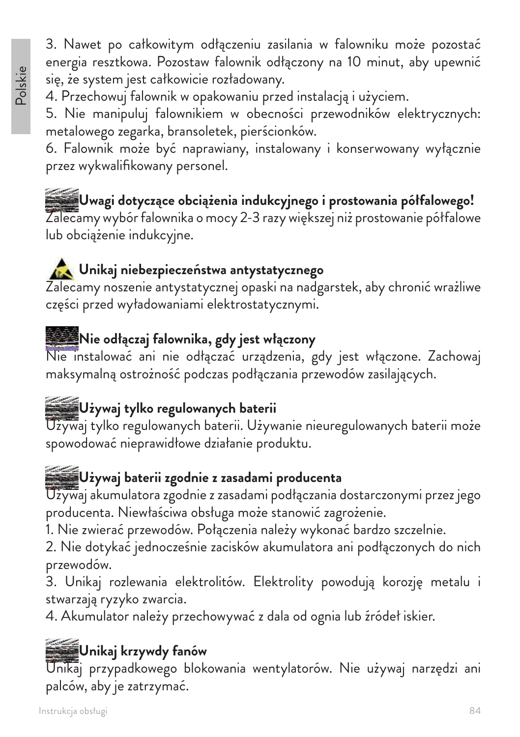3. Nawet po całkowitym odłączeniu zasilania w falowniku może pozostać energia resztkowa. Pozostaw falownik odłączony na 10 minut, aby upewnić się, że system jest całkowicie rozładowany.
4. Przechowuj falownik w opakowaniu przed instalacją i użyciem.
5. Nie manipuluj falownikiem w obecności przewodników elektrycznych: metalowego zegarka, bransoletek, pierścionków.
6. Falownik może być naprawiany, instalowany i konserwowany wyłącznie przez wykwalifikowany personel.

**Uwagi dotyczące obciążenia indukcyjnego i prostowania półfalowego!**
Zalecamy wybór falownika o mocy 2-3 razy większej niż prostowanie półfalowe lub obciążenie indukcyjne.

**Unikaj niebezpieczeństwa antystatycznego**
Zalecamy noszenie antystatycznej opaski na nadgarstek, aby chronić wrażliwe części przed wyładowaniami elektrostatycznymi.

**Nie odłączaj falownika, gdy jest włączony**
Nie instalować ani nie odłączać urządzenia, gdy jest włączone. Zachowaj maksymalną ostrożność podczas podłączania przewodów zasilających.

**Używaj tylko regulowanych baterii**
Używaj tylko regulowanych baterii. Używanie nieuregulowanych baterii może spowodować nieprawidłowe działanie produktu.

**Używaj baterii zgodnie z zasadami producenta**
Używaj akumulatora zgodnie z zasadami podłączania dostarczonymi przez jego producenta. Niewłaściwa obsługa może stanowić zagrożenie.
1. Nie zwierać przewodów. Połączenia należy wykonać bardzo szczelnie.
2. Nie dotykać jednocześnie zacisków akumulatora ani podłączonych do nich przewodów.
3. Unikaj rozlewania elektrolitów. Elektrolity powodują korozję metalu i stwarzają ryzyko zwarcia.
4. Akumulator należy przechowywać z dala od ognia lub źródeł iskier.

**Unikaj krzywdy fanów**
Unikaj przypadkowego blokowania wentylatorów. Nie używaj narzędzi ani palców, aby je zatrzymać.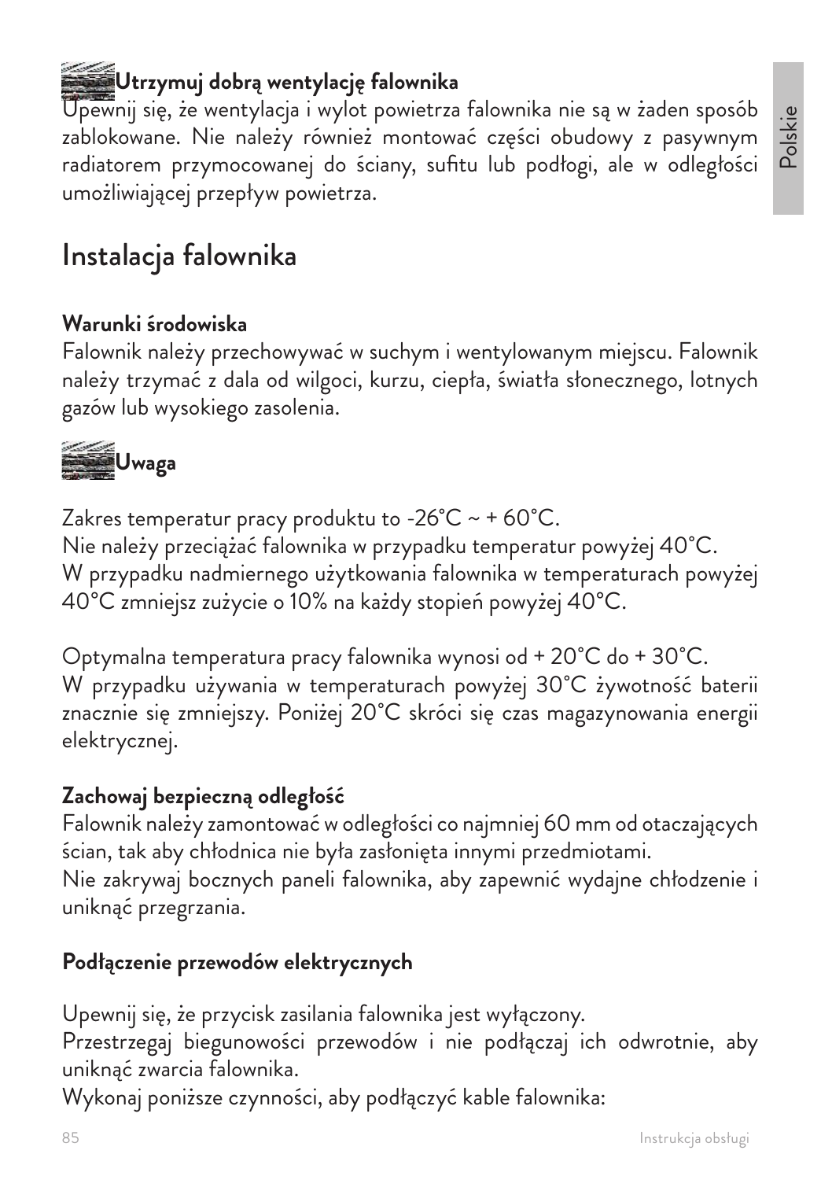**Utrzymuj dobrą wentylację falownika**
Upewnij się, że wentylacja i wylot powietrza falownika nie są w żaden sposób zablokowane. Nie należy również montować części obudowy z pasywnym radiatorem przymocowanej do ściany, sufitu lub podłogi, ale w odległości umożliwiającej przepływ powietrza.

## Instalacja falownika

**Warunki środowiska**
Falownik należy przechowywać w suchym i wentylowanym miejscu. Falownik należy trzymać z dala od wilgoci, kurzu, ciepła, światła słonecznego, lotnych gazów lub wysokiego zasolenia.

**Uwaga**

Zakres temperatur pracy produktu to -26°C ~ + 60°C.
Nie należy przeciążać falownika w przypadku temperatur powyżej 40°C.
W przypadku nadmiernego użytkowania falownika w temperaturach powyżej 40°C zmniejsz zużycie o 10% na każdy stopień powyżej 40°C.

Optymalna temperatura pracy falownika wynosi od + 20°C do + 30°C.
W przypadku używania w temperaturach powyżej 30°C żywotność baterii znacznie się zmniejszy. Poniżej 20°C skróci się czas magazynowania energii elektrycznej.

**Zachowaj bezpieczną odległość**
Falownik należy zamontować w odległości co najmniej 60 mm od otaczających ścian, tak aby chłodnica nie była zasłonięta innymi przedmiotami.
Nie zakrywaj bocznych paneli falownika, aby zapewnić wydajne chłodzenie i uniknąć przegrzania.

**Podłączenie przewodów elektrycznych**

Upewnij się, że przycisk zasilania falownika jest wyłączony.
Przestrzegaj biegunowości przewodów i nie podłączaj ich odwrotnie, aby uniknąć zwarcia falownika.
Wykonaj poniższe czynności, aby podłączyć kable falownika: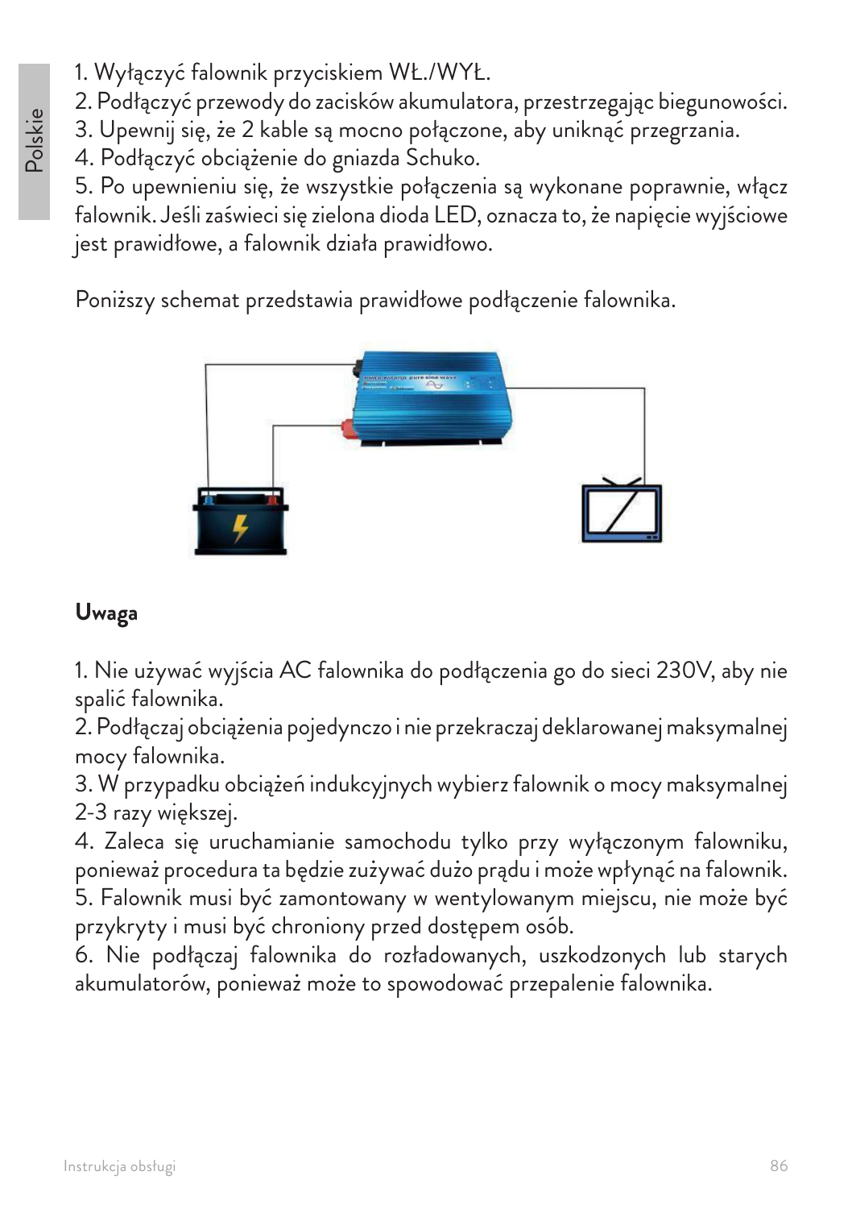1. Wyłączyć falownik przyciskiem WŁ./WYŁ.
2. Podłączyć przewody do zacisków akumulatora, przestrzegając biegunowości.
3. Upewnij się, że 2 kable są mocno połączone, aby uniknąć przegrzania.
4. Podłączyć obciążenie do gniazda Schuko.
5. Po upewnieniu się, że wszystkie połączenia są wykonane poprawnie, włącz falownik. Jeśli zaświeci się zielona dioda LED, oznacza to, że napięcie wyjściowe jest prawidłowe, a falownik działa prawidłowo.

Poniższy schemat przedstawia prawidłowe podłączenie falownika.

## Uwaga

1. Nie używać wyjścia AC falownika do podłączenia go do sieci 230V, aby nie spalić falownika.
2. Podłączaj obciążenia pojedynczo i nie przekraczaj deklarowanej maksymalnej mocy falownika.
3. W przypadku obciążeń indukcyjnych wybierz falownik o mocy maksymalnej 2-3 razy większej.
4. Zaleca się uruchamianie samochodu tylko przy wyłączonym falowniku, ponieważ procedura ta będzie zużywać dużo prądu i może wpłynąć na falownik.
5. Falownik musi być zamontowany w wentylowanym miejscu, nie może być przykryty i musi być chroniony przed dostępem osób.
6. Nie podłączaj falownika do rozładowanych, uszkodzonych lub starych akumulatorów, ponieważ może to spowodować przepalenie falownika.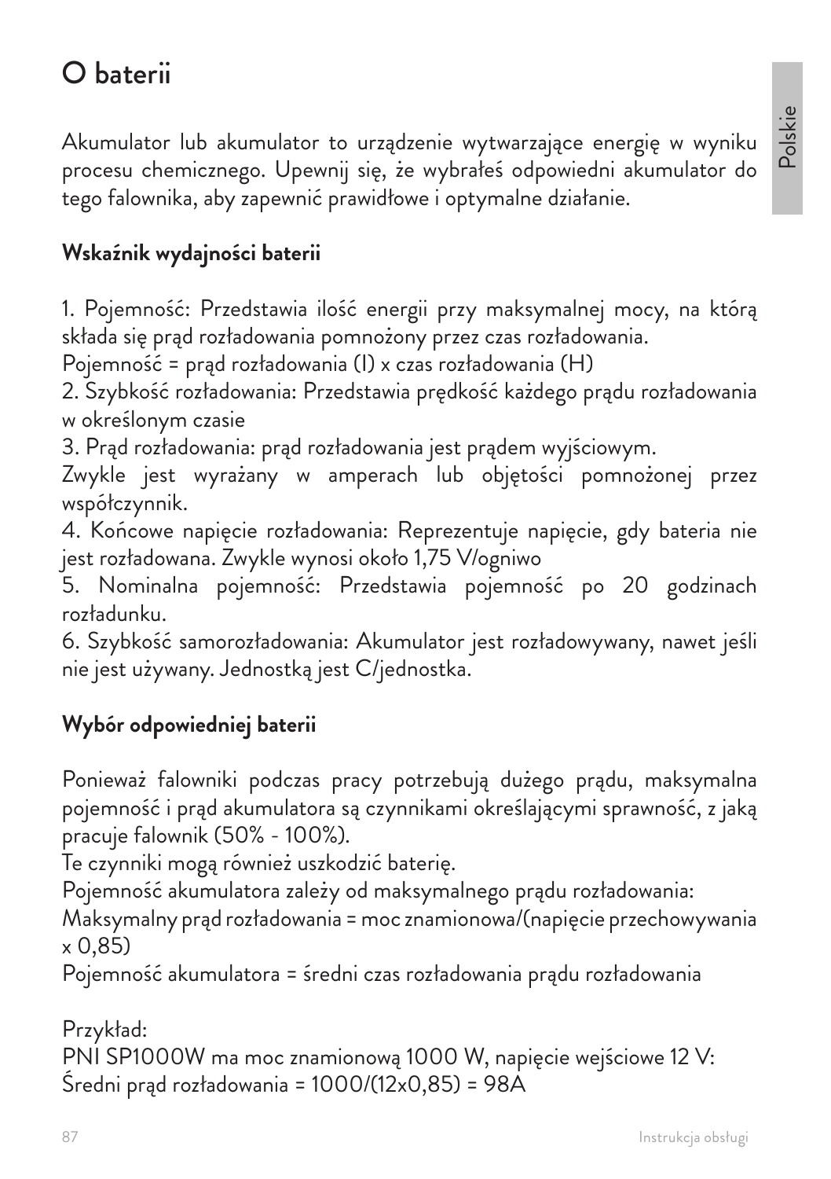# O baterii

Akumulator lub akumulator to urządzenie wytwarzające energię w wyniku procesu chemicznego. Upewnij się, że wybrałeś odpowiedni akumulator do tego falownika, aby zapewnić prawidłowe i optymalne działanie.

### Wskaźnik wydajności baterii

1. Pojemność: Przedstawia ilość energii przy maksymalnej mocy, na którą składa się prąd rozładowania pomnożony przez czas rozładowania.
Pojemność = prąd rozładowania (I) x czas rozładowania (H)
2. Szybkość rozładowania: Przedstawia prędkość każdego prądu rozładowania w określonym czasie
3. Prąd rozładowania: prąd rozładowania jest prądem wyjściowym.
Zwykle jest wyrażany w amperach lub objętości pomnożonej przez współczynnik.
4. Końcowe napięcie rozładowania: Reprezentuje napięcie, gdy bateria nie jest rozładowana. Zwykle wynosi około 1,75 V/ogniwo
5. Nominalna pojemność: Przedstawia pojemność po 20 godzinach rozładunku.
6. Szybkość samorozładowania: Akumulator jest rozładowywany, nawet jeśli nie jest używany. Jednostką jest C/jednostka.

### Wybór odpowiedniej baterii

Ponieważ falowniki podczas pracy potrzebują dużego prądu, maksymalna pojemność i prąd akumulatora są czynnikami określającymi sprawność, z jaką pracuje falownik (50% - 100%).
Te czynniki mogą również uszkodzić baterię.
Pojemność akumulatora zależy od maksymalnego prądu rozładowania:
Maksymalny prąd rozładowania = moc znamionowa/(napięcie przechowywania x 0,85)
Pojemność akumulatora = średni czas rozładowania prądu rozładowania

Przykład:
PNI SP1000W ma moc znamionową 1000 W, napięcie wejściowe 12 V:
Średni prąd rozładowania = 1000/(12x0,85) = 98A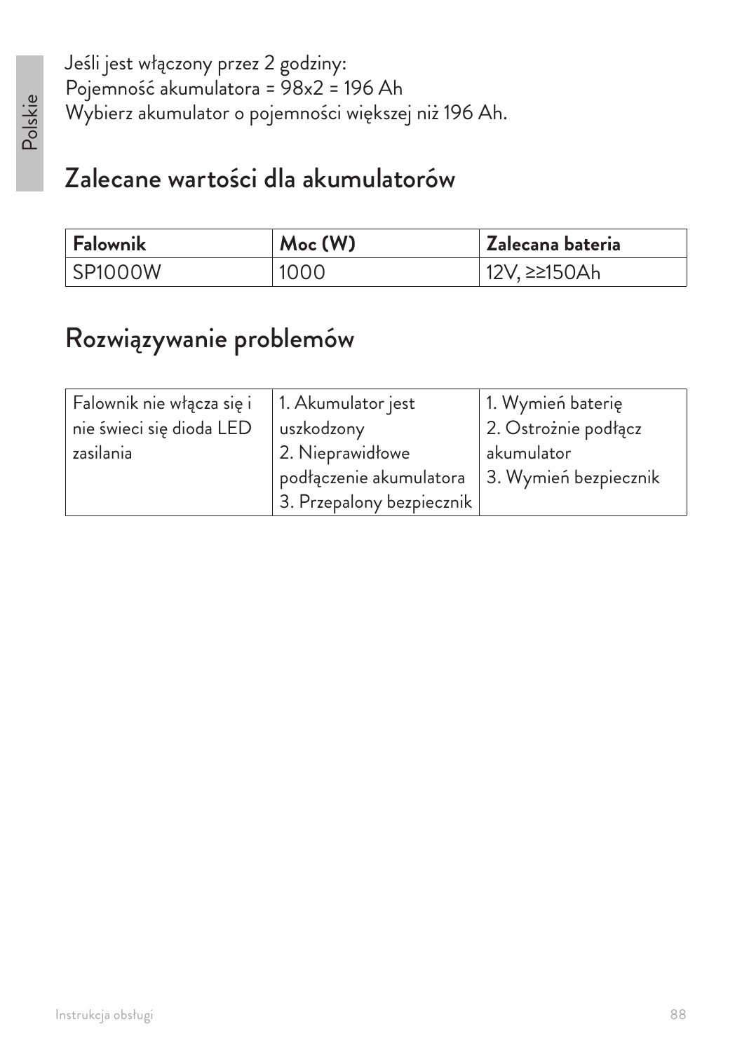Jeśli jest włączony przez 2 godziny:
Pojemność akumulatora = 98x2 = 196 Ah
Wybierz akumulator o pojemności większej niż 196 Ah.

## Zalecane wartości dla akumulatorów

| **Falownik** | **Moc (W)** | **Zalecana bateria** |
| --- | --- | --- |
| SP1000W | 1000 | 12V, ≥≥150Ah |

## Rozwiązywanie problemów

| Falownik nie włącza się i nie świeci się dioda LED zasilania | 1. Akumulator jest uszkodzony<br>2. Nieprawidłowe podłączenie akumulatora<br>3. Przepalony bezpiecznik | 1. Wymień baterię<br>2. Ostrożnie podłącz akumulator<br>3. Wymień bezpiecznik |
| --- | --- | --- |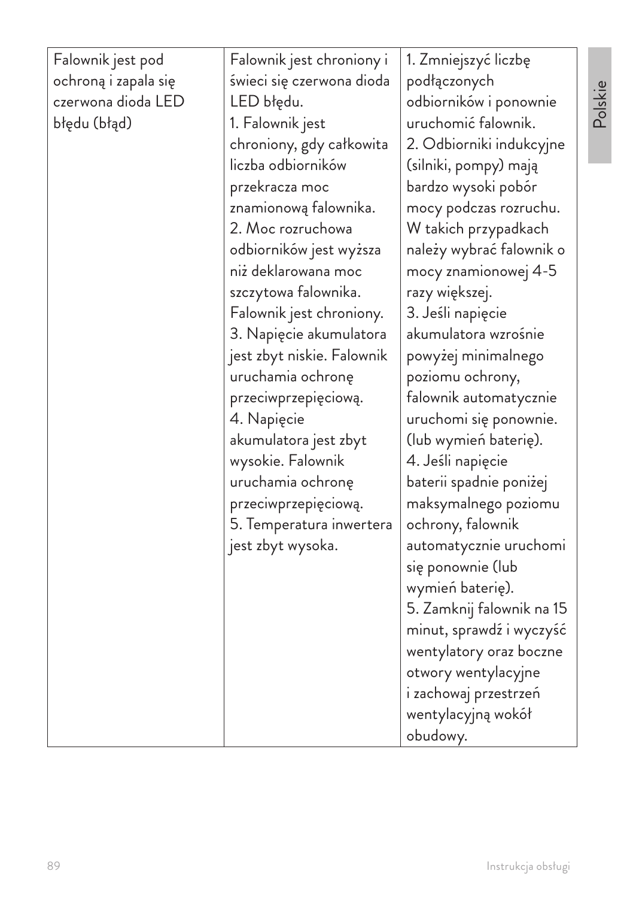| Falownik jest pod ochroną i zapala się czerwona dioda LED błędu (błąd) | Falownik jest chroniony i świeci się czerwona dioda LED błędu.<br>1. Falownik jest chroniony, gdy całkowita liczba odbiorników przekracza moc znamionową falownika.<br>2. Moc rozruchowa odbiorników jest wyższa niż deklarowana moc szczytowa falownika. Falownik jest chroniony.<br>3. Napięcie akumulatora jest zbyt niskie. Falownik uruchamia ochronę przeciwprzepięciową.<br>4. Napięcie akumulatora jest zbyt wysokie. Falownik uruchamia ochronę przeciwprzepięciową.<br>5. Temperatura inwertera jest zbyt wysoka. | 1. Zmniejszyć liczbę podłączonych odbiorników i ponownie uruchomić falownik.<br>2. Odbiorniki indukcyjne (silniki, pompy) mają bardzo wysoki pobór mocy podczas rozruchu. W takich przypadkach należy wybrać falownik o mocy znamionowej 4-5 razy większej.<br>3. Jeśli napięcie akumulatora wzrośnie powyżej minimalnego poziomu ochrony, falownik automatycznie uruchomi się ponownie. (lub wymień baterię).<br>4. Jeśli napięcie baterii spadnie poniżej maksymalnego poziomu ochrony, falownik automatycznie uruchomi się ponownie (lub wymień baterię).<br>5. Zamknij falownik na 15 minut, sprawdź i wyczyść wentylatory oraz boczne otwory wentylacyjne i zachowaj przestrzeń wentylacyjną wokół obudowy. |
|---|---|---|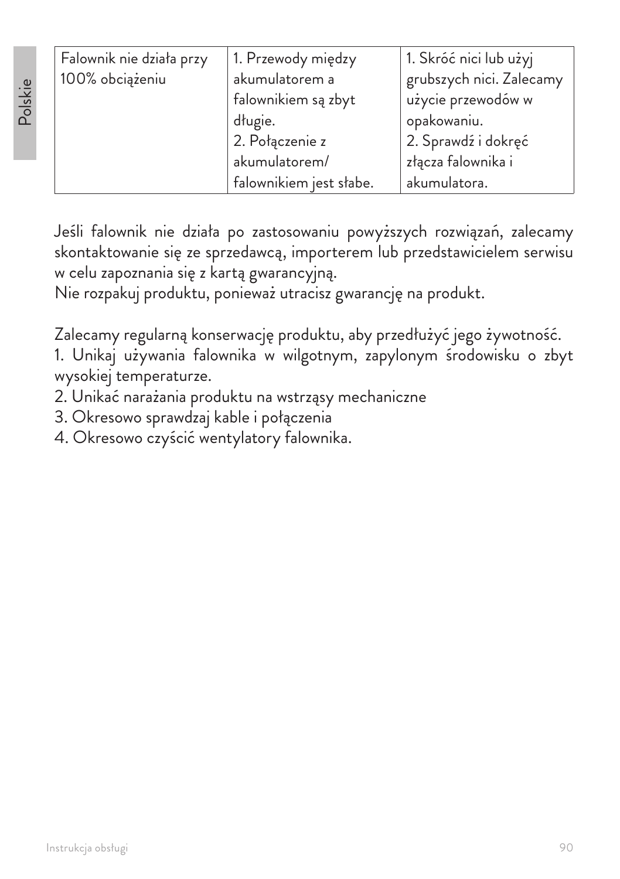| Falownik nie działa przy 100% obciążeniu | 1. Przewody między akumulatorem a falownikiem są zbyt długie.<br>2. Połączenie z akumulatorem/ falownikiem jest słabe. | 1. Skróć nici lub użyj grubszych nici. Zalecamy użycie przewodów w opakowaniu.<br>2. Sprawdź i dokręć złącza falownika i akumulatora. |
|---|---|---|

Jeśli falownik nie działa po zastosowaniu powyższych rozwiązań, zalecamy skontaktowanie się ze sprzedawcą, importerem lub przedstawicielem serwisu w celu zapoznania się z kartą gwarancyjną.
Nie rozpakuj produktu, ponieważ utracisz gwarancję na produkt.

Zalecamy regularną konserwację produktu, aby przedłużyć jego żywotność.
1. Unikaj używania falownika w wilgotnym, zapylonym środowisku o zbyt wysokiej temperaturze.
2. Unikać narażania produktu na wstrząsy mechaniczne
3. Okresowo sprawdzaj kable i połączenia
4. Okresowo czyścić wentylatory falownika.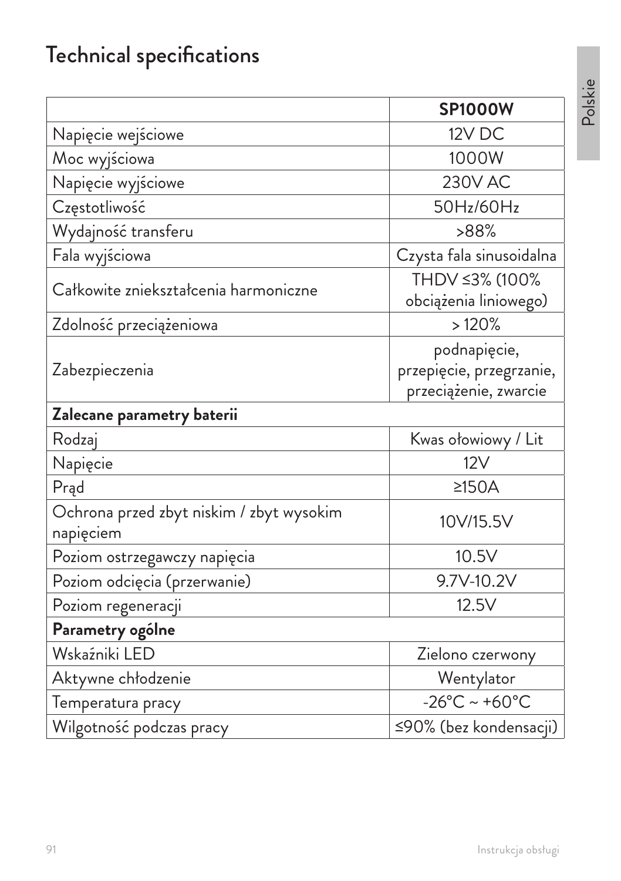# Technical specifications

| | **SP1000W** |
|---|---|
| Napięcie wejściowe | 12V DC |
| Moc wyjściowa | 1000W |
| Napięcie wyjściowe | 230V AC |
| Częstotliwość | 50Hz/60Hz |
| Wydajność transferu | >88% |
| Fala wyjściowa | Czysta fala sinusoidalna |
| Całkowite zniekształcenia harmoniczne | THDV ≤3% (100% obciążenia liniowego) |
| Zdolność przeciążeniowa | > 120% |
| Zabezpieczenia | podnapięcie, przepięcie, przegrzanie, przeciążenie, zwarcie |
| **Zalecane parametry baterii** | |
| Rodzaj | Kwas ołowiowy / Lit |
| Napięcie | 12V |
| Prąd | ≥150A |
| Ochrona przed zbyt niskim / zbyt wysokim napięciem | 10V/15.5V |
| Poziom ostrzegawczy napięcia | 10.5V |
| Poziom odcięcia (przerwanie) | 9.7V-10.2V |
| Poziom regeneracji | 12.5V |
| **Parametry ogólne** | |
| Wskaźniki LED | Zielono czerwony |
| Aktywne chłodzenie | Wentylator |
| Temperatura pracy | -26°C ~ +60°C |
| Wilgotność podczas pracy | ≤90% (bez kondensacji) |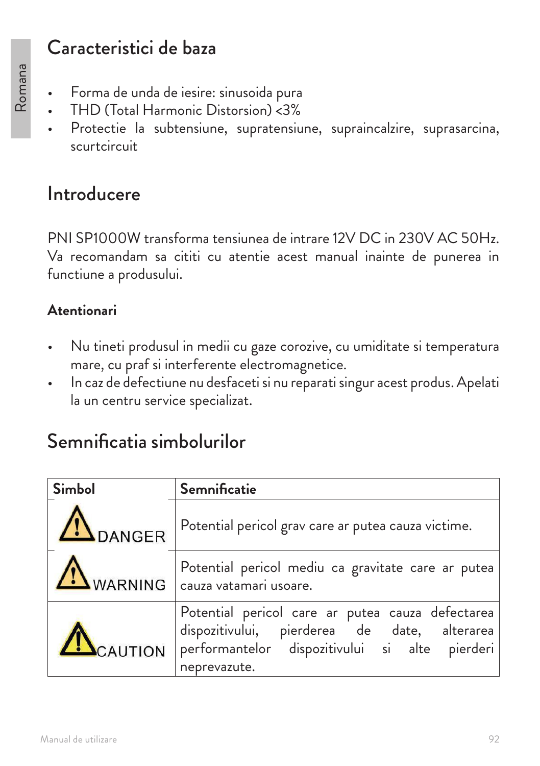## Caracteristici de baza

- Forma de unda de iesire: sinusoida pura
- THD (Total Harmonic Distorsion) <3%
- Protectie la subtensiune, supratensiune, supraincalzire, suprasarcina, scurtcircuit

## Introducere

PNI SP1000W transforma tensiunea de intrare 12V DC in 230V AC 50Hz. Va recomandam sa cititi cu atentie acest manual inainte de punerea in functiune a produsului.

**Atentionari**

- Nu tineti produsul in medii cu gaze corozive, cu umiditate si temperatura mare, cu praf si interferente electromagnetice.
- In caz de defectiune nu desfaceti si nu reparati singur acest produs. Apelati la un centru service specializat.

## Semnificatia simbolurilor

| **Simbol** | **Semnificatie** |
| --- | --- |
| DANGER | Potential pericol grav care ar putea cauza victime. |
| WARNING | Potential pericol mediu ca gravitate care ar putea cauza vatamari usoare. |
| CAUTION | Potential pericol care ar putea cauza defectarea dispozitivului, pierderea de date, alterarea performantelor dispozitivului si alte pierderi neprevazute. |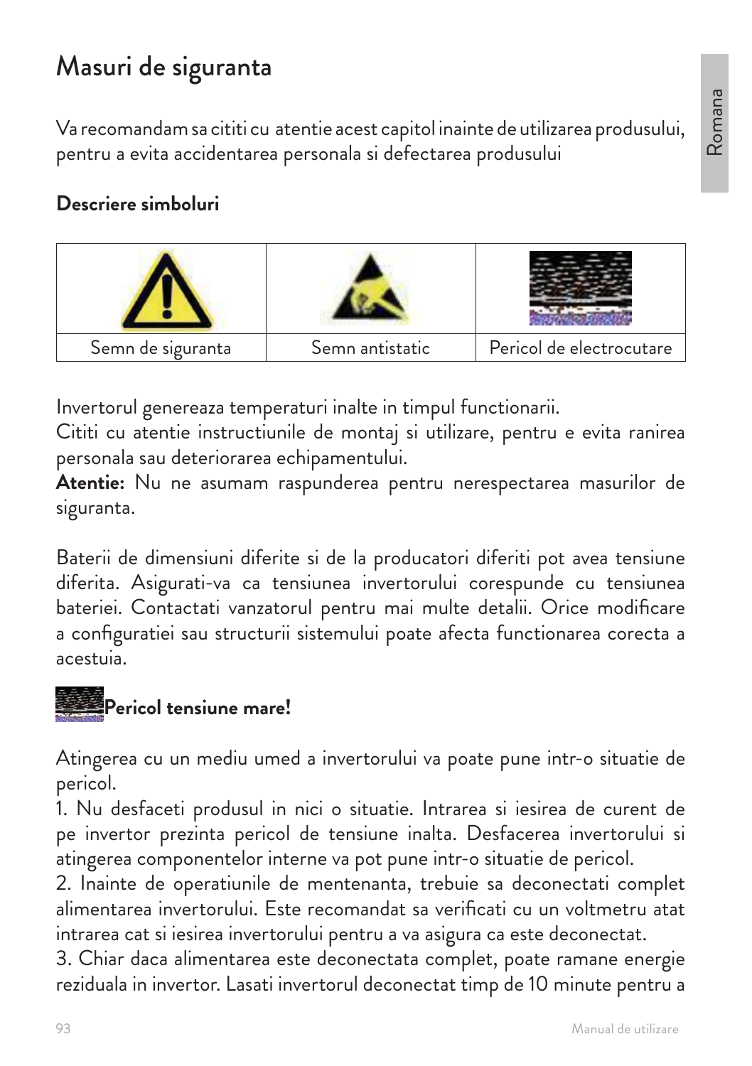# Masuri de siguranta

Va recomandam sa cititi cu atentie acest capitol inainte de utilizarea produsului, pentru a evita accidentarea personala si defectarea produsului

**Descriere simboluri**

| | | |
|---|---|---|
| Semn de siguranta | Semn antistatic | Pericol de electrocutare |

Invertorul genereaza temperaturi inalte in timpul functionarii.
Cititi cu atentie instructiunile de montaj si utilizare, pentru e evita ranirea personala sau deteriorarea echipamentului.
**Atentie:** Nu ne asumam raspunderea pentru nerespectarea masurilor de siguranta.

Baterii de dimensiuni diferite si de la producatori diferiti pot avea tensiune diferita. Asigurati-va ca tensiunea invertorului corespunde cu tensiunea bateriei. Contactati vanzatorul pentru mai multe detalii. Orice modificare a configuratiei sau structurii sistemului poate afecta functionarea corecta a acestuia.

**Pericol tensiune mare!**

Atingerea cu un mediu umed a invertorului va poate pune intr-o situatie de pericol.

1. Nu desfaceti produsul in nici o situatie. Intrarea si iesirea de curent de pe invertor prezinta pericol de tensiune inalta. Desfacerea invertorului si atingerea componentelor interne va pot pune intr-o situatie de pericol.
2. Inainte de operatiunile de mentenanta, trebuie sa deconectati complet alimentarea invertorului. Este recomandat sa verificati cu un voltmetru atat intrarea cat si iesirea invertorului pentru a va asigura ca este deconectat.
3. Chiar daca alimentarea este deconectata complet, poate ramane energie reziduala in invertor. Lasati invertorul deconectat timp de 10 minute pentru a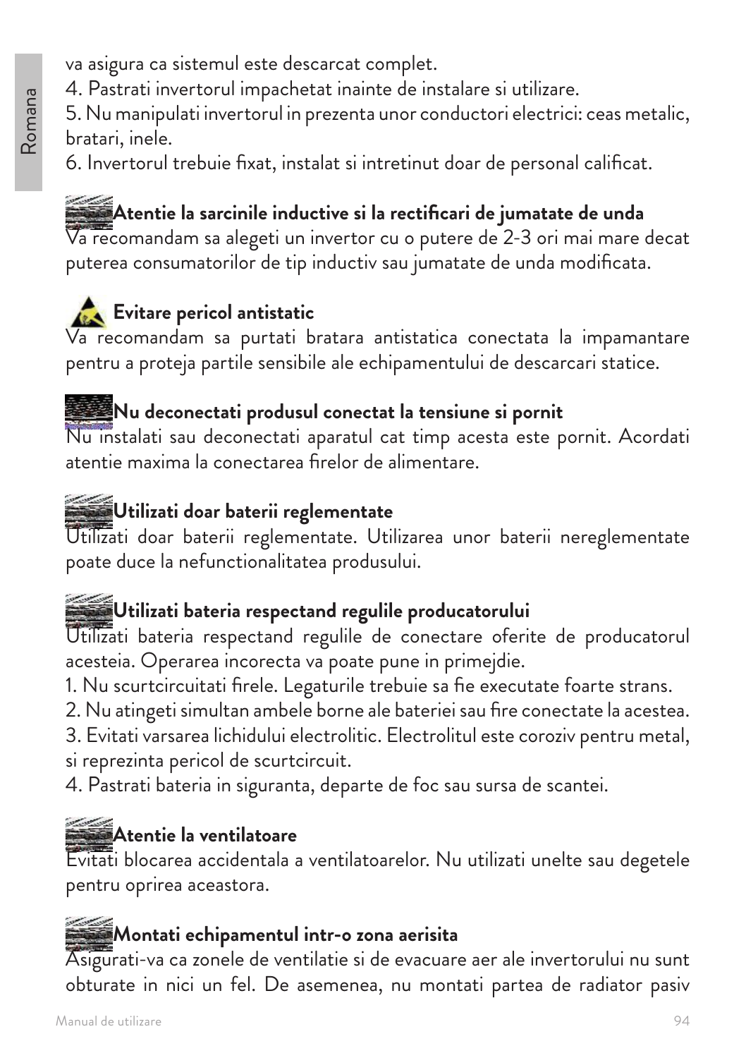va asigura ca sistemul este descarcat complet.
4. Pastrati invertorul impachetat inainte de instalare si utilizare.
5. Nu manipulati invertorul in prezenta unor conductori electrici: ceas metalic, bratari, inele.
6. Invertorul trebuie fixat, instalat si intretinut doar de personal calificat.

**Atentie la sarcinile inductive si la rectificari de jumatate de unda**
Va recomandam sa alegeti un invertor cu o putere de 2-3 ori mai mare decat puterea consumatorilor de tip inductiv sau jumatate de unda modificata.

**Evitare pericol antistatic**
Va recomandam sa purtati bratara antistatica conectata la impamantare pentru a proteja partile sensibile ale echipamentului de descarcari statice.

**Nu deconectati produsul conectat la tensiune si pornit**
Nu instalati sau deconectati aparatul cat timp acesta este pornit. Acordati atentie maxima la conectarea firelor de alimentare.

**Utilizati doar baterii reglementate**
Utilizati doar baterii reglementate. Utilizarea unor baterii nereglementate poate duce la nefunctionalitatea produsului.

**Utilizati bateria respectand regulile producatorului**
Utilizati bateria respectand regulile de conectare oferite de producatorul acesteia. Operarea incorecta va poate pune in primejdie.
1. Nu scurtcircuitati firele. Legaturile trebuie sa fie executate foarte strans.
2. Nu atingeti simultan ambele borne ale bateriei sau fire conectate la acestea.
3. Evitati varsarea lichidului electrolitic. Electrolitul este coroziv pentru metal, si reprezinta pericol de scurtcircuit.
4. Pastrati bateria in siguranta, departe de foc sau sursa de scantei.

**Atentie la ventilatoare**
Evitati blocarea accidentala a ventilatoarelor. Nu utilizati unelte sau degetele pentru oprirea aceastora.

**Montati echipamentul intr-o zona aerisita**
Asigurati-va ca zonele de ventilatie si de evacuare aer ale invertorului nu sunt obturate in nici un fel. De asemenea, nu montati partea de radiator pasiv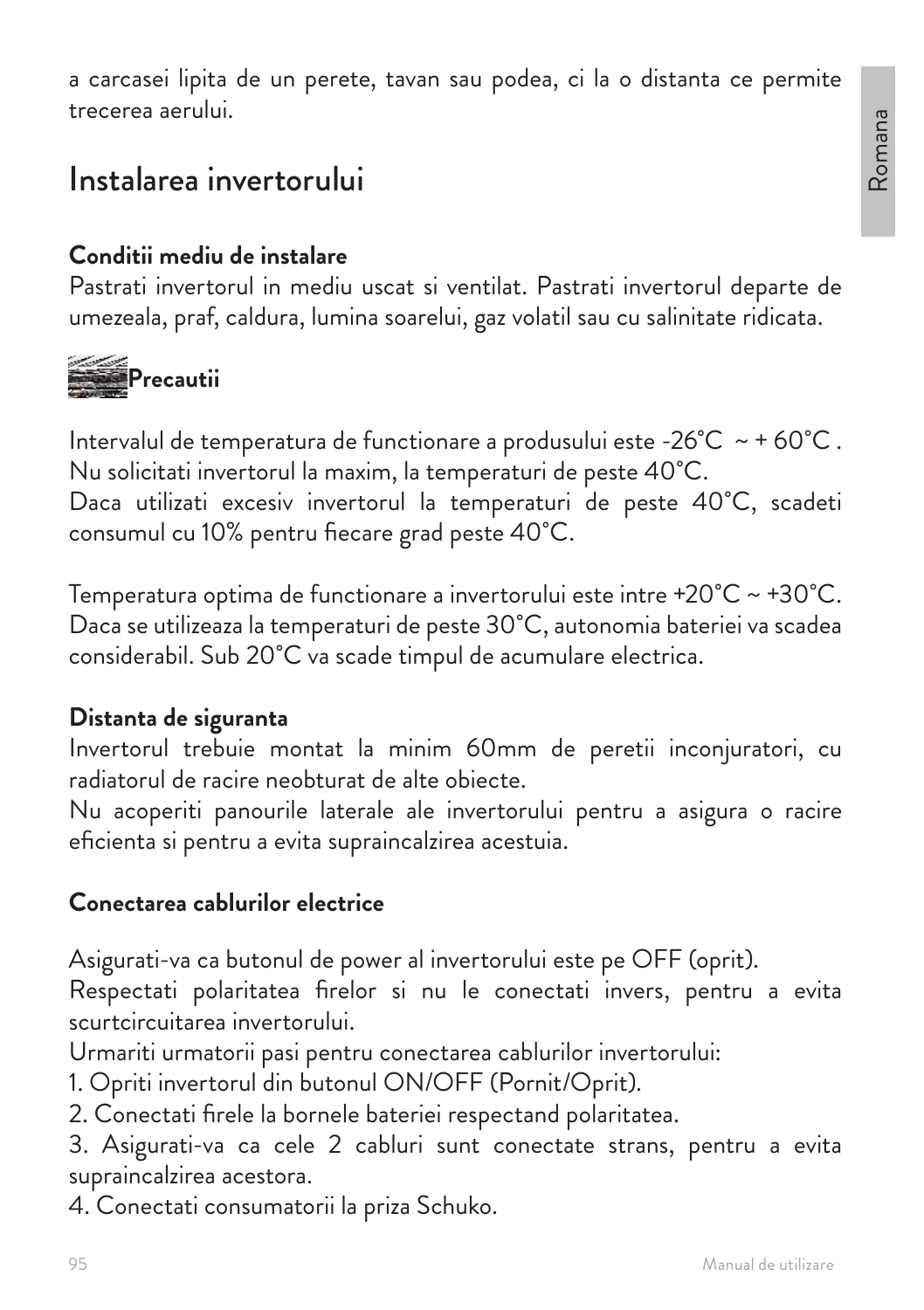a carcasei lipita de un perete, tavan sau podea, ci la o distanta ce permite trecerea aerului.

## Instalarea invertorului

**Conditii mediu de instalare**

Pastrati invertorul in mediu uscat si ventilat. Pastrati invertorul departe de umezeala, praf, caldura, lumina soarelui, gaz volatil sau cu salinitate ridicata.

**Precautii**

Intervalul de temperatura de functionare a produsului este -26°C ~ + 60°C . Nu solicitati invertorul la maxim, la temperaturi de peste 40°C.
Daca utilizati excesiv invertorul la temperaturi de peste 40°C, scadeti consumul cu 10% pentru fiecare grad peste 40°C.

Temperatura optima de functionare a invertorului este intre +20°C ~ +30°C. Daca se utilizeaza la temperaturi de peste 30°C, autonomia bateriei va scadea considerabil. Sub 20°C va scade timpul de acumulare electrica.

**Distanta de siguranta**

Invertorul trebuie montat la minim 60mm de peretii inconjuratori, cu radiatorul de racire neobturat de alte obiecte.
Nu acoperiti panourile laterale ale invertorului pentru a asigura o racire eficienta si pentru a evita supraincalzirea acestuia.

**Conectarea cablurilor electrice**

Asigurati-va ca butonul de power al invertorului este pe OFF (oprit).
Respectati polaritatea firelor si nu le conectati invers, pentru a evita scurtcircuitarea invertorului.
Urmariti urmatorii pasi pentru conectarea cablurilor invertorului:
1. Opriti invertorul din butonul ON/OFF (Pornit/Oprit).
2. Conectati firele la bornele bateriei respectand polaritatea.
3. Asigurati-va ca cele 2 cabluri sunt conectate strans, pentru a evita supraincalzirea acestora.
4. Conectati consumatorii la priza Schuko.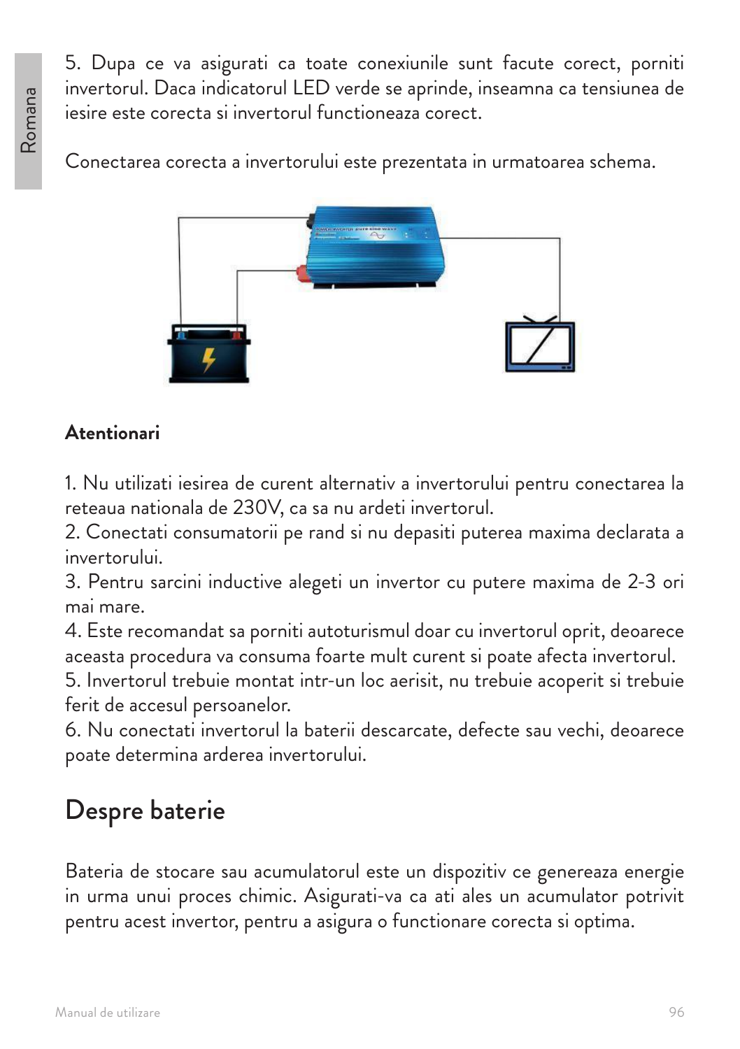5. Dupa ce va asigurati ca toate conexiunile sunt facute corect, porniti invertorul. Daca indicatorul LED verde se aprinde, inseamna ca tensiunea de iesire este corecta si invertorul functioneaza corect.

Conectarea corecta a invertorului este prezentata in urmatoarea schema.

**Atentionari**

1. Nu utilizati iesirea de curent alternativ a invertorului pentru conectarea la reteaua nationala de 230V, ca sa nu ardeti invertorul.
2. Conectati consumatorii pe rand si nu depasiti puterea maxima declarata a invertorului.
3. Pentru sarcini inductive alegeti un invertor cu putere maxima de 2-3 ori mai mare.
4. Este recomandat sa porniti autoturismul doar cu invertorul oprit, deoarece aceasta procedura va consuma foarte mult curent si poate afecta invertorul.
5. Invertorul trebuie montat intr-un loc aerisit, nu trebuie acoperit si trebuie ferit de accesul persoanelor.
6. Nu conectati invertorul la baterii descarcate, defecte sau vechi, deoarece poate determina arderea invertorului.

## Despre baterie

Bateria de stocare sau acumulatorul este un dispozitiv ce genereaza energie in urma unui proces chimic. Asigurati-va ca ati ales un acumulator potrivit pentru acest invertor, pentru a asigura o functionare corecta si optima.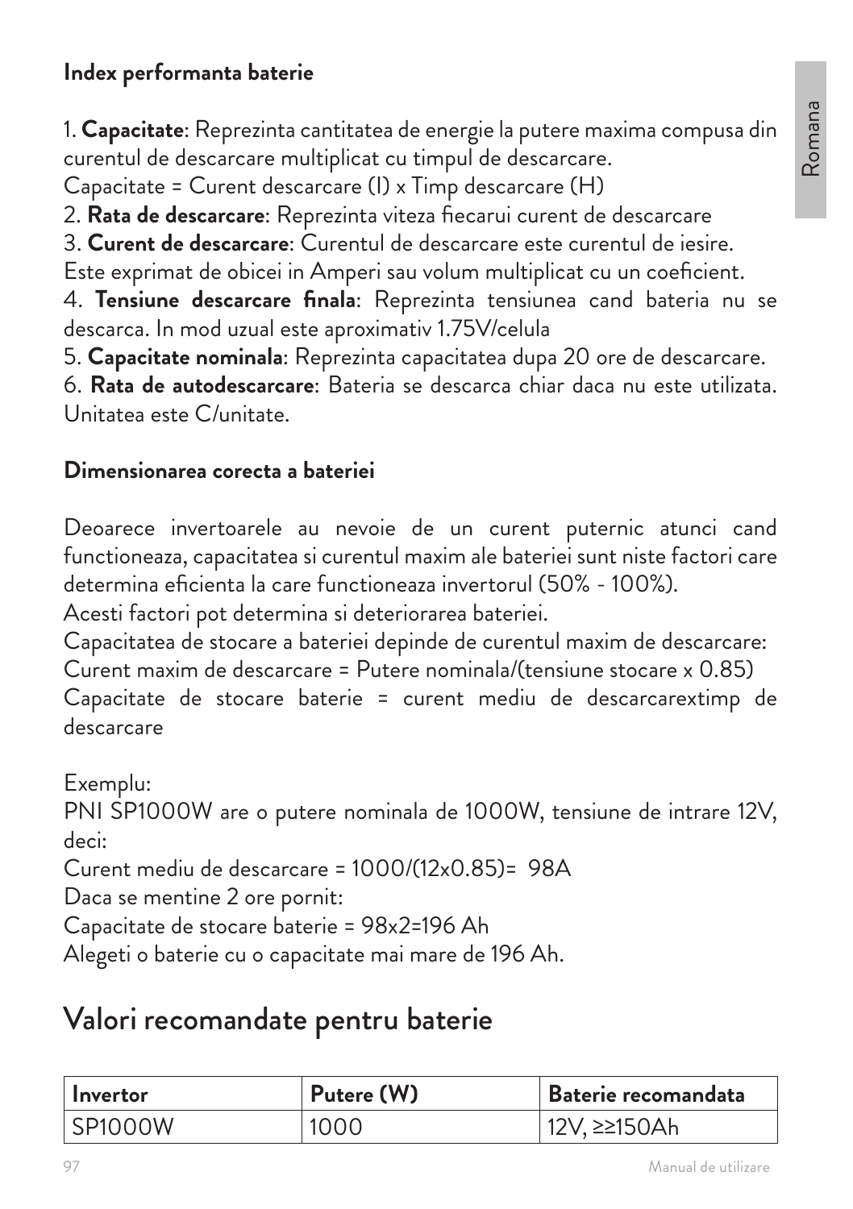**Index performanta baterie**

1. **Capacitate**: Reprezinta cantitatea de energie la putere maxima compusa din curentul de descarcare multiplicat cu timpul de descarcare.
Capacitate = Curent descarcare (I) x Timp descarcare (H)
2. **Rata de descarcare**: Reprezinta viteza fiecarui curent de descarcare
3. **Curent de descarcare**: Curentul de descarcare este curentul de iesire.
Este exprimat de obicei in Amperi sau volum multiplicat cu un coeficient.
4. **Tensiune descarcare finala**: Reprezinta tensiunea cand bateria nu se descarca. In mod uzual este aproximativ 1.75V/celula
5. **Capacitate nominala**: Reprezinta capacitatea dupa 20 ore de descarcare.
6. **Rata de autodescarcare**: Bateria se descarca chiar daca nu este utilizata. Unitatea este C/unitate.

**Dimensionarea corecta a bateriei**

Deoarece invertoarele au nevoie de un curent puternic atunci cand functioneaza, capacitatea si curentul maxim ale bateriei sunt niste factori care determina eficienta la care functioneaza invertorul (50% - 100%).
Acesti factori pot determina si deteriorarea bateriei.
Capacitatea de stocare a bateriei depinde de curentul maxim de descarcare:
Curent maxim de descarcare = Putere nominala/(tensiune stocare x 0.85)
Capacitate de stocare baterie = curent mediu de descarcarextimp de descarcare

Exemplu:
PNI SP1000W are o putere nominala de 1000W, tensiune de intrare 12V, deci:
Curent mediu de descarcare = 1000/(12x0.85)= 98A
Daca se mentine 2 ore pornit:
Capacitate de stocare baterie = 98x2=196 Ah
Alegeti o baterie cu o capacitate mai mare de 196 Ah.

# Valori recomandate pentru baterie

| **Invertor** | **Putere (W)** | **Baterie recomandata** |
|---|---|---|
| SP1000W | 1000 | 12V, ≥150Ah |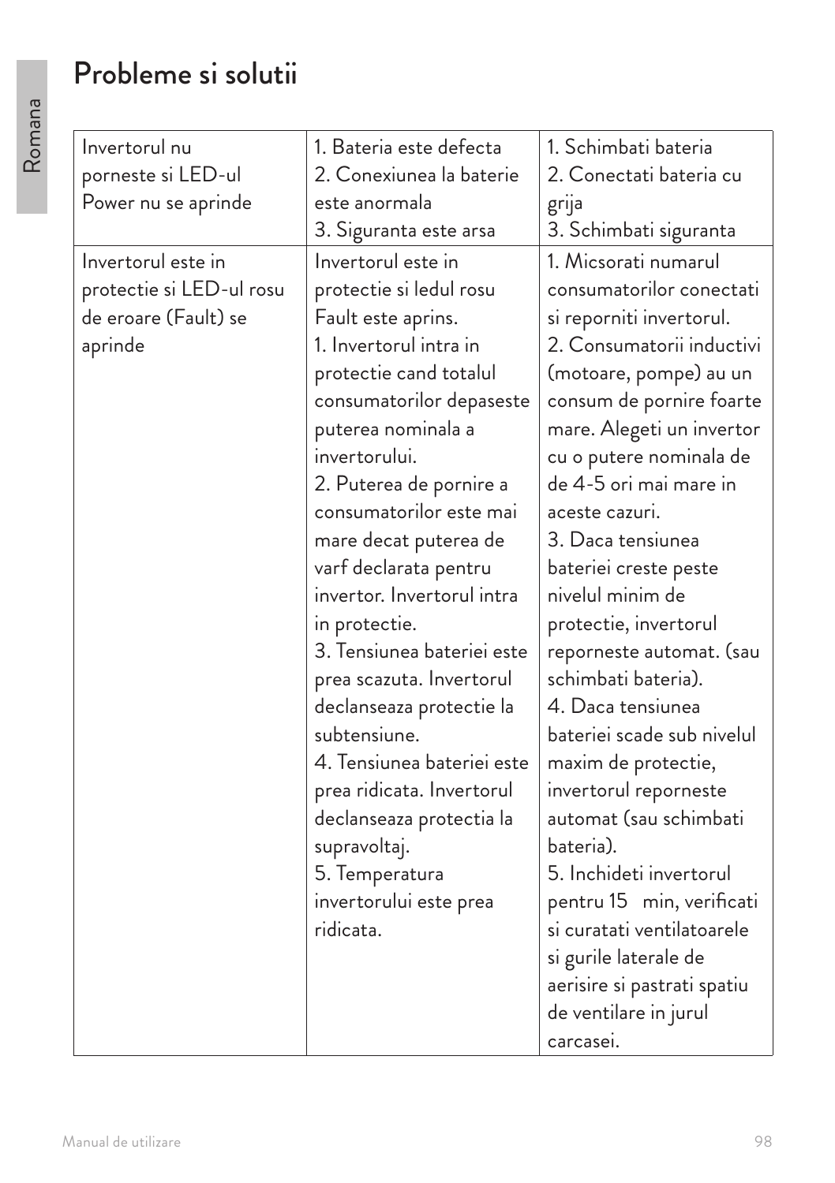# Probleme si solutii

| | | |
|---|---|---|
| Invertorul nu porneste si LED-ul Power nu se aprinde | 1. Bateria este defecta<br>2. Conexiunea la baterie este anormala<br>3. Siguranta este arsa | 1. Schimbati bateria<br>2. Conectati bateria cu grija<br>3. Schimbati siguranta |
| Invertorul este in protectie si LED-ul rosu de eroare (Fault) se aprinde | Invertorul este in protectie si ledul rosu Fault este aprins.<br>1. Invertorul intra in protectie cand totalul consumatorilor depaseste puterea nominala a invertorului.<br>2. Puterea de pornire a consumatorilor este mai mare decat puterea de varf declarata pentru invertor. Invertorul intra in protectie.<br>3. Tensiunea bateriei este prea scazuta. Invertorul declanseaza protectie la subtensiune.<br>4. Tensiunea bateriei este prea ridicata. Invertorul declanseaza protectia la supravoltaj.<br>5. Temperatura invertorului este prea ridicata. | 1. Micsorati numarul consumatorilor conectati si reporniti invertorul.<br>2. Consumatorii inductivi (motoare, pompe) au un consum de pornire foarte mare. Alegeti un invertor cu o putere nominala de de 4-5 ori mai mare in aceste cazuri.<br>3. Daca tensiunea bateriei creste peste nivelul minim de protectie, invertorul reporneste automat. (sau schimbati bateria).<br>4. Daca tensiunea bateriei scade sub nivelul maxim de protectie, invertorul reporneste automat (sau schimbati bateria).<br>5. Inchideti invertorul pentru 15 min, verificati si curatati ventilatoarele si gurile laterale de aerisire si pastrati spatiu de ventilare in jurul carcasei. |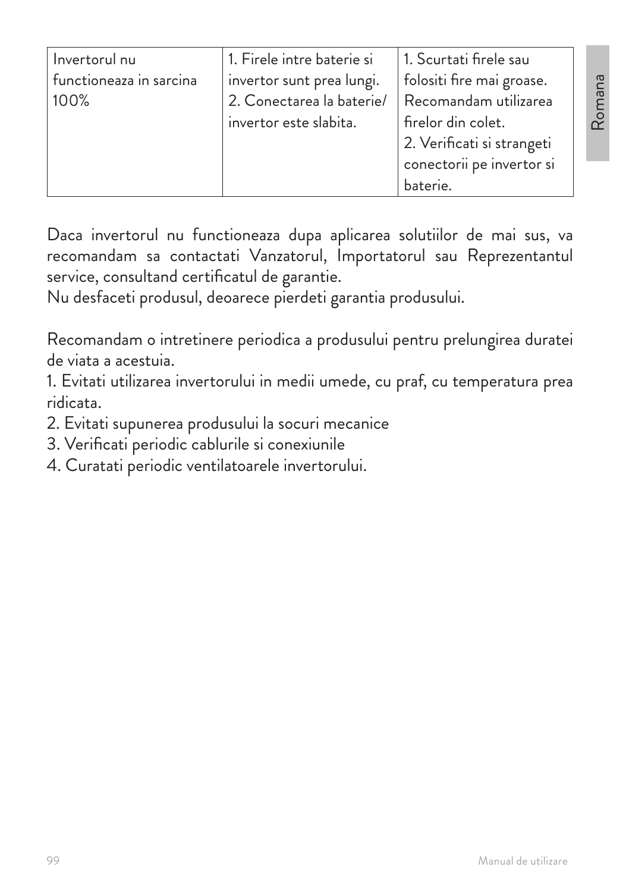| Invertorul nu functioneaza in sarcina 100% | 1. Firele intre baterie si invertor sunt prea lungi.<br>2. Conectarea la baterie/ invertor este slabita. | 1. Scurtati firele sau folositi fire mai groase. Recomandam utilizarea firelor din colet.<br>2. Verificati si strangeti conectorii pe invertor si baterie. |
|---|---|---|

Daca invertorul nu functioneaza dupa aplicarea solutiilor de mai sus, va recomandam sa contactati Vanzatorul, Importatorul sau Reprezentantul service, consultand certificatul de garantie.
Nu desfaceti produsul, deoarece pierdeti garantia produsului.

Recomandam o intretinere periodica a produsului pentru prelungirea duratei de viata a acestuia.

1. Evitati utilizarea invertorului in medii umede, cu praf, cu temperatura prea ridicata.
2. Evitati supunerea produsului la socuri mecanice
3. Verificati periodic cablurile si conexiunile
4. Curatati periodic ventilatoarele invertorului.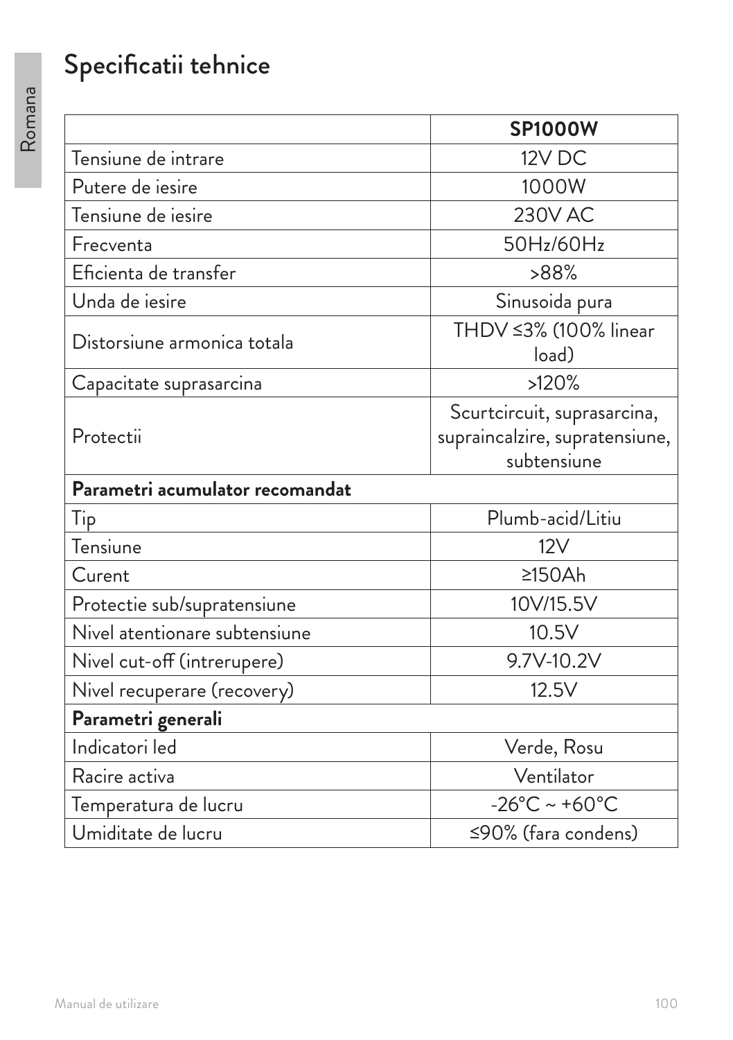# Specificatii tehnice

| | **SP1000W** |
|---|---|
| Tensiune de intrare | 12V DC |
| Putere de iesire | 1000W |
| Tensiune de iesire | 230V AC |
| Frecventa | 50Hz/60Hz |
| Eficienta de transfer | >88% |
| Unda de iesire | Sinusoida pura |
| Distorsiune armonica totala | THDV ≤3% (100% linear load) |
| Capacitate suprasarcina | >120% |
| Protectii | Scurtcircuit, suprasarcina, supraincalzire, supratensiune, subtensiune |
| **Parametri acumulator recomandat** | |
| Tip | Plumb-acid/Litiu |
| Tensiune | 12V |
| Curent | ≥150Ah |
| Protectie sub/supratensiune | 10V/15.5V |
| Nivel atentionare subtensiune | 10.5V |
| Nivel cut-off (intrerupere) | 9.7V-10.2V |
| Nivel recuperare (recovery) | 12.5V |
| **Parametri generali** | |
| Indicatori led | Verde, Rosu |
| Racire activa | Ventilator |
| Temperatura de lucru | -26°C ~ +60°C |
| Umiditate de lucru | ≤90% (fara condens) |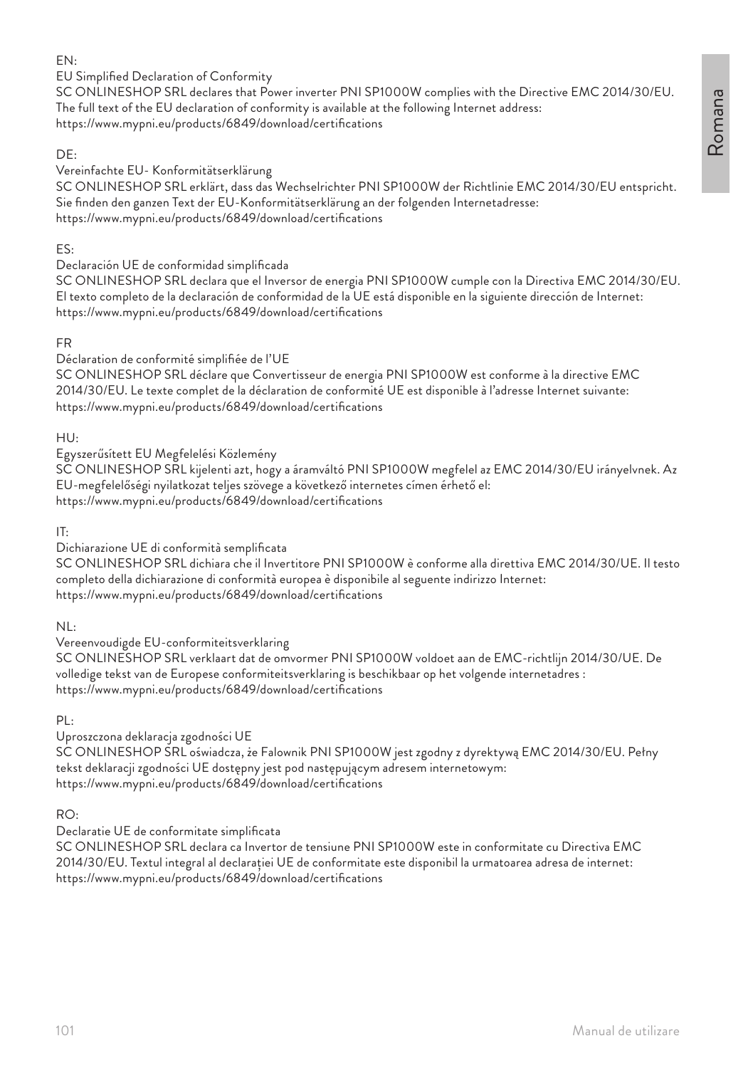EN:

EU Simplified Declaration of Conformity

SC ONLINESHOP SRL declares that Power inverter PNI SP1000W complies with the Directive EMC 2014/30/EU. The full text of the EU declaration of conformity is available at the following Internet address: https://www.mypni.eu/products/6849/download/certifications

DE:

Vereinfachte EU- Konformitätserklärung

SC ONLINESHOP SRL erklärt, dass das Wechselrichter PNI SP1000W der Richtlinie EMC 2014/30/EU entspricht. Sie finden den ganzen Text der EU-Konformitätserklärung an der folgenden Internetadresse: https://www.mypni.eu/products/6849/download/certifications

ES:

Declaración UE de conformidad simplificada

SC ONLINESHOP SRL declara que el Inversor de energia PNI SP1000W cumple con la Directiva EMC 2014/30/EU. El texto completo de la declaración de conformidad de la UE está disponible en la siguiente dirección de Internet: https://www.mypni.eu/products/6849/download/certifications

FR

Déclaration de conformité simplifiée de l'UE

SC ONLINESHOP SRL déclare que Convertisseur de energia PNI SP1000W est conforme à la directive EMC 2014/30/EU. Le texte complet de la déclaration de conformité UE est disponible à l'adresse Internet suivante: https://www.mypni.eu/products/6849/download/certifications

HU:

Egyszerűsített EU Megfelelési Közlemény

SC ONLINESHOP SRL kijelenti azt, hogy a áramváltó PNI SP1000W megfelel az EMC 2014/30/EU irányelvnek. Az EU-megfelelőségi nyilatkozat teljes szövege a következő internetes címen érhető el: https://www.mypni.eu/products/6849/download/certifications

IT:

Dichiarazione UE di conformità semplificata

SC ONLINESHOP SRL dichiara che il Invertitore PNI SP1000W è conforme alla direttiva EMC 2014/30/UE. Il testo completo della dichiarazione di conformità europea è disponibile al seguente indirizzo Internet: https://www.mypni.eu/products/6849/download/certifications

NL:

Vereenvoudigde EU-conformiteitsverklaring

SC ONLINESHOP SRL verklaart dat de omvormer PNI SP1000W voldoet aan de EMC-richtlijn 2014/30/UE. De volledige tekst van de Europese conformiteitsverklaring is beschikbaar op het volgende internetadres : https://www.mypni.eu/products/6849/download/certifications

PL:

Uproszczona deklaracja zgodności UE

SC ONLINESHOP SRL oświadcza, że Falownik PNI SP1000W jest zgodny z dyrektywą EMC 2014/30/EU. Pełny tekst deklaracji zgodności UE dostępny jest pod następującym adresem internetowym: https://www.mypni.eu/products/6849/download/certifications

RO:

Declaratie UE de conformitate simplificata

SC ONLINESHOP SRL declara ca Invertor de tensiune PNI SP1000W este in conformitate cu Directiva EMC 2014/30/EU. Textul integral al declarației UE de conformitate este disponibil la urmatoarea adresa de internet: https://www.mypni.eu/products/6849/download/certifications